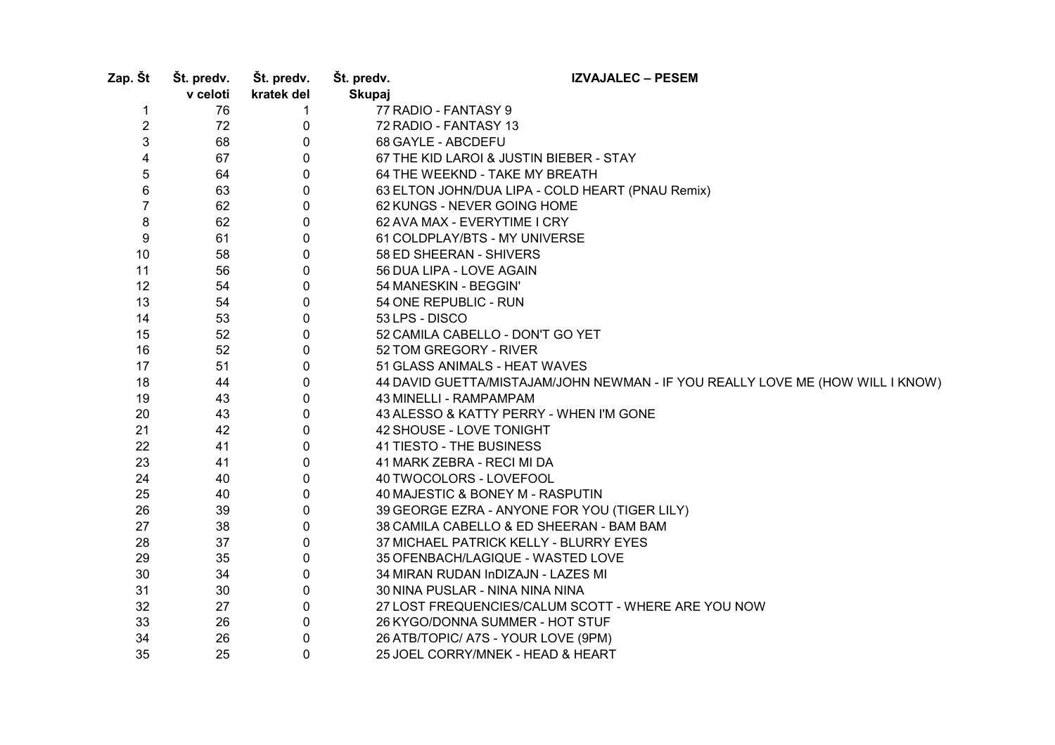| Zap. Št | Št. predv. v celoti | Št. predv. kratek del | Št. predv. Skupaj | IZVAJALEC – PESEM |
|---|---|---|---|---|
| 1 | 76 | 1 | 77 | RADIO - FANTASY 9 |
| 2 | 72 | 0 | 72 | RADIO - FANTASY 13 |
| 3 | 68 | 0 | 68 | GAYLE - ABCDEFU |
| 4 | 67 | 0 | 67 | THE KID LAROI & JUSTIN BIEBER - STAY |
| 5 | 64 | 0 | 64 | THE WEEKND - TAKE MY BREATH |
| 6 | 63 | 0 | 63 | ELTON JOHN/DUA LIPA - COLD HEART (PNAU Remix) |
| 7 | 62 | 0 | 62 | KUNGS - NEVER GOING HOME |
| 8 | 62 | 0 | 62 | AVA MAX - EVERYTIME I CRY |
| 9 | 61 | 0 | 61 | COLDPLAY/BTS - MY UNIVERSE |
| 10 | 58 | 0 | 58 | ED SHEERAN - SHIVERS |
| 11 | 56 | 0 | 56 | DUA LIPA - LOVE AGAIN |
| 12 | 54 | 0 | 54 | MANESKIN - BEGGIN' |
| 13 | 54 | 0 | 54 | ONE REPUBLIC - RUN |
| 14 | 53 | 0 | 53 | LPS - DISCO |
| 15 | 52 | 0 | 52 | CAMILA CABELLO - DON'T GO YET |
| 16 | 52 | 0 | 52 | TOM GREGORY - RIVER |
| 17 | 51 | 0 | 51 | GLASS ANIMALS - HEAT WAVES |
| 18 | 44 | 0 | 44 | DAVID GUETTA/MISTAJAM/JOHN NEWMAN - IF YOU REALLY LOVE ME (HOW WILL I KNOW) |
| 19 | 43 | 0 | 43 | MINELLI - RAMPAMPAM |
| 20 | 43 | 0 | 43 | ALESSO & KATTY PERRY - WHEN I'M GONE |
| 21 | 42 | 0 | 42 | SHOUSE - LOVE TONIGHT |
| 22 | 41 | 0 | 41 | TIESTO - THE BUSINESS |
| 23 | 41 | 0 | 41 | MARK ZEBRA - RECI MI DA |
| 24 | 40 | 0 | 40 | TWOCOLORS - LOVEFOOL |
| 25 | 40 | 0 | 40 | MAJESTIC & BONEY M - RASPUTIN |
| 26 | 39 | 0 | 39 | GEORGE EZRA - ANYONE FOR YOU (TIGER LILY) |
| 27 | 38 | 0 | 38 | CAMILA CABELLO & ED SHEERAN - BAM BAM |
| 28 | 37 | 0 | 37 | MICHAEL PATRICK KELLY - BLURRY EYES |
| 29 | 35 | 0 | 35 | OFENBACH/LAGIQUE - WASTED LOVE |
| 30 | 34 | 0 | 34 | MIRAN RUDAN InDIZAJN - LAZES MI |
| 31 | 30 | 0 | 30 | NINA PUSLAR - NINA NINA NINA |
| 32 | 27 | 0 | 27 | LOST FREQUENCIES/CALUM SCOTT - WHERE ARE YOU NOW |
| 33 | 26 | 0 | 26 | KYGO/DONNA SUMMER - HOT STUF |
| 34 | 26 | 0 | 26 | ATB/TOPIC/ A7S - YOUR LOVE (9PM) |
| 35 | 25 | 0 | 25 | JOEL CORRY/MNEK - HEAD & HEART |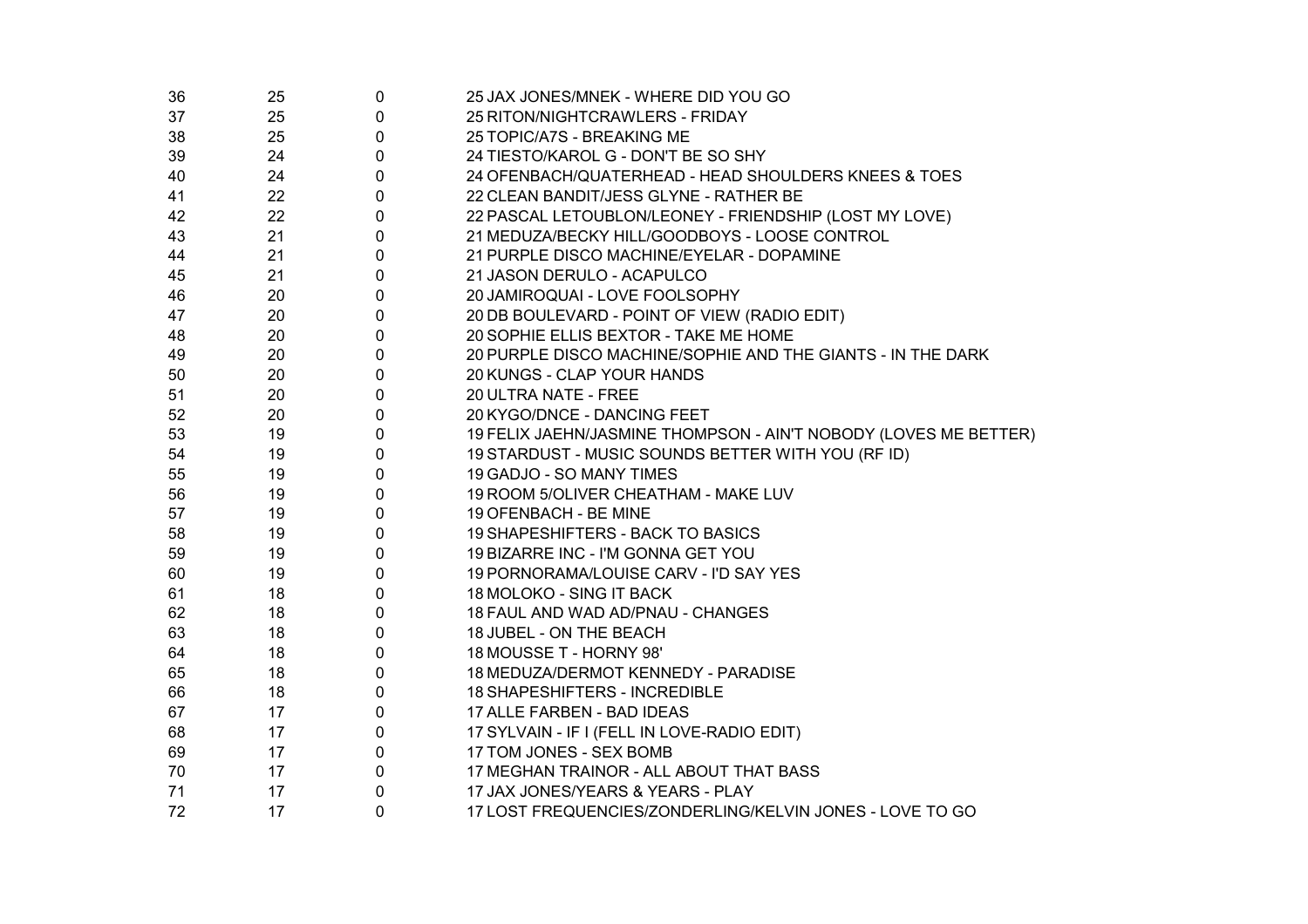| | | | |
|---|---|---|---|
| 36 | 25 | 0 | 25 JAX JONES/MNEK - WHERE DID YOU GO |
| 37 | 25 | 0 | 25 RITON/NIGHTCRAWLERS - FRIDAY |
| 38 | 25 | 0 | 25 TOPIC/A7S - BREAKING ME |
| 39 | 24 | 0 | 24 TIESTO/KAROL G - DON'T BE SO SHY |
| 40 | 24 | 0 | 24 OFENBACH/QUATERHEAD - HEAD SHOULDERS KNEES & TOES |
| 41 | 22 | 0 | 22 CLEAN BANDIT/JESS GLYNE - RATHER BE |
| 42 | 22 | 0 | 22 PASCAL LETOUBLON/LEONEY - FRIENDSHIP (LOST MY LOVE) |
| 43 | 21 | 0 | 21 MEDUZA/BECKY HILL/GOODBOYS - LOOSE CONTROL |
| 44 | 21 | 0 | 21 PURPLE DISCO MACHINE/EYELAR - DOPAMINE |
| 45 | 21 | 0 | 21 JASON DERULO - ACAPULCO |
| 46 | 20 | 0 | 20 JAMIROQUAI - LOVE FOOLSOPHY |
| 47 | 20 | 0 | 20 DB BOULEVARD - POINT OF VIEW (RADIO EDIT) |
| 48 | 20 | 0 | 20 SOPHIE ELLIS BEXTOR - TAKE ME HOME |
| 49 | 20 | 0 | 20 PURPLE DISCO MACHINE/SOPHIE AND THE GIANTS - IN THE DARK |
| 50 | 20 | 0 | 20 KUNGS - CLAP YOUR HANDS |
| 51 | 20 | 0 | 20 ULTRA NATE - FREE |
| 52 | 20 | 0 | 20 KYGO/DNCE - DANCING FEET |
| 53 | 19 | 0 | 19 FELIX JAEHN/JASMINE THOMPSON - AIN'T NOBODY (LOVES ME BETTER) |
| 54 | 19 | 0 | 19 STARDUST - MUSIC SOUNDS BETTER WITH YOU (RF ID) |
| 55 | 19 | 0 | 19 GADJO - SO MANY TIMES |
| 56 | 19 | 0 | 19 ROOM 5/OLIVER CHEATHAM - MAKE LUV |
| 57 | 19 | 0 | 19 OFENBACH - BE MINE |
| 58 | 19 | 0 | 19 SHAPESHIFTERS - BACK TO BASICS |
| 59 | 19 | 0 | 19 BIZARRE INC - I'M GONNA GET YOU |
| 60 | 19 | 0 | 19 PORNORAMA/LOUISE CARV - I'D SAY YES |
| 61 | 18 | 0 | 18 MOLOKO - SING IT BACK |
| 62 | 18 | 0 | 18 FAUL AND WAD AD/PNAU - CHANGES |
| 63 | 18 | 0 | 18 JUBEL - ON THE BEACH |
| 64 | 18 | 0 | 18 MOUSSE T - HORNY 98' |
| 65 | 18 | 0 | 18 MEDUZA/DERMOT KENNEDY - PARADISE |
| 66 | 18 | 0 | 18 SHAPESHIFTERS - INCREDIBLE |
| 67 | 17 | 0 | 17 ALLE FARBEN - BAD IDEAS |
| 68 | 17 | 0 | 17 SYLVAIN - IF I (FELL IN LOVE-RADIO EDIT) |
| 69 | 17 | 0 | 17 TOM JONES - SEX BOMB |
| 70 | 17 | 0 | 17 MEGHAN TRAINOR - ALL ABOUT THAT BASS |
| 71 | 17 | 0 | 17 JAX JONES/YEARS & YEARS - PLAY |
| 72 | 17 | 0 | 17 LOST FREQUENCIES/ZONDERLING/KELVIN JONES - LOVE TO GO |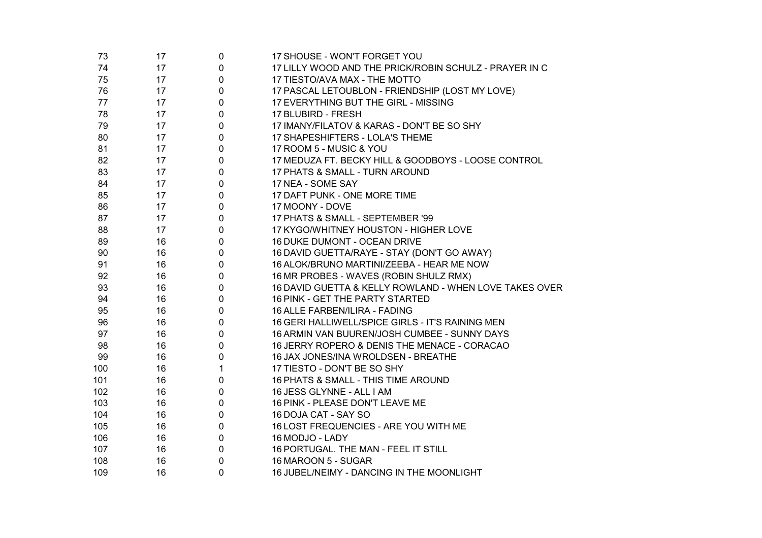| | | | |
|---|---|---|---|
| 73 | 17 | 0 | 17 SHOUSE - WON'T FORGET YOU |
| 74 | 17 | 0 | 17 LILLY WOOD AND THE PRICK/ROBIN SCHULZ - PRAYER IN C |
| 75 | 17 | 0 | 17 TIESTO/AVA MAX - THE MOTTO |
| 76 | 17 | 0 | 17 PASCAL LETOUBLON - FRIENDSHIP (LOST MY LOVE) |
| 77 | 17 | 0 | 17 EVERYTHING BUT THE GIRL - MISSING |
| 78 | 17 | 0 | 17 BLUBIRD - FRESH |
| 79 | 17 | 0 | 17 IMANY/FILATOV & KARAS - DON'T BE SO SHY |
| 80 | 17 | 0 | 17 SHAPESHIFTERS - LOLA'S THEME |
| 81 | 17 | 0 | 17 ROOM 5 - MUSIC & YOU |
| 82 | 17 | 0 | 17 MEDUZA FT. BECKY HILL & GOODBOYS - LOOSE CONTROL |
| 83 | 17 | 0 | 17 PHATS & SMALL - TURN AROUND |
| 84 | 17 | 0 | 17 NEA - SOME SAY |
| 85 | 17 | 0 | 17 DAFT PUNK - ONE MORE TIME |
| 86 | 17 | 0 | 17 MOONY - DOVE |
| 87 | 17 | 0 | 17 PHATS & SMALL - SEPTEMBER '99 |
| 88 | 17 | 0 | 17 KYGO/WHITNEY HOUSTON - HIGHER LOVE |
| 89 | 16 | 0 | 16 DUKE DUMONT - OCEAN DRIVE |
| 90 | 16 | 0 | 16 DAVID GUETTA/RAYE - STAY (DON'T GO AWAY) |
| 91 | 16 | 0 | 16 ALOK/BRUNO MARTINI/ZEEBA - HEAR ME NOW |
| 92 | 16 | 0 | 16 MR PROBES - WAVES (ROBIN SHULZ RMX) |
| 93 | 16 | 0 | 16 DAVID GUETTA & KELLY ROWLAND - WHEN LOVE TAKES OVER |
| 94 | 16 | 0 | 16 PINK - GET THE PARTY STARTED |
| 95 | 16 | 0 | 16 ALLE FARBEN/ILIRA - FADING |
| 96 | 16 | 0 | 16 GERI HALLIWELL/SPICE GIRLS - IT'S RAINING MEN |
| 97 | 16 | 0 | 16 ARMIN VAN BUUREN/JOSH CUMBEE - SUNNY DAYS |
| 98 | 16 | 0 | 16 JERRY ROPERO & DENIS THE MENACE - CORACAO |
| 99 | 16 | 0 | 16 JAX JONES/INA WROLDSEN - BREATHE |
| 100 | 16 | 1 | 17 TIESTO - DON'T BE SO SHY |
| 101 | 16 | 0 | 16 PHATS & SMALL - THIS TIME AROUND |
| 102 | 16 | 0 | 16 JESS GLYNNE - ALL I AM |
| 103 | 16 | 0 | 16 PINK - PLEASE DON'T LEAVE ME |
| 104 | 16 | 0 | 16 DOJA CAT - SAY SO |
| 105 | 16 | 0 | 16 LOST FREQUENCIES - ARE YOU WITH ME |
| 106 | 16 | 0 | 16 MODJO - LADY |
| 107 | 16 | 0 | 16 PORTUGAL. THE MAN - FEEL IT STILL |
| 108 | 16 | 0 | 16 MAROON 5 - SUGAR |
| 109 | 16 | 0 | 16 JUBEL/NEIMY - DANCING IN THE MOONLIGHT |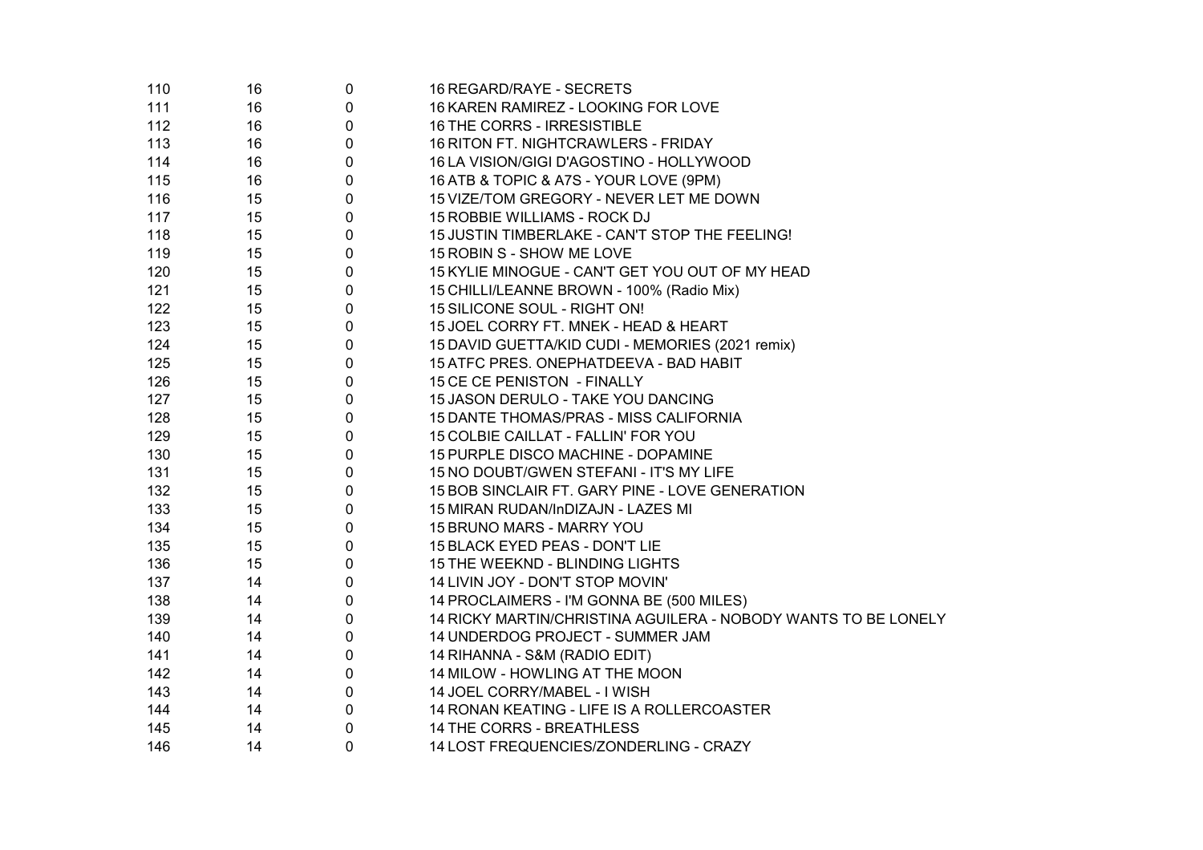| | | | |
|---|---|---|---|
| 110 | 16 | 0 | 16 REGARD/RAYE - SECRETS |
| 111 | 16 | 0 | 16 KAREN RAMIREZ - LOOKING FOR LOVE |
| 112 | 16 | 0 | 16 THE CORRS - IRRESISTIBLE |
| 113 | 16 | 0 | 16 RITON FT. NIGHTCRAWLERS - FRIDAY |
| 114 | 16 | 0 | 16 LA VISION/GIGI D'AGOSTINO - HOLLYWOOD |
| 115 | 16 | 0 | 16 ATB & TOPIC & A7S - YOUR LOVE (9PM) |
| 116 | 15 | 0 | 15 VIZE/TOM GREGORY - NEVER LET ME DOWN |
| 117 | 15 | 0 | 15 ROBBIE WILLIAMS - ROCK DJ |
| 118 | 15 | 0 | 15 JUSTIN TIMBERLAKE - CAN'T STOP THE FEELING! |
| 119 | 15 | 0 | 15 ROBIN S - SHOW ME LOVE |
| 120 | 15 | 0 | 15 KYLIE MINOGUE - CAN'T GET YOU OUT OF MY HEAD |
| 121 | 15 | 0 | 15 CHILLI/LEANNE BROWN - 100% (Radio Mix) |
| 122 | 15 | 0 | 15 SILICONE SOUL - RIGHT ON! |
| 123 | 15 | 0 | 15 JOEL CORRY FT. MNEK - HEAD & HEART |
| 124 | 15 | 0 | 15 DAVID GUETTA/KID CUDI - MEMORIES (2021 remix) |
| 125 | 15 | 0 | 15 ATFC PRES. ONEPHATDEEVA - BAD HABIT |
| 126 | 15 | 0 | 15 CE CE PENISTON - FINALLY |
| 127 | 15 | 0 | 15 JASON DERULO - TAKE YOU DANCING |
| 128 | 15 | 0 | 15 DANTE THOMAS/PRAS - MISS CALIFORNIA |
| 129 | 15 | 0 | 15 COLBIE CAILLAT - FALLIN' FOR YOU |
| 130 | 15 | 0 | 15 PURPLE DISCO MACHINE - DOPAMINE |
| 131 | 15 | 0 | 15 NO DOUBT/GWEN STEFANI - IT'S MY LIFE |
| 132 | 15 | 0 | 15 BOB SINCLAIR FT. GARY PINE - LOVE GENERATION |
| 133 | 15 | 0 | 15 MIRAN RUDAN/InDIZAJN - LAZES MI |
| 134 | 15 | 0 | 15 BRUNO MARS - MARRY YOU |
| 135 | 15 | 0 | 15 BLACK EYED PEAS - DON'T LIE |
| 136 | 15 | 0 | 15 THE WEEKND - BLINDING LIGHTS |
| 137 | 14 | 0 | 14 LIVIN JOY - DON'T STOP MOVIN' |
| 138 | 14 | 0 | 14 PROCLAIMERS - I'M GONNA BE (500 MILES) |
| 139 | 14 | 0 | 14 RICKY MARTIN/CHRISTINA AGUILERA - NOBODY WANTS TO BE LONELY |
| 140 | 14 | 0 | 14 UNDERDOG PROJECT - SUMMER JAM |
| 141 | 14 | 0 | 14 RIHANNA - S&M (RADIO EDIT) |
| 142 | 14 | 0 | 14 MILOW - HOWLING AT THE MOON |
| 143 | 14 | 0 | 14 JOEL CORRY/MABEL - I WISH |
| 144 | 14 | 0 | 14 RONAN KEATING - LIFE IS A ROLLERCOASTER |
| 145 | 14 | 0 | 14 THE CORRS - BREATHLESS |
| 146 | 14 | 0 | 14 LOST FREQUENCIES/ZONDERLING - CRAZY |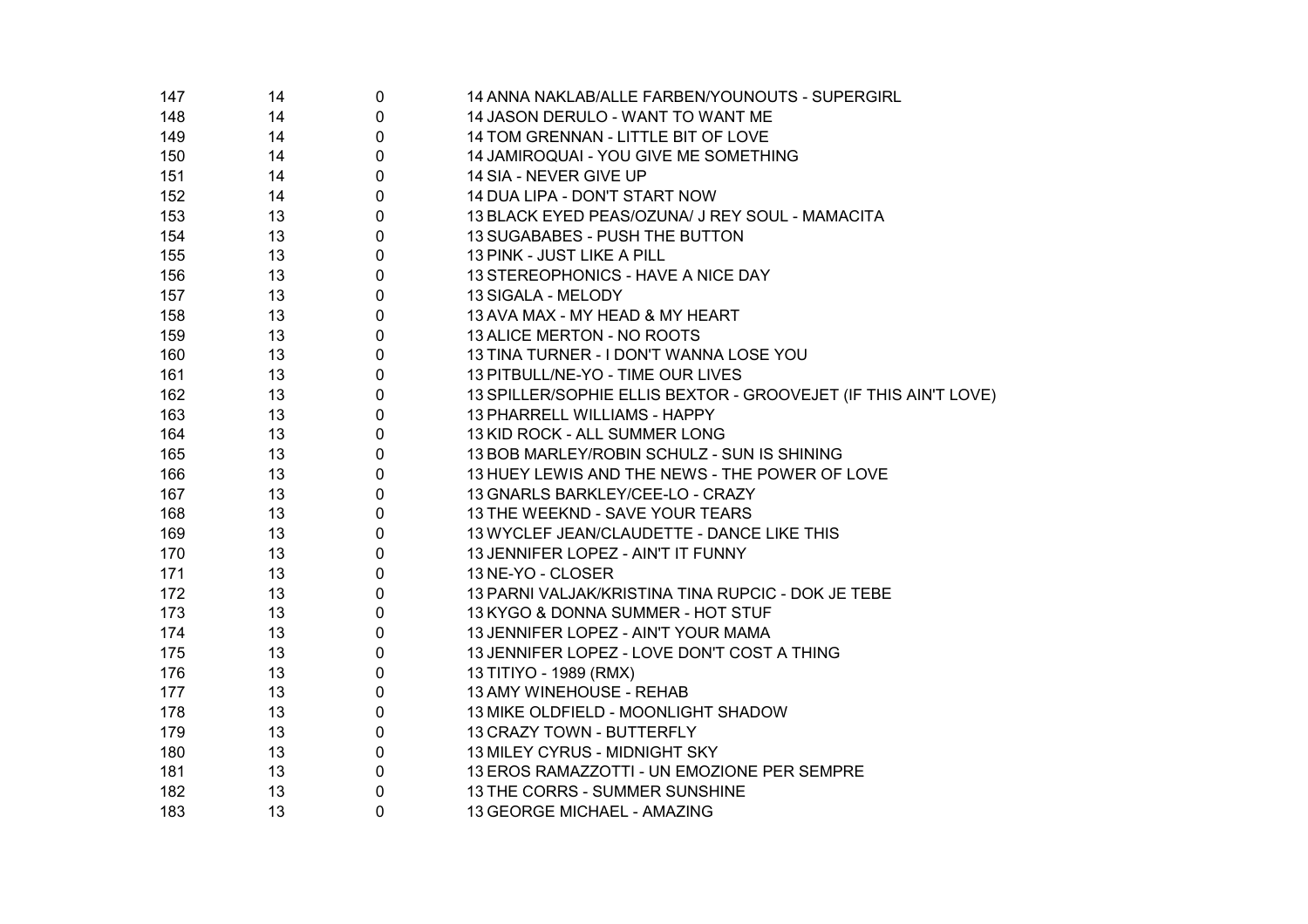| | | | |
|---|---|---|---|
| 147 | 14 | 0 | 14 ANNA NAKLAB/ALLE FARBEN/YOUNOUTS - SUPERGIRL |
| 148 | 14 | 0 | 14 JASON DERULO - WANT TO WANT ME |
| 149 | 14 | 0 | 14 TOM GRENNAN - LITTLE BIT OF LOVE |
| 150 | 14 | 0 | 14 JAMIROQUAI - YOU GIVE ME SOMETHING |
| 151 | 14 | 0 | 14 SIA - NEVER GIVE UP |
| 152 | 14 | 0 | 14 DUA LIPA - DON'T START NOW |
| 153 | 13 | 0 | 13 BLACK EYED PEAS/OZUNA/ J REY SOUL - MAMACITA |
| 154 | 13 | 0 | 13 SUGABABES - PUSH THE BUTTON |
| 155 | 13 | 0 | 13 PINK - JUST LIKE A PILL |
| 156 | 13 | 0 | 13 STEREOPHONICS - HAVE A NICE DAY |
| 157 | 13 | 0 | 13 SIGALA - MELODY |
| 158 | 13 | 0 | 13 AVA MAX - MY HEAD & MY HEART |
| 159 | 13 | 0 | 13 ALICE MERTON - NO ROOTS |
| 160 | 13 | 0 | 13 TINA TURNER - I DON'T WANNA LOSE YOU |
| 161 | 13 | 0 | 13 PITBULL/NE-YO - TIME OUR LIVES |
| 162 | 13 | 0 | 13 SPILLER/SOPHIE ELLIS BEXTOR - GROOVEJET (IF THIS AIN'T LOVE) |
| 163 | 13 | 0 | 13 PHARRELL WILLIAMS - HAPPY |
| 164 | 13 | 0 | 13 KID ROCK - ALL SUMMER LONG |
| 165 | 13 | 0 | 13 BOB MARLEY/ROBIN SCHULZ - SUN IS SHINING |
| 166 | 13 | 0 | 13 HUEY LEWIS AND THE NEWS - THE POWER OF LOVE |
| 167 | 13 | 0 | 13 GNARLS BARKLEY/CEE-LO - CRAZY |
| 168 | 13 | 0 | 13 THE WEEKND - SAVE YOUR TEARS |
| 169 | 13 | 0 | 13 WYCLEF JEAN/CLAUDETTE - DANCE LIKE THIS |
| 170 | 13 | 0 | 13 JENNIFER LOPEZ - AIN'T IT FUNNY |
| 171 | 13 | 0 | 13 NE-YO - CLOSER |
| 172 | 13 | 0 | 13 PARNI VALJAK/KRISTINA TINA RUPCIC - DOK JE TEBE |
| 173 | 13 | 0 | 13 KYGO & DONNA SUMMER - HOT STUF |
| 174 | 13 | 0 | 13 JENNIFER LOPEZ - AIN'T YOUR MAMA |
| 175 | 13 | 0 | 13 JENNIFER LOPEZ - LOVE DON'T COST A THING |
| 176 | 13 | 0 | 13 TITIYO - 1989 (RMX) |
| 177 | 13 | 0 | 13 AMY WINEHOUSE - REHAB |
| 178 | 13 | 0 | 13 MIKE OLDFIELD - MOONLIGHT SHADOW |
| 179 | 13 | 0 | 13 CRAZY TOWN - BUTTERFLY |
| 180 | 13 | 0 | 13 MILEY CYRUS - MIDNIGHT SKY |
| 181 | 13 | 0 | 13 EROS RAMAZZOTTI - UN EMOZIONE PER SEMPRE |
| 182 | 13 | 0 | 13 THE CORRS - SUMMER SUNSHINE |
| 183 | 13 | 0 | 13 GEORGE MICHAEL - AMAZING |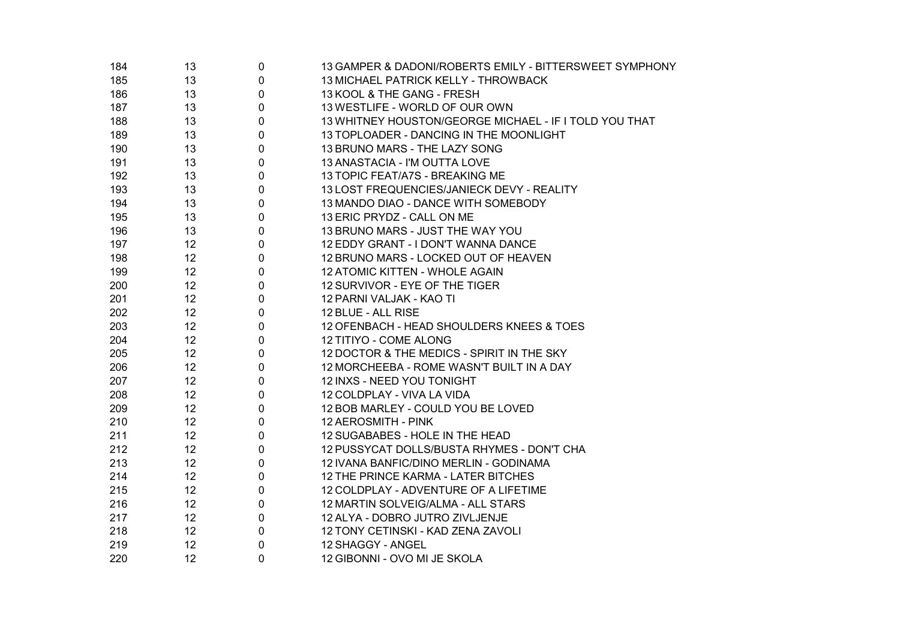| | | | |
|---|---|---|---|
| 184 | 13 | 0 | 13 GAMPER & DADONI/ROBERTS EMILY - BITTERSWEET SYMPHONY |
| 185 | 13 | 0 | 13 MICHAEL PATRICK KELLY - THROWBACK |
| 186 | 13 | 0 | 13 KOOL & THE GANG - FRESH |
| 187 | 13 | 0 | 13 WESTLIFE - WORLD OF OUR OWN |
| 188 | 13 | 0 | 13 WHITNEY HOUSTON/GEORGE MICHAEL - IF I TOLD YOU THAT |
| 189 | 13 | 0 | 13 TOPLOADER - DANCING IN THE MOONLIGHT |
| 190 | 13 | 0 | 13 BRUNO MARS - THE LAZY SONG |
| 191 | 13 | 0 | 13 ANASTACIA - I'M OUTTA LOVE |
| 192 | 13 | 0 | 13 TOPIC FEAT/A7S - BREAKING ME |
| 193 | 13 | 0 | 13 LOST FREQUENCIES/JANIECK DEVY - REALITY |
| 194 | 13 | 0 | 13 MANDO DIAO - DANCE WITH SOMEBODY |
| 195 | 13 | 0 | 13 ERIC PRYDZ - CALL ON ME |
| 196 | 13 | 0 | 13 BRUNO MARS - JUST THE WAY YOU |
| 197 | 12 | 0 | 12 EDDY GRANT - I DON'T WANNA DANCE |
| 198 | 12 | 0 | 12 BRUNO MARS - LOCKED OUT OF HEAVEN |
| 199 | 12 | 0 | 12 ATOMIC KITTEN - WHOLE AGAIN |
| 200 | 12 | 0 | 12 SURVIVOR - EYE OF THE TIGER |
| 201 | 12 | 0 | 12 PARNI VALJAK - KAO TI |
| 202 | 12 | 0 | 12 BLUE - ALL RISE |
| 203 | 12 | 0 | 12 OFENBACH - HEAD SHOULDERS KNEES & TOES |
| 204 | 12 | 0 | 12 TITIYO - COME ALONG |
| 205 | 12 | 0 | 12 DOCTOR & THE MEDICS - SPIRIT IN THE SKY |
| 206 | 12 | 0 | 12 MORCHEEBA - ROME WASN'T BUILT IN A DAY |
| 207 | 12 | 0 | 12 INXS - NEED YOU TONIGHT |
| 208 | 12 | 0 | 12 COLDPLAY - VIVA LA VIDA |
| 209 | 12 | 0 | 12 BOB MARLEY - COULD YOU BE LOVED |
| 210 | 12 | 0 | 12 AEROSMITH - PINK |
| 211 | 12 | 0 | 12 SUGABABES - HOLE IN THE HEAD |
| 212 | 12 | 0 | 12 PUSSYCAT DOLLS/BUSTA RHYMES - DON'T CHA |
| 213 | 12 | 0 | 12 IVANA BANFIC/DINO MERLIN - GODINAMA |
| 214 | 12 | 0 | 12 THE PRINCE KARMA - LATER BITCHES |
| 215 | 12 | 0 | 12 COLDPLAY - ADVENTURE OF A LIFETIME |
| 216 | 12 | 0 | 12 MARTIN SOLVEIG/ALMA - ALL STARS |
| 217 | 12 | 0 | 12 ALYA - DOBRO JUTRO ZIVLJENJE |
| 218 | 12 | 0 | 12 TONY CETINSKI - KAD ZENA ZAVOLI |
| 219 | 12 | 0 | 12 SHAGGY - ANGEL |
| 220 | 12 | 0 | 12 GIBONNI - OVO MI JE SKOLA |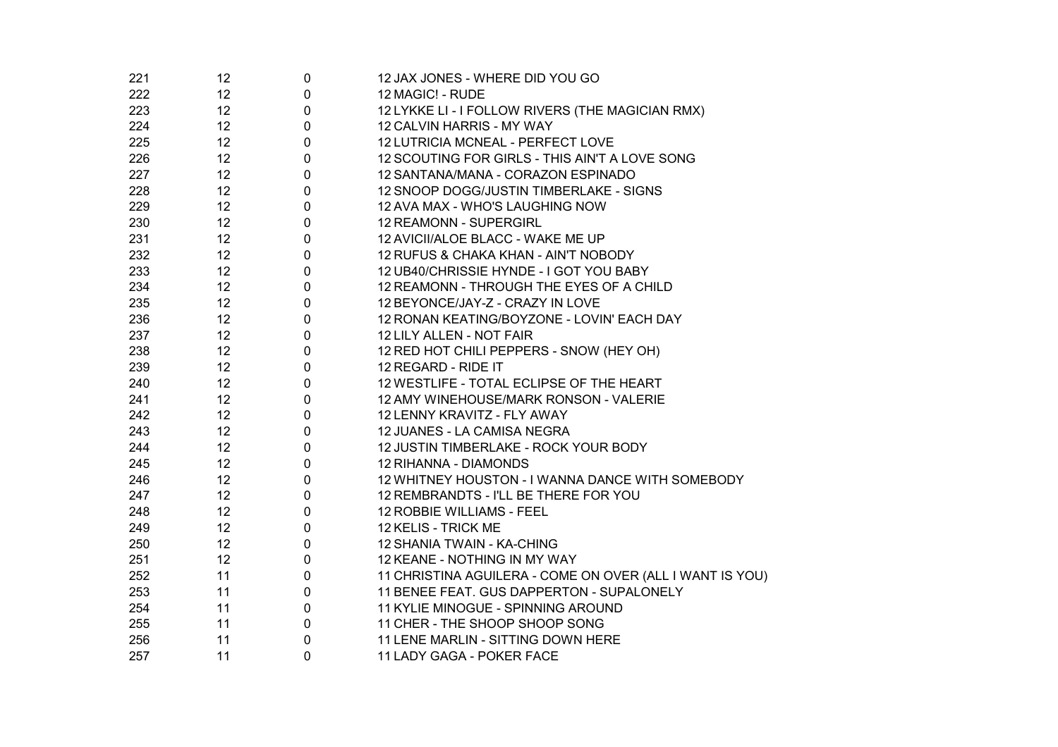| | | | |
|---|---|---|---|
| 221 | 12 | 0 | 12 JAX JONES - WHERE DID YOU GO |
| 222 | 12 | 0 | 12 MAGIC! - RUDE |
| 223 | 12 | 0 | 12 LYKKE LI - I FOLLOW RIVERS (THE MAGICIAN RMX) |
| 224 | 12 | 0 | 12 CALVIN HARRIS - MY WAY |
| 225 | 12 | 0 | 12 LUTRICIA MCNEAL - PERFECT LOVE |
| 226 | 12 | 0 | 12 SCOUTING FOR GIRLS - THIS AIN'T A LOVE SONG |
| 227 | 12 | 0 | 12 SANTANA/MANA - CORAZON ESPINADO |
| 228 | 12 | 0 | 12 SNOOP DOGG/JUSTIN TIMBERLAKE - SIGNS |
| 229 | 12 | 0 | 12 AVA MAX - WHO'S LAUGHING NOW |
| 230 | 12 | 0 | 12 REAMONN - SUPERGIRL |
| 231 | 12 | 0 | 12 AVICII/ALOE BLACC - WAKE ME UP |
| 232 | 12 | 0 | 12 RUFUS & CHAKA KHAN - AIN'T NOBODY |
| 233 | 12 | 0 | 12 UB40/CHRISSIE HYNDE - I GOT YOU BABY |
| 234 | 12 | 0 | 12 REAMONN - THROUGH THE EYES OF A CHILD |
| 235 | 12 | 0 | 12 BEYONCE/JAY-Z - CRAZY IN LOVE |
| 236 | 12 | 0 | 12 RONAN KEATING/BOYZONE - LOVIN' EACH DAY |
| 237 | 12 | 0 | 12 LILY ALLEN - NOT FAIR |
| 238 | 12 | 0 | 12 RED HOT CHILI PEPPERS - SNOW (HEY OH) |
| 239 | 12 | 0 | 12 REGARD - RIDE IT |
| 240 | 12 | 0 | 12 WESTLIFE - TOTAL ECLIPSE OF THE HEART |
| 241 | 12 | 0 | 12 AMY WINEHOUSE/MARK RONSON - VALERIE |
| 242 | 12 | 0 | 12 LENNY KRAVITZ - FLY AWAY |
| 243 | 12 | 0 | 12 JUANES - LA CAMISA NEGRA |
| 244 | 12 | 0 | 12 JUSTIN TIMBERLAKE - ROCK YOUR BODY |
| 245 | 12 | 0 | 12 RIHANNA - DIAMONDS |
| 246 | 12 | 0 | 12 WHITNEY HOUSTON - I WANNA DANCE WITH SOMEBODY |
| 247 | 12 | 0 | 12 REMBRANDTS - I'LL BE THERE FOR YOU |
| 248 | 12 | 0 | 12 ROBBIE WILLIAMS - FEEL |
| 249 | 12 | 0 | 12 KELIS - TRICK ME |
| 250 | 12 | 0 | 12 SHANIA TWAIN - KA-CHING |
| 251 | 12 | 0 | 12 KEANE - NOTHING IN MY WAY |
| 252 | 11 | 0 | 11 CHRISTINA AGUILERA - COME ON OVER (ALL I WANT IS YOU) |
| 253 | 11 | 0 | 11 BENEE FEAT. GUS DAPPERTON - SUPALONELY |
| 254 | 11 | 0 | 11 KYLIE MINOGUE - SPINNING AROUND |
| 255 | 11 | 0 | 11 CHER - THE SHOOP SHOOP SONG |
| 256 | 11 | 0 | 11 LENE MARLIN - SITTING DOWN HERE |
| 257 | 11 | 0 | 11 LADY GAGA - POKER FACE |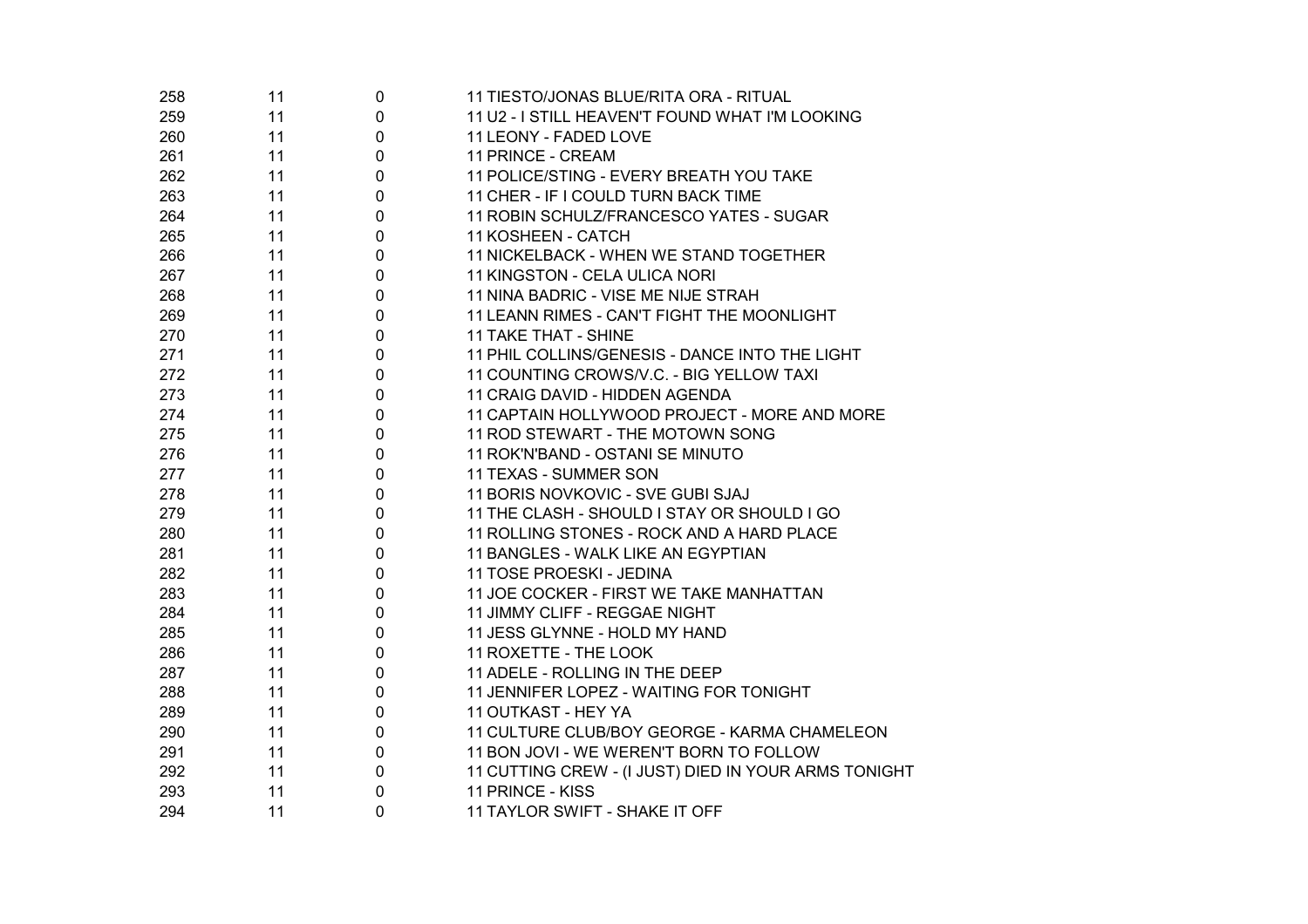| | | | |
|---|---|---|---|
| 258 | 11 | 0 | 11 TIESTO/JONAS BLUE/RITA ORA - RITUAL |
| 259 | 11 | 0 | 11 U2 - I STILL HEAVEN'T FOUND WHAT I'M LOOKING |
| 260 | 11 | 0 | 11 LEONY - FADED LOVE |
| 261 | 11 | 0 | 11 PRINCE - CREAM |
| 262 | 11 | 0 | 11 POLICE/STING - EVERY BREATH YOU TAKE |
| 263 | 11 | 0 | 11 CHER - IF I COULD TURN BACK TIME |
| 264 | 11 | 0 | 11 ROBIN SCHULZ/FRANCESCO YATES - SUGAR |
| 265 | 11 | 0 | 11 KOSHEEN - CATCH |
| 266 | 11 | 0 | 11 NICKELBACK - WHEN WE STAND TOGETHER |
| 267 | 11 | 0 | 11 KINGSTON - CELA ULICA NORI |
| 268 | 11 | 0 | 11 NINA BADRIC - VISE ME NIJE STRAH |
| 269 | 11 | 0 | 11 LEANN RIMES - CAN'T FIGHT THE MOONLIGHT |
| 270 | 11 | 0 | 11 TAKE THAT - SHINE |
| 271 | 11 | 0 | 11 PHIL COLLINS/GENESIS - DANCE INTO THE LIGHT |
| 272 | 11 | 0 | 11 COUNTING CROWS/V.C. - BIG YELLOW TAXI |
| 273 | 11 | 0 | 11 CRAIG DAVID - HIDDEN AGENDA |
| 274 | 11 | 0 | 11 CAPTAIN HOLLYWOOD PROJECT - MORE AND MORE |
| 275 | 11 | 0 | 11 ROD STEWART - THE MOTOWN SONG |
| 276 | 11 | 0 | 11 ROK'N'BAND - OSTANI SE MINUTO |
| 277 | 11 | 0 | 11 TEXAS - SUMMER SON |
| 278 | 11 | 0 | 11 BORIS NOVKOVIC - SVE GUBI SJAJ |
| 279 | 11 | 0 | 11 THE CLASH - SHOULD I STAY OR SHOULD I GO |
| 280 | 11 | 0 | 11 ROLLING STONES - ROCK AND A HARD PLACE |
| 281 | 11 | 0 | 11 BANGLES - WALK LIKE AN EGYPTIAN |
| 282 | 11 | 0 | 11 TOSE PROESKI - JEDINA |
| 283 | 11 | 0 | 11 JOE COCKER - FIRST WE TAKE MANHATTAN |
| 284 | 11 | 0 | 11 JIMMY CLIFF - REGGAE NIGHT |
| 285 | 11 | 0 | 11 JESS GLYNNE - HOLD MY HAND |
| 286 | 11 | 0 | 11 ROXETTE - THE LOOK |
| 287 | 11 | 0 | 11 ADELE - ROLLING IN THE DEEP |
| 288 | 11 | 0 | 11 JENNIFER LOPEZ - WAITING FOR TONIGHT |
| 289 | 11 | 0 | 11 OUTKAST - HEY YA |
| 290 | 11 | 0 | 11 CULTURE CLUB/BOY GEORGE - KARMA CHAMELEON |
| 291 | 11 | 0 | 11 BON JOVI - WE WEREN'T BORN TO FOLLOW |
| 292 | 11 | 0 | 11 CUTTING CREW - (I JUST) DIED IN YOUR ARMS TONIGHT |
| 293 | 11 | 0 | 11 PRINCE - KISS |
| 294 | 11 | 0 | 11 TAYLOR SWIFT - SHAKE IT OFF |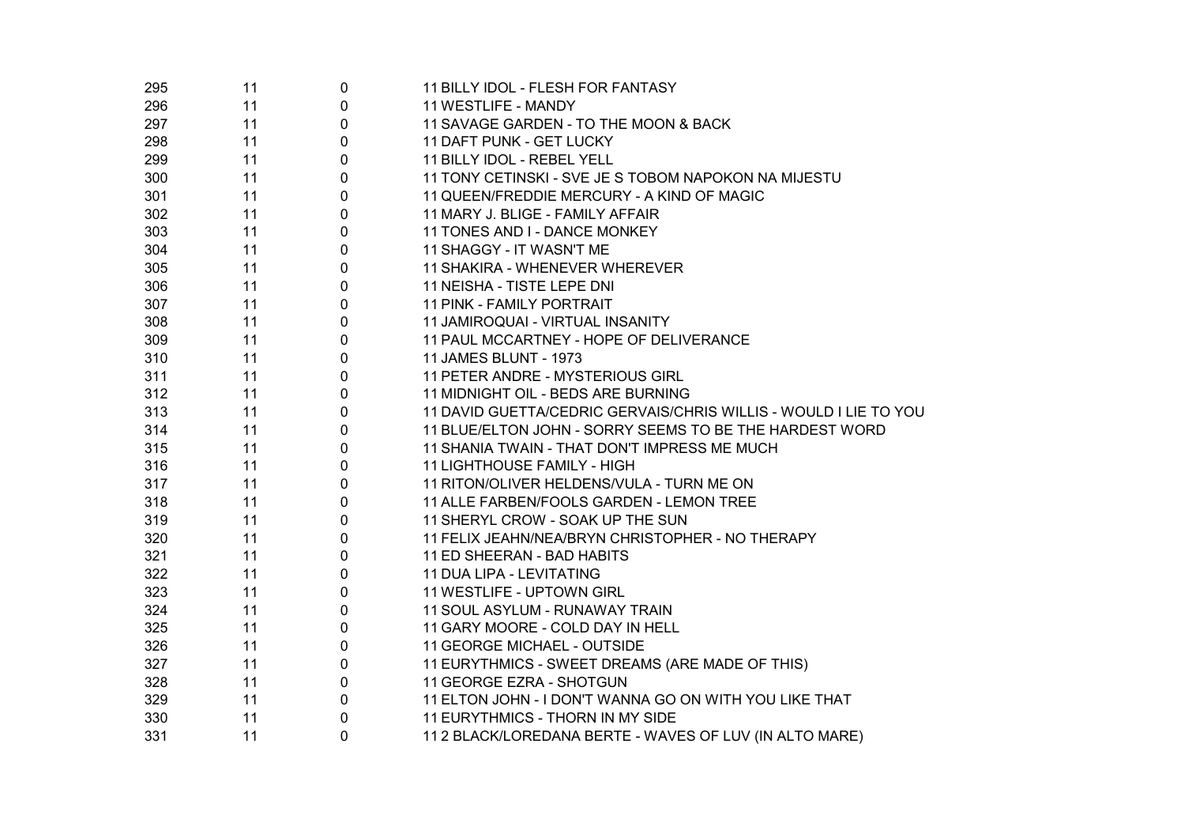| | | | |
|---|---|---|---|
| 295 | 11 | 0 | 11 BILLY IDOL - FLESH FOR FANTASY |
| 296 | 11 | 0 | 11 WESTLIFE - MANDY |
| 297 | 11 | 0 | 11 SAVAGE GARDEN - TO THE MOON & BACK |
| 298 | 11 | 0 | 11 DAFT PUNK - GET LUCKY |
| 299 | 11 | 0 | 11 BILLY IDOL - REBEL YELL |
| 300 | 11 | 0 | 11 TONY CETINSKI - SVE JE S TOBOM NAPOKON NA MIJESTU |
| 301 | 11 | 0 | 11 QUEEN/FREDDIE MERCURY - A KIND OF MAGIC |
| 302 | 11 | 0 | 11 MARY J. BLIGE - FAMILY AFFAIR |
| 303 | 11 | 0 | 11 TONES AND I - DANCE MONKEY |
| 304 | 11 | 0 | 11 SHAGGY - IT WASN'T ME |
| 305 | 11 | 0 | 11 SHAKIRA - WHENEVER WHEREVER |
| 306 | 11 | 0 | 11 NEISHA - TISTE LEPE DNI |
| 307 | 11 | 0 | 11 PINK - FAMILY PORTRAIT |
| 308 | 11 | 0 | 11 JAMIROQUAI - VIRTUAL INSANITY |
| 309 | 11 | 0 | 11 PAUL MCCARTNEY - HOPE OF DELIVERANCE |
| 310 | 11 | 0 | 11 JAMES BLUNT - 1973 |
| 311 | 11 | 0 | 11 PETER ANDRE - MYSTERIOUS GIRL |
| 312 | 11 | 0 | 11 MIDNIGHT OIL - BEDS ARE BURNING |
| 313 | 11 | 0 | 11 DAVID GUETTA/CEDRIC GERVAIS/CHRIS WILLIS - WOULD I LIE TO YOU |
| 314 | 11 | 0 | 11 BLUE/ELTON JOHN - SORRY SEEMS TO BE THE HARDEST WORD |
| 315 | 11 | 0 | 11 SHANIA TWAIN - THAT DON'T IMPRESS ME MUCH |
| 316 | 11 | 0 | 11 LIGHTHOUSE FAMILY - HIGH |
| 317 | 11 | 0 | 11 RITON/OLIVER HELDENS/VULA - TURN ME ON |
| 318 | 11 | 0 | 11 ALLE FARBEN/FOOLS GARDEN - LEMON TREE |
| 319 | 11 | 0 | 11 SHERYL CROW - SOAK UP THE SUN |
| 320 | 11 | 0 | 11 FELIX JEAHN/NEA/BRYN CHRISTOPHER - NO THERAPY |
| 321 | 11 | 0 | 11 ED SHEERAN - BAD HABITS |
| 322 | 11 | 0 | 11 DUA LIPA - LEVITATING |
| 323 | 11 | 0 | 11 WESTLIFE - UPTOWN GIRL |
| 324 | 11 | 0 | 11 SOUL ASYLUM - RUNAWAY TRAIN |
| 325 | 11 | 0 | 11 GARY MOORE - COLD DAY IN HELL |
| 326 | 11 | 0 | 11 GEORGE MICHAEL - OUTSIDE |
| 327 | 11 | 0 | 11 EURYTHMICS - SWEET DREAMS (ARE MADE OF THIS) |
| 328 | 11 | 0 | 11 GEORGE EZRA - SHOTGUN |
| 329 | 11 | 0 | 11 ELTON JOHN - I DON'T WANNA GO ON WITH YOU LIKE THAT |
| 330 | 11 | 0 | 11 EURYTHMICS - THORN IN MY SIDE |
| 331 | 11 | 0 | 11 2 BLACK/LOREDANA BERTE - WAVES OF LUV (IN ALTO MARE) |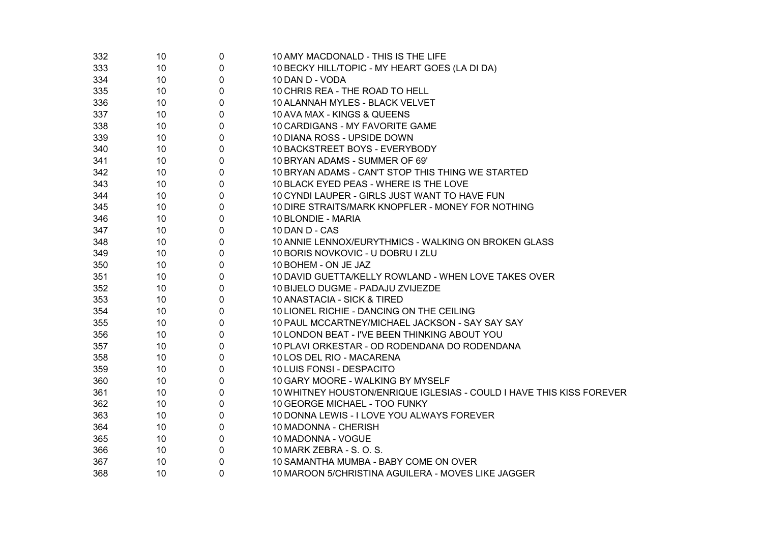| | | | |
|---|---|---|---|
| 332 | 10 | 0 | 10 AMY MACDONALD - THIS IS THE LIFE |
| 333 | 10 | 0 | 10 BECKY HILL/TOPIC - MY HEART GOES (LA DI DA) |
| 334 | 10 | 0 | 10 DAN D - VODA |
| 335 | 10 | 0 | 10 CHRIS REA - THE ROAD TO HELL |
| 336 | 10 | 0 | 10 ALANNAH MYLES - BLACK VELVET |
| 337 | 10 | 0 | 10 AVA MAX - KINGS & QUEENS |
| 338 | 10 | 0 | 10 CARDIGANS - MY FAVORITE GAME |
| 339 | 10 | 0 | 10 DIANA ROSS - UPSIDE DOWN |
| 340 | 10 | 0 | 10 BACKSTREET BOYS - EVERYBODY |
| 341 | 10 | 0 | 10 BRYAN ADAMS - SUMMER OF 69' |
| 342 | 10 | 0 | 10 BRYAN ADAMS - CAN'T STOP THIS THING WE STARTED |
| 343 | 10 | 0 | 10 BLACK EYED PEAS - WHERE IS THE LOVE |
| 344 | 10 | 0 | 10 CYNDI LAUPER - GIRLS JUST WANT TO HAVE FUN |
| 345 | 10 | 0 | 10 DIRE STRAITS/MARK KNOPFLER - MONEY FOR NOTHING |
| 346 | 10 | 0 | 10 BLONDIE - MARIA |
| 347 | 10 | 0 | 10 DAN D - CAS |
| 348 | 10 | 0 | 10 ANNIE LENNOX/EURYTHMICS - WALKING ON BROKEN GLASS |
| 349 | 10 | 0 | 10 BORIS NOVKOVIC - U DOBRU I ZLU |
| 350 | 10 | 0 | 10 BOHEM - ON JE JAZ |
| 351 | 10 | 0 | 10 DAVID GUETTA/KELLY ROWLAND - WHEN LOVE TAKES OVER |
| 352 | 10 | 0 | 10 BIJELO DUGME - PADAJU ZVIJEZDE |
| 353 | 10 | 0 | 10 ANASTACIA - SICK & TIRED |
| 354 | 10 | 0 | 10 LIONEL RICHIE - DANCING ON THE CEILING |
| 355 | 10 | 0 | 10 PAUL MCCARTNEY/MICHAEL JACKSON - SAY SAY SAY |
| 356 | 10 | 0 | 10 LONDON BEAT - I'VE BEEN THINKING ABOUT YOU |
| 357 | 10 | 0 | 10 PLAVI ORKESTAR - OD RODENDANA DO RODENDANA |
| 358 | 10 | 0 | 10 LOS DEL RIO - MACARENA |
| 359 | 10 | 0 | 10 LUIS FONSI - DESPACITO |
| 360 | 10 | 0 | 10 GARY MOORE - WALKING BY MYSELF |
| 361 | 10 | 0 | 10 WHITNEY HOUSTON/ENRIQUE IGLESIAS - COULD I HAVE THIS KISS FOREVER |
| 362 | 10 | 0 | 10 GEORGE MICHAEL - TOO FUNKY |
| 363 | 10 | 0 | 10 DONNA LEWIS - I LOVE YOU ALWAYS FOREVER |
| 364 | 10 | 0 | 10 MADONNA - CHERISH |
| 365 | 10 | 0 | 10 MADONNA - VOGUE |
| 366 | 10 | 0 | 10 MARK ZEBRA - S. O. S. |
| 367 | 10 | 0 | 10 SAMANTHA MUMBA - BABY COME ON OVER |
| 368 | 10 | 0 | 10 MAROON 5/CHRISTINA AGUILERA - MOVES LIKE JAGGER |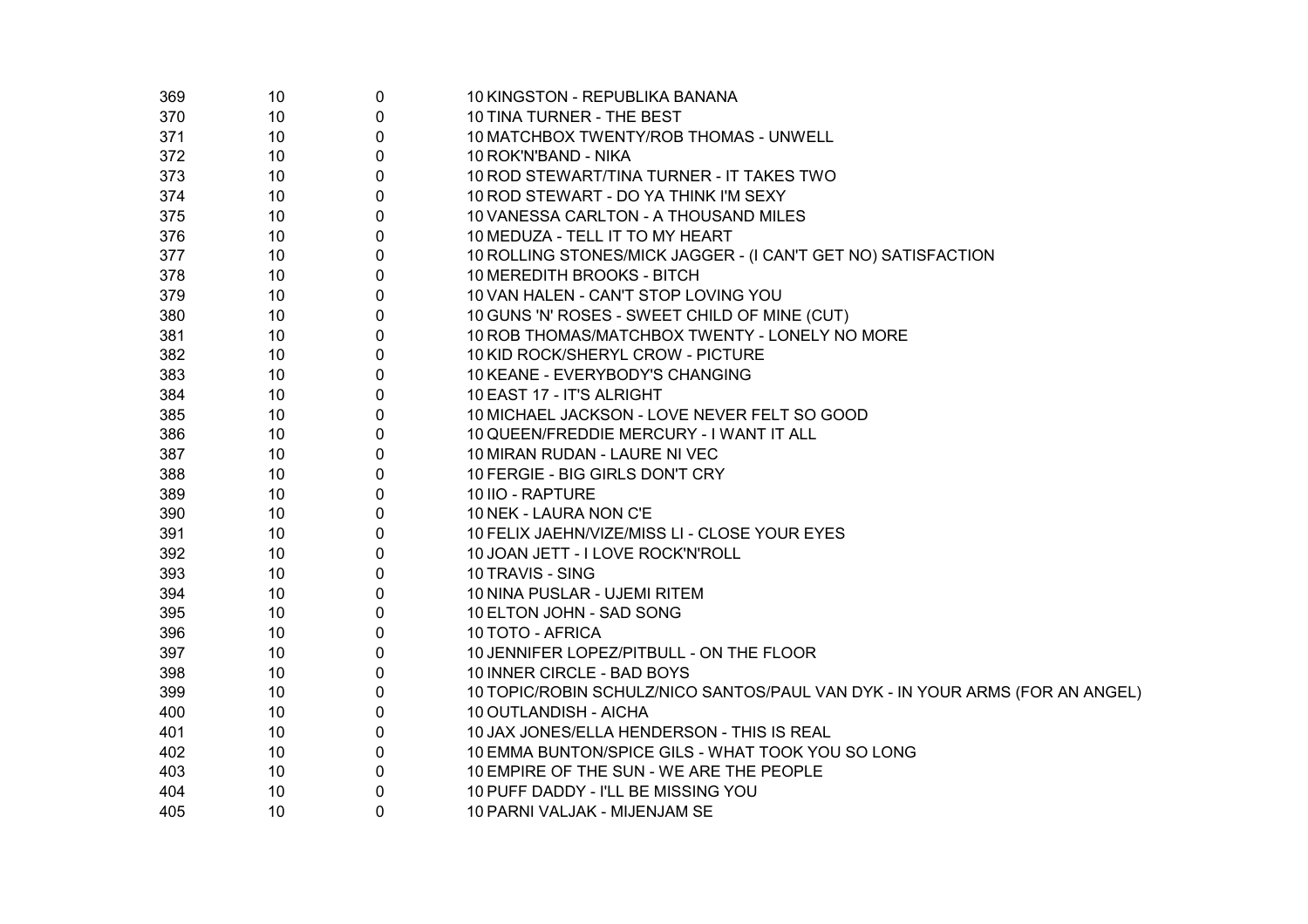| | | | |
|---|---|---|---|
| 369 | 10 | 0 | 10 KINGSTON - REPUBLIKA BANANA |
| 370 | 10 | 0 | 10 TINA TURNER - THE BEST |
| 371 | 10 | 0 | 10 MATCHBOX TWENTY/ROB THOMAS - UNWELL |
| 372 | 10 | 0 | 10 ROK'N'BAND - NIKA |
| 373 | 10 | 0 | 10 ROD STEWART/TINA TURNER - IT TAKES TWO |
| 374 | 10 | 0 | 10 ROD STEWART - DO YA THINK I'M SEXY |
| 375 | 10 | 0 | 10 VANESSA CARLTON - A THOUSAND MILES |
| 376 | 10 | 0 | 10 MEDUZA - TELL IT TO MY HEART |
| 377 | 10 | 0 | 10 ROLLING STONES/MICK JAGGER - (I CAN'T GET NO) SATISFACTION |
| 378 | 10 | 0 | 10 MEREDITH BROOKS - BITCH |
| 379 | 10 | 0 | 10 VAN HALEN - CAN'T STOP LOVING YOU |
| 380 | 10 | 0 | 10 GUNS 'N' ROSES - SWEET CHILD OF MINE (CUT) |
| 381 | 10 | 0 | 10 ROB THOMAS/MATCHBOX TWENTY - LONELY NO MORE |
| 382 | 10 | 0 | 10 KID ROCK/SHERYL CROW - PICTURE |
| 383 | 10 | 0 | 10 KEANE - EVERYBODY'S CHANGING |
| 384 | 10 | 0 | 10 EAST 17 - IT'S ALRIGHT |
| 385 | 10 | 0 | 10 MICHAEL JACKSON - LOVE NEVER FELT SO GOOD |
| 386 | 10 | 0 | 10 QUEEN/FREDDIE MERCURY - I WANT IT ALL |
| 387 | 10 | 0 | 10 MIRAN RUDAN - LAURE NI VEC |
| 388 | 10 | 0 | 10 FERGIE - BIG GIRLS DON'T CRY |
| 389 | 10 | 0 | 10 IIO - RAPTURE |
| 390 | 10 | 0 | 10 NEK - LAURA NON C'E |
| 391 | 10 | 0 | 10 FELIX JAEHN/VIZE/MISS LI - CLOSE YOUR EYES |
| 392 | 10 | 0 | 10 JOAN JETT - I LOVE ROCK'N'ROLL |
| 393 | 10 | 0 | 10 TRAVIS - SING |
| 394 | 10 | 0 | 10 NINA PUSLAR - UJEMI RITEM |
| 395 | 10 | 0 | 10 ELTON JOHN - SAD SONG |
| 396 | 10 | 0 | 10 TOTO - AFRICA |
| 397 | 10 | 0 | 10 JENNIFER LOPEZ/PITBULL - ON THE FLOOR |
| 398 | 10 | 0 | 10 INNER CIRCLE - BAD BOYS |
| 399 | 10 | 0 | 10 TOPIC/ROBIN SCHULZ/NICO SANTOS/PAUL VAN DYK - IN YOUR ARMS (FOR AN ANGEL) |
| 400 | 10 | 0 | 10 OUTLANDISH - AICHA |
| 401 | 10 | 0 | 10 JAX JONES/ELLA HENDERSON - THIS IS REAL |
| 402 | 10 | 0 | 10 EMMA BUNTON/SPICE GILS - WHAT TOOK YOU SO LONG |
| 403 | 10 | 0 | 10 EMPIRE OF THE SUN - WE ARE THE PEOPLE |
| 404 | 10 | 0 | 10 PUFF DADDY - I'LL BE MISSING YOU |
| 405 | 10 | 0 | 10 PARNI VALJAK - MIJENJAM SE |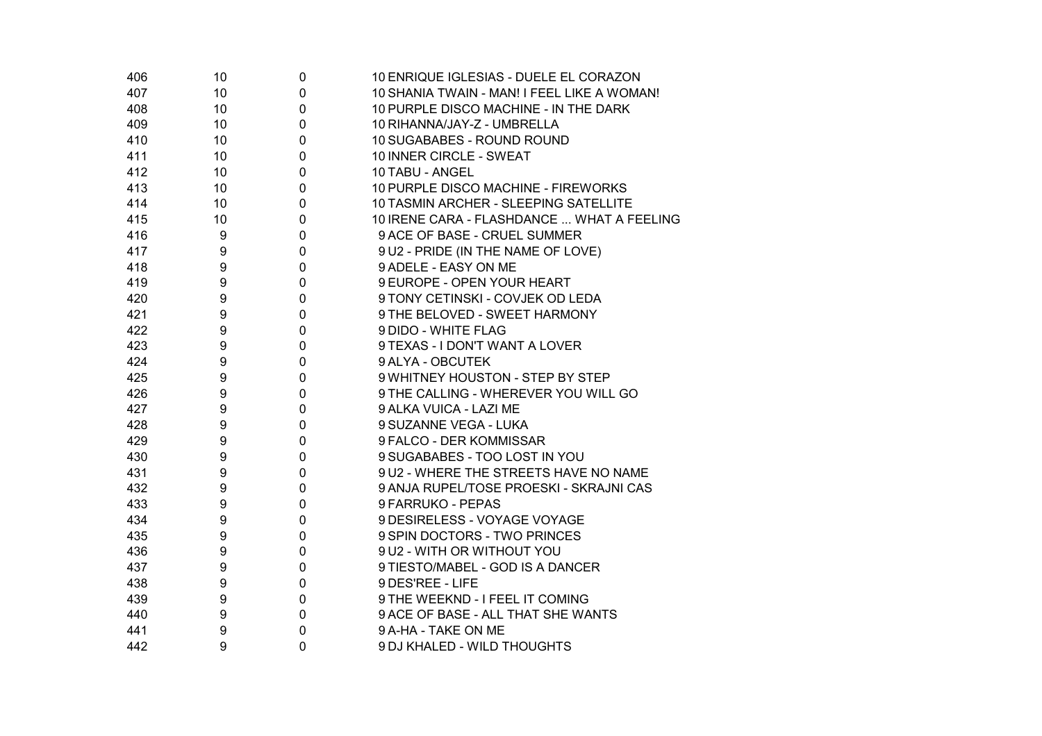| | | | |
|---|---|---|---|
| 406 | 10 | 0 | 10 ENRIQUE IGLESIAS - DUELE EL CORAZON |
| 407 | 10 | 0 | 10 SHANIA TWAIN - MAN! I FEEL LIKE A WOMAN! |
| 408 | 10 | 0 | 10 PURPLE DISCO MACHINE - IN THE DARK |
| 409 | 10 | 0 | 10 RIHANNA/JAY-Z - UMBRELLA |
| 410 | 10 | 0 | 10 SUGABABES - ROUND ROUND |
| 411 | 10 | 0 | 10 INNER CIRCLE - SWEAT |
| 412 | 10 | 0 | 10 TABU - ANGEL |
| 413 | 10 | 0 | 10 PURPLE DISCO MACHINE - FIREWORKS |
| 414 | 10 | 0 | 10 TASMIN ARCHER - SLEEPING SATELLITE |
| 415 | 10 | 0 | 10 IRENE CARA - FLASHDANCE ... WHAT A FEELING |
| 416 | 9 | 0 | 9 ACE OF BASE - CRUEL SUMMER |
| 417 | 9 | 0 | 9 U2 - PRIDE (IN THE NAME OF LOVE) |
| 418 | 9 | 0 | 9 ADELE - EASY ON ME |
| 419 | 9 | 0 | 9 EUROPE - OPEN YOUR HEART |
| 420 | 9 | 0 | 9 TONY CETINSKI - COVJEK OD LEDA |
| 421 | 9 | 0 | 9 THE BELOVED - SWEET HARMONY |
| 422 | 9 | 0 | 9 DIDO - WHITE FLAG |
| 423 | 9 | 0 | 9 TEXAS - I DON'T WANT A LOVER |
| 424 | 9 | 0 | 9 ALYA - OBCUTEK |
| 425 | 9 | 0 | 9 WHITNEY HOUSTON - STEP BY STEP |
| 426 | 9 | 0 | 9 THE CALLING - WHEREVER YOU WILL GO |
| 427 | 9 | 0 | 9 ALKA VUICA - LAZI ME |
| 428 | 9 | 0 | 9 SUZANNE VEGA - LUKA |
| 429 | 9 | 0 | 9 FALCO - DER KOMMISSAR |
| 430 | 9 | 0 | 9 SUGABABES - TOO LOST IN YOU |
| 431 | 9 | 0 | 9 U2 - WHERE THE STREETS HAVE NO NAME |
| 432 | 9 | 0 | 9 ANJA RUPEL/TOSE PROESKI - SKRAJNI CAS |
| 433 | 9 | 0 | 9 FARRUKO - PEPAS |
| 434 | 9 | 0 | 9 DESIRELESS - VOYAGE VOYAGE |
| 435 | 9 | 0 | 9 SPIN DOCTORS - TWO PRINCES |
| 436 | 9 | 0 | 9 U2 - WITH OR WITHOUT YOU |
| 437 | 9 | 0 | 9 TIESTO/MABEL - GOD IS A DANCER |
| 438 | 9 | 0 | 9 DES'REE - LIFE |
| 439 | 9 | 0 | 9 THE WEEKND - I FEEL IT COMING |
| 440 | 9 | 0 | 9 ACE OF BASE - ALL THAT SHE WANTS |
| 441 | 9 | 0 | 9 A-HA - TAKE ON ME |
| 442 | 9 | 0 | 9 DJ KHALED - WILD THOUGHTS |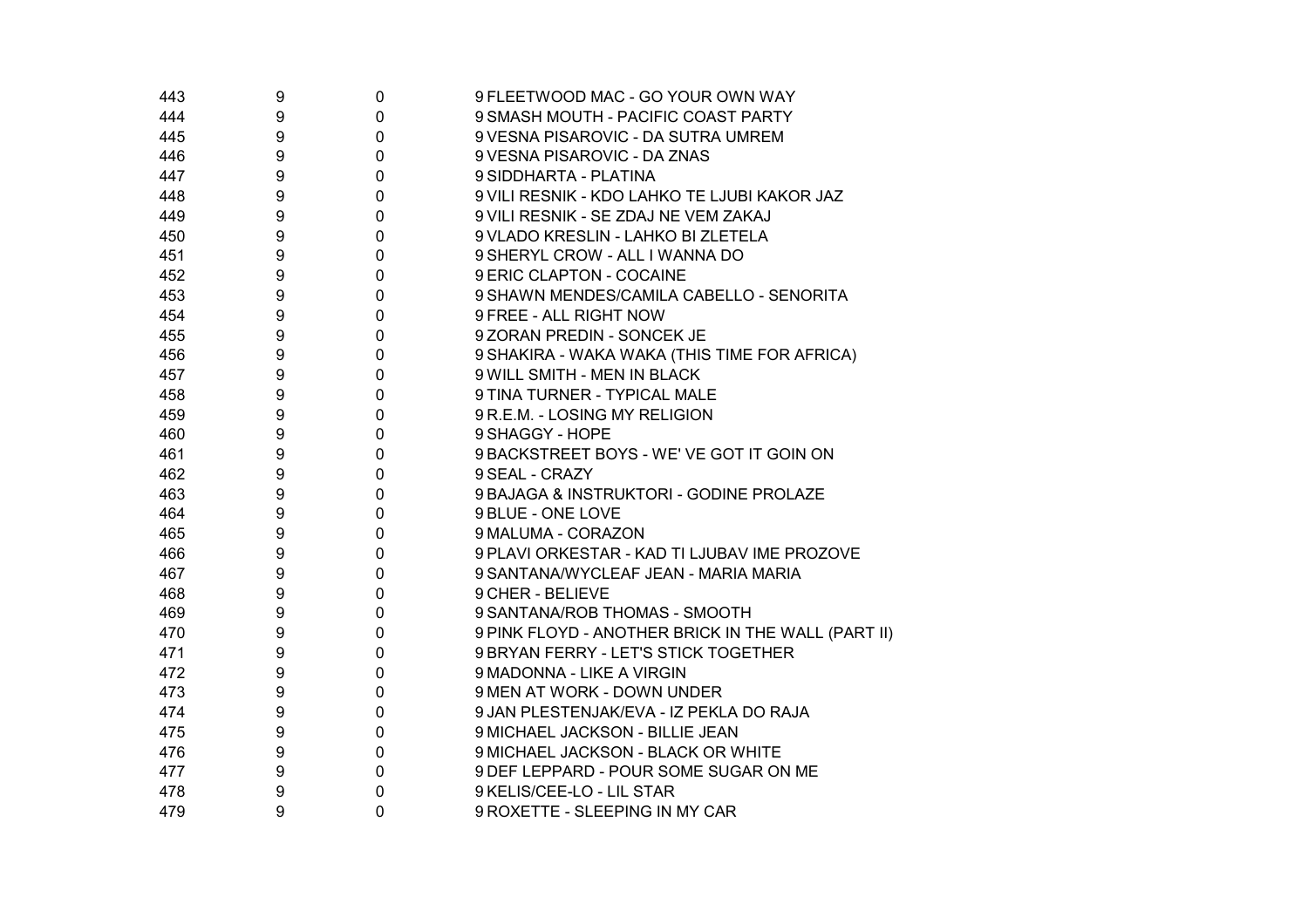| | | | |
|---|---|---|---|
| 443 | 9 | 0 | 9 FLEETWOOD MAC - GO YOUR OWN WAY |
| 444 | 9 | 0 | 9 SMASH MOUTH - PACIFIC COAST PARTY |
| 445 | 9 | 0 | 9 VESNA PISAROVIC - DA SUTRA UMREM |
| 446 | 9 | 0 | 9 VESNA PISAROVIC - DA ZNAS |
| 447 | 9 | 0 | 9 SIDDHARTA - PLATINA |
| 448 | 9 | 0 | 9 VILI RESNIK - KDO LAHKO TE LJUBI KAKOR JAZ |
| 449 | 9 | 0 | 9 VILI RESNIK - SE ZDAJ NE VEM ZAKAJ |
| 450 | 9 | 0 | 9 VLADO KRESLIN - LAHKO BI ZLETELA |
| 451 | 9 | 0 | 9 SHERYL CROW - ALL I WANNA DO |
| 452 | 9 | 0 | 9 ERIC CLAPTON - COCAINE |
| 453 | 9 | 0 | 9 SHAWN MENDES/CAMILA CABELLO - SENORITA |
| 454 | 9 | 0 | 9 FREE - ALL RIGHT NOW |
| 455 | 9 | 0 | 9 ZORAN PREDIN - SONCEK JE |
| 456 | 9 | 0 | 9 SHAKIRA - WAKA WAKA (THIS TIME FOR AFRICA) |
| 457 | 9 | 0 | 9 WILL SMITH - MEN IN BLACK |
| 458 | 9 | 0 | 9 TINA TURNER - TYPICAL MALE |
| 459 | 9 | 0 | 9 R.E.M. - LOSING MY RELIGION |
| 460 | 9 | 0 | 9 SHAGGY - HOPE |
| 461 | 9 | 0 | 9 BACKSTREET BOYS - WE' VE GOT IT GOIN ON |
| 462 | 9 | 0 | 9 SEAL - CRAZY |
| 463 | 9 | 0 | 9 BAJAGA & INSTRUKTORI - GODINE PROLAZE |
| 464 | 9 | 0 | 9 BLUE - ONE LOVE |
| 465 | 9 | 0 | 9 MALUMA - CORAZON |
| 466 | 9 | 0 | 9 PLAVI ORKESTAR - KAD TI LJUBAV IME PROZOVE |
| 467 | 9 | 0 | 9 SANTANA/WYCLEAF JEAN - MARIA MARIA |
| 468 | 9 | 0 | 9 CHER - BELIEVE |
| 469 | 9 | 0 | 9 SANTANA/ROB THOMAS - SMOOTH |
| 470 | 9 | 0 | 9 PINK FLOYD - ANOTHER BRICK IN THE WALL (PART II) |
| 471 | 9 | 0 | 9 BRYAN FERRY - LET'S STICK TOGETHER |
| 472 | 9 | 0 | 9 MADONNA - LIKE A VIRGIN |
| 473 | 9 | 0 | 9 MEN AT WORK - DOWN UNDER |
| 474 | 9 | 0 | 9 JAN PLESTENJAK/EVA - IZ PEKLA DO RAJA |
| 475 | 9 | 0 | 9 MICHAEL JACKSON - BILLIE JEAN |
| 476 | 9 | 0 | 9 MICHAEL JACKSON - BLACK OR WHITE |
| 477 | 9 | 0 | 9 DEF LEPPARD - POUR SOME SUGAR ON ME |
| 478 | 9 | 0 | 9 KELIS/CEE-LO - LIL STAR |
| 479 | 9 | 0 | 9 ROXETTE - SLEEPING IN MY CAR |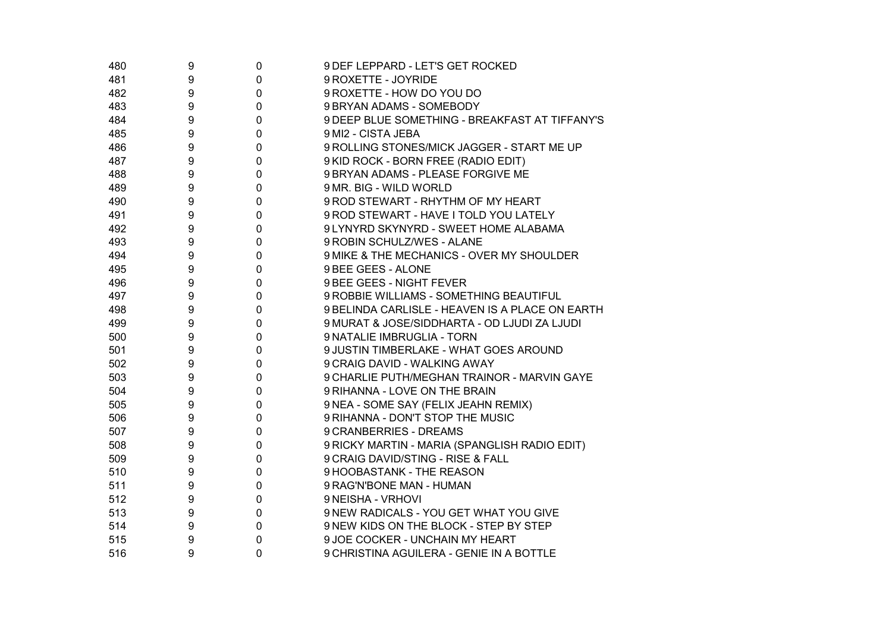| | | | |
|---|---|---|---|
| 480 | 9 | 0 | 9 DEF LEPPARD - LET'S GET ROCKED |
| 481 | 9 | 0 | 9 ROXETTE - JOYRIDE |
| 482 | 9 | 0 | 9 ROXETTE - HOW DO YOU DO |
| 483 | 9 | 0 | 9 BRYAN ADAMS - SOMEBODY |
| 484 | 9 | 0 | 9 DEEP BLUE SOMETHING - BREAKFAST AT TIFFANY'S |
| 485 | 9 | 0 | 9 MI2 - CISTA JEBA |
| 486 | 9 | 0 | 9 ROLLING STONES/MICK JAGGER - START ME UP |
| 487 | 9 | 0 | 9 KID ROCK - BORN FREE (RADIO EDIT) |
| 488 | 9 | 0 | 9 BRYAN ADAMS - PLEASE FORGIVE ME |
| 489 | 9 | 0 | 9 MR. BIG - WILD WORLD |
| 490 | 9 | 0 | 9 ROD STEWART - RHYTHM OF MY HEART |
| 491 | 9 | 0 | 9 ROD STEWART - HAVE I TOLD YOU LATELY |
| 492 | 9 | 0 | 9 LYNYRD SKYNYRD - SWEET HOME ALABAMA |
| 493 | 9 | 0 | 9 ROBIN SCHULZ/WES - ALANE |
| 494 | 9 | 0 | 9 MIKE & THE MECHANICS - OVER MY SHOULDER |
| 495 | 9 | 0 | 9 BEE GEES - ALONE |
| 496 | 9 | 0 | 9 BEE GEES - NIGHT FEVER |
| 497 | 9 | 0 | 9 ROBBIE WILLIAMS - SOMETHING BEAUTIFUL |
| 498 | 9 | 0 | 9 BELINDA CARLISLE - HEAVEN IS A PLACE ON EARTH |
| 499 | 9 | 0 | 9 MURAT & JOSE/SIDDHARTA - OD LJUDI ZA LJUDI |
| 500 | 9 | 0 | 9 NATALIE IMBRUGLIA - TORN |
| 501 | 9 | 0 | 9 JUSTIN TIMBERLAKE - WHAT GOES AROUND |
| 502 | 9 | 0 | 9 CRAIG DAVID - WALKING AWAY |
| 503 | 9 | 0 | 9 CHARLIE PUTH/MEGHAN TRAINOR - MARVIN GAYE |
| 504 | 9 | 0 | 9 RIHANNA - LOVE ON THE BRAIN |
| 505 | 9 | 0 | 9 NEA - SOME SAY (FELIX JEAHN REMIX) |
| 506 | 9 | 0 | 9 RIHANNA - DON'T STOP THE MUSIC |
| 507 | 9 | 0 | 9 CRANBERRIES - DREAMS |
| 508 | 9 | 0 | 9 RICKY MARTIN - MARIA (SPANGLISH RADIO EDIT) |
| 509 | 9 | 0 | 9 CRAIG DAVID/STING - RISE & FALL |
| 510 | 9 | 0 | 9 HOOBASTANK - THE REASON |
| 511 | 9 | 0 | 9 RAG'N'BONE MAN - HUMAN |
| 512 | 9 | 0 | 9 NEISHA - VRHOVI |
| 513 | 9 | 0 | 9 NEW RADICALS - YOU GET WHAT YOU GIVE |
| 514 | 9 | 0 | 9 NEW KIDS ON THE BLOCK - STEP BY STEP |
| 515 | 9 | 0 | 9 JOE COCKER - UNCHAIN MY HEART |
| 516 | 9 | 0 | 9 CHRISTINA AGUILERA - GENIE IN A BOTTLE |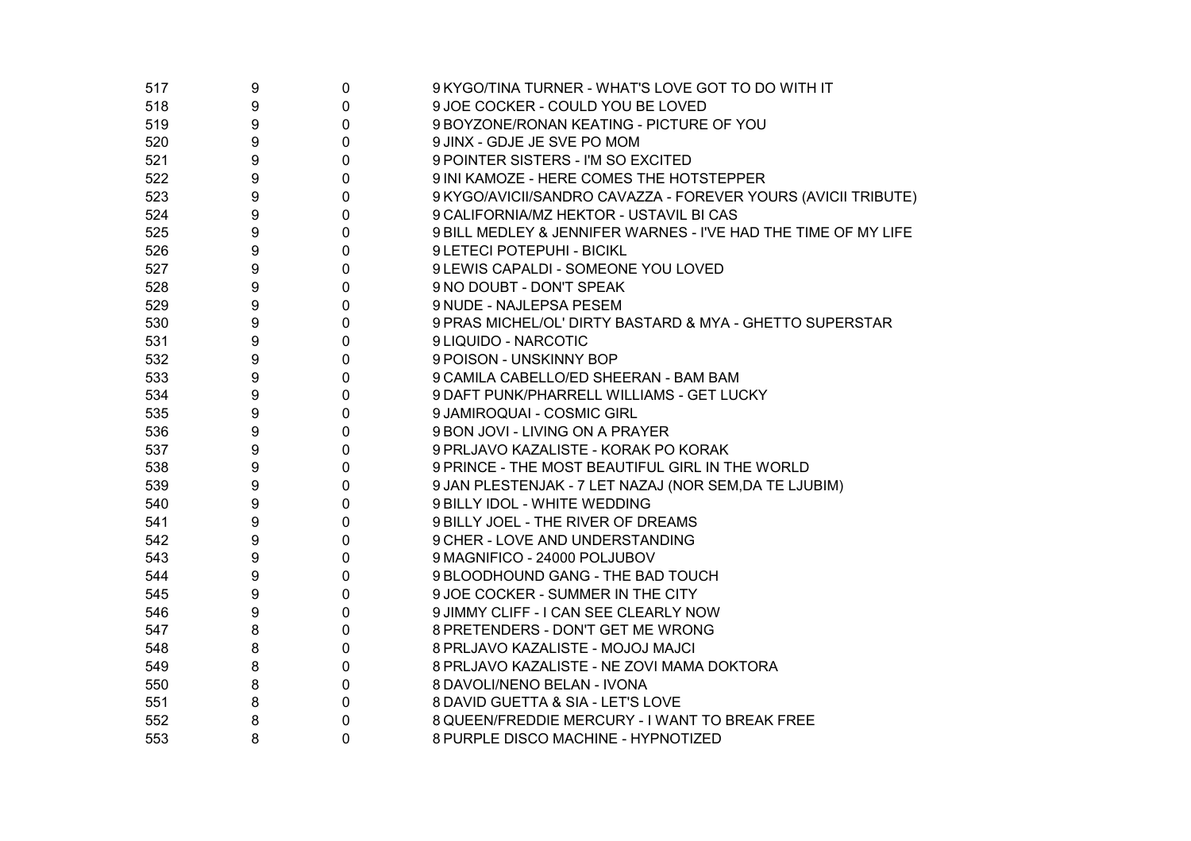| | | | |
|---|---|---|---|
| 517 | 9 | 0 | 9 KYGO/TINA TURNER - WHAT'S LOVE GOT TO DO WITH IT |
| 518 | 9 | 0 | 9 JOE COCKER - COULD YOU BE LOVED |
| 519 | 9 | 0 | 9 BOYZONE/RONAN KEATING - PICTURE OF YOU |
| 520 | 9 | 0 | 9 JINX - GDJE JE SVE PO MOM |
| 521 | 9 | 0 | 9 POINTER SISTERS - I'M SO EXCITED |
| 522 | 9 | 0 | 9 INI KAMOZE - HERE COMES THE HOTSTEPPER |
| 523 | 9 | 0 | 9 KYGO/AVICII/SANDRO CAVAZZA - FOREVER YOURS (AVICII TRIBUTE) |
| 524 | 9 | 0 | 9 CALIFORNIA/MZ HEKTOR - USTAVIL BI CAS |
| 525 | 9 | 0 | 9 BILL MEDLEY & JENNIFER WARNES - I'VE HAD THE TIME OF MY LIFE |
| 526 | 9 | 0 | 9 LETECI POTEPUHI - BICIKL |
| 527 | 9 | 0 | 9 LEWIS CAPALDI - SOMEONE YOU LOVED |
| 528 | 9 | 0 | 9 NO DOUBT - DON'T SPEAK |
| 529 | 9 | 0 | 9 NUDE - NAJLEPSA PESEM |
| 530 | 9 | 0 | 9 PRAS MICHEL/OL' DIRTY BASTARD & MYA - GHETTO SUPERSTAR |
| 531 | 9 | 0 | 9 LIQUIDO - NARCOTIC |
| 532 | 9 | 0 | 9 POISON - UNSKINNY BOP |
| 533 | 9 | 0 | 9 CAMILA CABELLO/ED SHEERAN - BAM BAM |
| 534 | 9 | 0 | 9 DAFT PUNK/PHARRELL WILLIAMS - GET LUCKY |
| 535 | 9 | 0 | 9 JAMIROQUAI - COSMIC GIRL |
| 536 | 9 | 0 | 9 BON JOVI - LIVING ON A PRAYER |
| 537 | 9 | 0 | 9 PRLJAVO KAZALISTE - KORAK PO KORAK |
| 538 | 9 | 0 | 9 PRINCE - THE MOST BEAUTIFUL GIRL IN THE WORLD |
| 539 | 9 | 0 | 9 JAN PLESTENJAK - 7 LET NAZAJ (NOR SEM,DA TE LJUBIM) |
| 540 | 9 | 0 | 9 BILLY IDOL - WHITE WEDDING |
| 541 | 9 | 0 | 9 BILLY JOEL - THE RIVER OF DREAMS |
| 542 | 9 | 0 | 9 CHER - LOVE AND UNDERSTANDING |
| 543 | 9 | 0 | 9 MAGNIFICO - 24000 POLJUBOV |
| 544 | 9 | 0 | 9 BLOODHOUND GANG - THE BAD TOUCH |
| 545 | 9 | 0 | 9 JOE COCKER - SUMMER IN THE CITY |
| 546 | 9 | 0 | 9 JIMMY CLIFF - I CAN SEE CLEARLY NOW |
| 547 | 8 | 0 | 8 PRETENDERS - DON'T GET ME WRONG |
| 548 | 8 | 0 | 8 PRLJAVO KAZALISTE - MOJOJ MAJCI |
| 549 | 8 | 0 | 8 PRLJAVO KAZALISTE - NE ZOVI MAMA DOKTORA |
| 550 | 8 | 0 | 8 DAVOLI/NENO BELAN - IVONA |
| 551 | 8 | 0 | 8 DAVID GUETTA & SIA - LET'S LOVE |
| 552 | 8 | 0 | 8 QUEEN/FREDDIE MERCURY - I WANT TO BREAK FREE |
| 553 | 8 | 0 | 8 PURPLE DISCO MACHINE - HYPNOTIZED |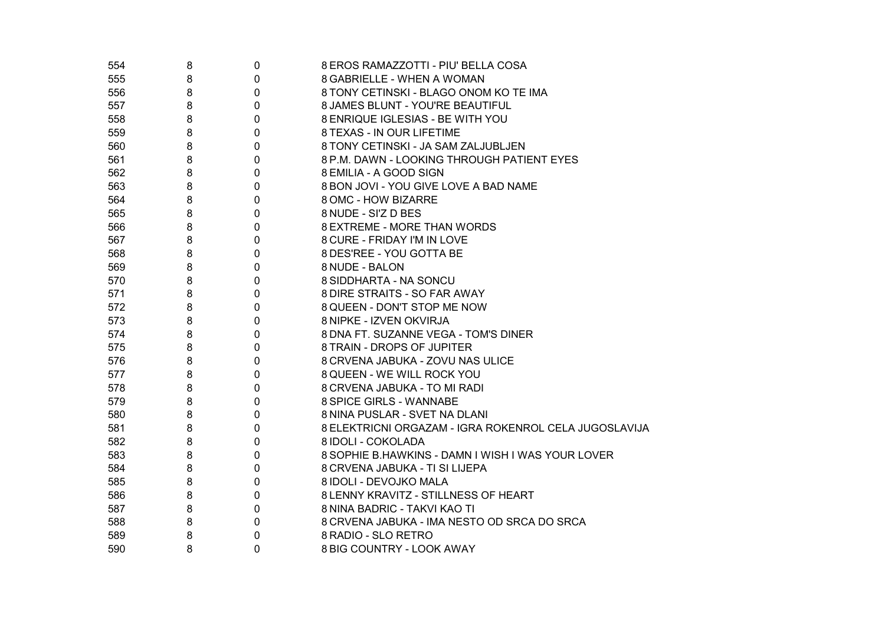| | | | |
|---|---|---|---|
| 554 | 8 | 0 | 8 EROS RAMAZZOTTI - PIU' BELLA COSA |
| 555 | 8 | 0 | 8 GABRIELLE - WHEN A WOMAN |
| 556 | 8 | 0 | 8 TONY CETINSKI - BLAGO ONOM KO TE IMA |
| 557 | 8 | 0 | 8 JAMES BLUNT - YOU'RE BEAUTIFUL |
| 558 | 8 | 0 | 8 ENRIQUE IGLESIAS - BE WITH YOU |
| 559 | 8 | 0 | 8 TEXAS - IN OUR LIFETIME |
| 560 | 8 | 0 | 8 TONY CETINSKI - JA SAM ZALJUBLJEN |
| 561 | 8 | 0 | 8 P.M. DAWN - LOOKING THROUGH PATIENT EYES |
| 562 | 8 | 0 | 8 EMILIA - A GOOD SIGN |
| 563 | 8 | 0 | 8 BON JOVI - YOU GIVE LOVE A BAD NAME |
| 564 | 8 | 0 | 8 OMC - HOW BIZARRE |
| 565 | 8 | 0 | 8 NUDE - SI'Z D BES |
| 566 | 8 | 0 | 8 EXTREME - MORE THAN WORDS |
| 567 | 8 | 0 | 8 CURE - FRIDAY I'M IN LOVE |
| 568 | 8 | 0 | 8 DES'REE - YOU GOTTA BE |
| 569 | 8 | 0 | 8 NUDE - BALON |
| 570 | 8 | 0 | 8 SIDDHARTA - NA SONCU |
| 571 | 8 | 0 | 8 DIRE STRAITS - SO FAR AWAY |
| 572 | 8 | 0 | 8 QUEEN - DON'T STOP ME NOW |
| 573 | 8 | 0 | 8 NIPKE - IZVEN OKVIRJA |
| 574 | 8 | 0 | 8 DNA FT. SUZANNE VEGA - TOM'S DINER |
| 575 | 8 | 0 | 8 TRAIN - DROPS OF JUPITER |
| 576 | 8 | 0 | 8 CRVENA JABUKA - ZOVU NAS ULICE |
| 577 | 8 | 0 | 8 QUEEN - WE WILL ROCK YOU |
| 578 | 8 | 0 | 8 CRVENA JABUKA - TO MI RADI |
| 579 | 8 | 0 | 8 SPICE GIRLS - WANNABE |
| 580 | 8 | 0 | 8 NINA PUSLAR - SVET NA DLANI |
| 581 | 8 | 0 | 8 ELEKTRICNI ORGAZAM - IGRA ROKENROL CELA JUGOSLAVIJA |
| 582 | 8 | 0 | 8 IDOLI - COKOLADA |
| 583 | 8 | 0 | 8 SOPHIE B.HAWKINS - DAMN I WISH I WAS YOUR LOVER |
| 584 | 8 | 0 | 8 CRVENA JABUKA - TI SI LIJEPA |
| 585 | 8 | 0 | 8 IDOLI - DEVOJKO MALA |
| 586 | 8 | 0 | 8 LENNY KRAVITZ - STILLNESS OF HEART |
| 587 | 8 | 0 | 8 NINA BADRIC - TAKVI KAO TI |
| 588 | 8 | 0 | 8 CRVENA JABUKA - IMA NESTO OD SRCA DO SRCA |
| 589 | 8 | 0 | 8 RADIO - SLO RETRO |
| 590 | 8 | 0 | 8 BIG COUNTRY - LOOK AWAY |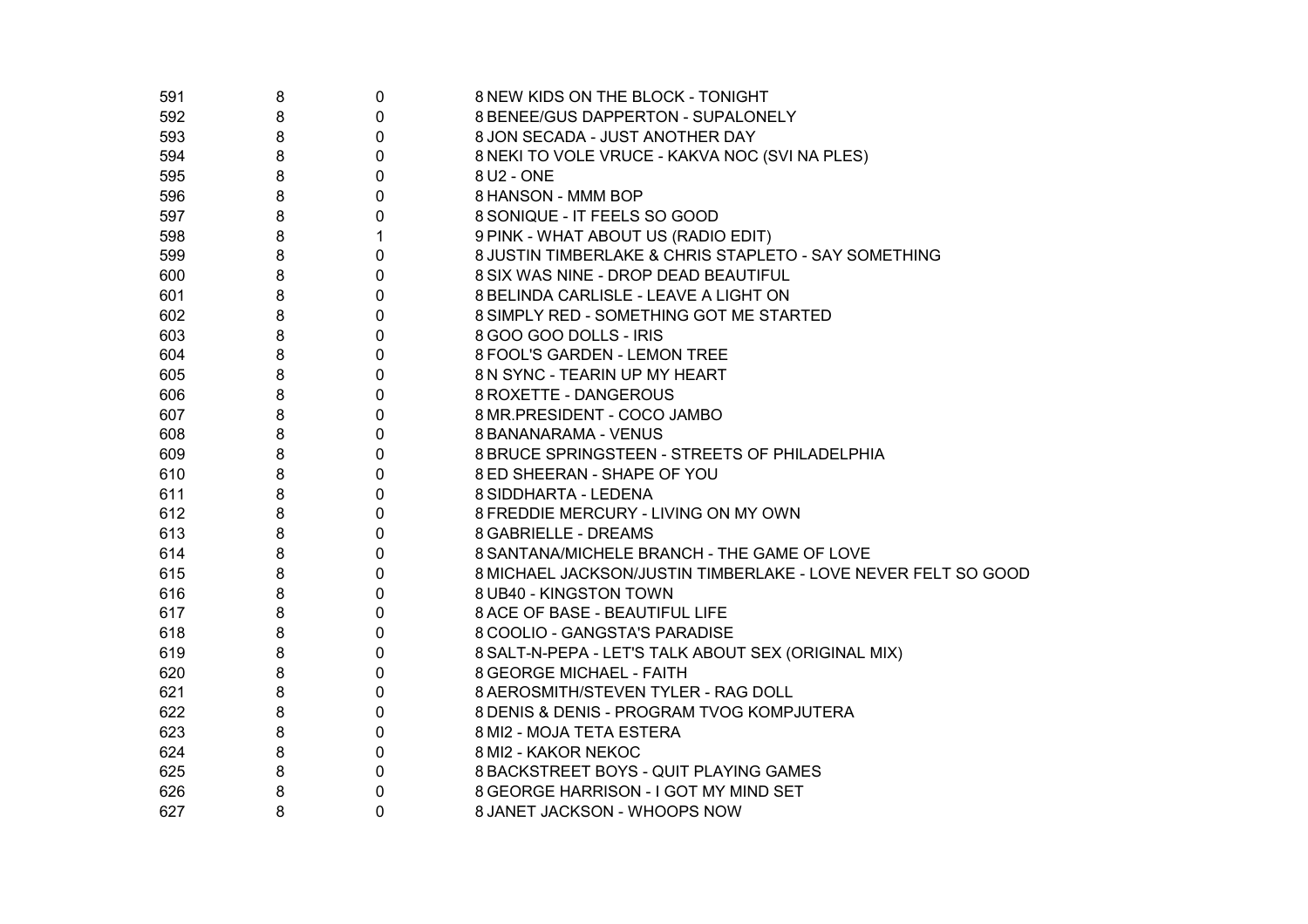| | | | |
|---|---|---|---|
| 591 | 8 | 0 | 8 NEW KIDS ON THE BLOCK - TONIGHT |
| 592 | 8 | 0 | 8 BENEE/GUS DAPPERTON - SUPALONELY |
| 593 | 8 | 0 | 8 JON SECADA - JUST ANOTHER DAY |
| 594 | 8 | 0 | 8 NEKI TO VOLE VRUCE - KAKVA NOC (SVI NA PLES) |
| 595 | 8 | 0 | 8 U2 - ONE |
| 596 | 8 | 0 | 8 HANSON - MMM BOP |
| 597 | 8 | 0 | 8 SONIQUE - IT FEELS SO GOOD |
| 598 | 8 | 1 | 9 PINK - WHAT ABOUT US (RADIO EDIT) |
| 599 | 8 | 0 | 8 JUSTIN TIMBERLAKE & CHRIS STAPLETO - SAY SOMETHING |
| 600 | 8 | 0 | 8 SIX WAS NINE - DROP DEAD BEAUTIFUL |
| 601 | 8 | 0 | 8 BELINDA CARLISLE - LEAVE A LIGHT ON |
| 602 | 8 | 0 | 8 SIMPLY RED - SOMETHING GOT ME STARTED |
| 603 | 8 | 0 | 8 GOO GOO DOLLS - IRIS |
| 604 | 8 | 0 | 8 FOOL'S GARDEN - LEMON TREE |
| 605 | 8 | 0 | 8 N SYNC - TEARIN UP MY HEART |
| 606 | 8 | 0 | 8 ROXETTE - DANGEROUS |
| 607 | 8 | 0 | 8 MR.PRESIDENT - COCO JAMBO |
| 608 | 8 | 0 | 8 BANANARAMA - VENUS |
| 609 | 8 | 0 | 8 BRUCE SPRINGSTEEN - STREETS OF PHILADELPHIA |
| 610 | 8 | 0 | 8 ED SHEERAN - SHAPE OF YOU |
| 611 | 8 | 0 | 8 SIDDHARTA - LEDENA |
| 612 | 8 | 0 | 8 FREDDIE MERCURY - LIVING ON MY OWN |
| 613 | 8 | 0 | 8 GABRIELLE - DREAMS |
| 614 | 8 | 0 | 8 SANTANA/MICHELE BRANCH - THE GAME OF LOVE |
| 615 | 8 | 0 | 8 MICHAEL JACKSON/JUSTIN TIMBERLAKE - LOVE NEVER FELT SO GOOD |
| 616 | 8 | 0 | 8 UB40 - KINGSTON TOWN |
| 617 | 8 | 0 | 8 ACE OF BASE - BEAUTIFUL LIFE |
| 618 | 8 | 0 | 8 COOLIO - GANGSTA'S PARADISE |
| 619 | 8 | 0 | 8 SALT-N-PEPA - LET'S TALK ABOUT SEX (ORIGINAL MIX) |
| 620 | 8 | 0 | 8 GEORGE MICHAEL - FAITH |
| 621 | 8 | 0 | 8 AEROSMITH/STEVEN TYLER - RAG DOLL |
| 622 | 8 | 0 | 8 DENIS & DENIS - PROGRAM TVOG KOMPJUTERA |
| 623 | 8 | 0 | 8 MI2 - MOJA TETA ESTERA |
| 624 | 8 | 0 | 8 MI2 - KAKOR NEKOC |
| 625 | 8 | 0 | 8 BACKSTREET BOYS - QUIT PLAYING GAMES |
| 626 | 8 | 0 | 8 GEORGE HARRISON - I GOT MY MIND SET |
| 627 | 8 | 0 | 8 JANET JACKSON - WHOOPS NOW |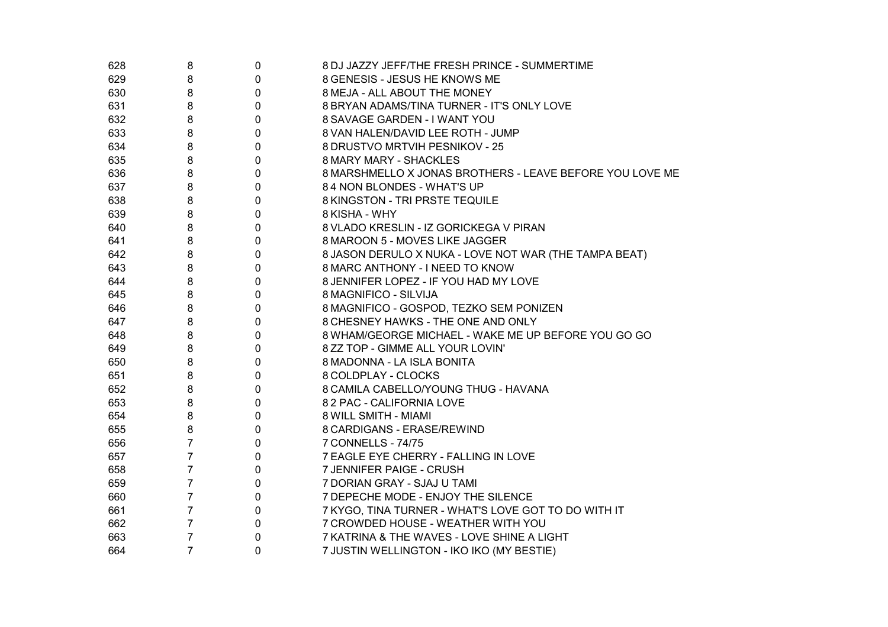| | | | |
|---|---|---|---|
| 628 | 8 | 0 | 8 DJ JAZZY JEFF/THE FRESH PRINCE - SUMMERTIME |
| 629 | 8 | 0 | 8 GENESIS - JESUS HE KNOWS ME |
| 630 | 8 | 0 | 8 MEJA - ALL ABOUT THE MONEY |
| 631 | 8 | 0 | 8 BRYAN ADAMS/TINA TURNER - IT'S ONLY LOVE |
| 632 | 8 | 0 | 8 SAVAGE GARDEN - I WANT YOU |
| 633 | 8 | 0 | 8 VAN HALEN/DAVID LEE ROTH - JUMP |
| 634 | 8 | 0 | 8 DRUSTVO MRTVIH PESNIKOV - 25 |
| 635 | 8 | 0 | 8 MARY MARY - SHACKLES |
| 636 | 8 | 0 | 8 MARSHMELLO X JONAS BROTHERS - LEAVE BEFORE YOU LOVE ME |
| 637 | 8 | 0 | 8 4 NON BLONDES - WHAT'S UP |
| 638 | 8 | 0 | 8 KINGSTON - TRI PRSTE TEQUILE |
| 639 | 8 | 0 | 8 KISHA - WHY |
| 640 | 8 | 0 | 8 VLADO KRESLIN - IZ GORICKEGA V PIRAN |
| 641 | 8 | 0 | 8 MAROON 5 - MOVES LIKE JAGGER |
| 642 | 8 | 0 | 8 JASON DERULO X NUKA - LOVE NOT WAR (THE TAMPA BEAT) |
| 643 | 8 | 0 | 8 MARC ANTHONY - I NEED TO KNOW |
| 644 | 8 | 0 | 8 JENNIFER LOPEZ - IF YOU HAD MY LOVE |
| 645 | 8 | 0 | 8 MAGNIFICO - SILVIJA |
| 646 | 8 | 0 | 8 MAGNIFICO - GOSPOD, TEZKO SEM PONIZEN |
| 647 | 8 | 0 | 8 CHESNEY HAWKS - THE ONE AND ONLY |
| 648 | 8 | 0 | 8 WHAM/GEORGE MICHAEL - WAKE ME UP BEFORE YOU GO GO |
| 649 | 8 | 0 | 8 ZZ TOP - GIMME ALL YOUR LOVIN' |
| 650 | 8 | 0 | 8 MADONNA - LA ISLA BONITA |
| 651 | 8 | 0 | 8 COLDPLAY - CLOCKS |
| 652 | 8 | 0 | 8 CAMILA CABELLO/YOUNG THUG - HAVANA |
| 653 | 8 | 0 | 8 2 PAC - CALIFORNIA LOVE |
| 654 | 8 | 0 | 8 WILL SMITH - MIAMI |
| 655 | 8 | 0 | 8 CARDIGANS - ERASE/REWIND |
| 656 | 7 | 0 | 7 CONNELLS - 74/75 |
| 657 | 7 | 0 | 7 EAGLE EYE CHERRY - FALLING IN LOVE |
| 658 | 7 | 0 | 7 JENNIFER PAIGE - CRUSH |
| 659 | 7 | 0 | 7 DORIAN GRAY - SJAJ U TAMI |
| 660 | 7 | 0 | 7 DEPECHE MODE - ENJOY THE SILENCE |
| 661 | 7 | 0 | 7 KYGO, TINA TURNER - WHAT'S LOVE GOT TO DO WITH IT |
| 662 | 7 | 0 | 7 CROWDED HOUSE - WEATHER WITH YOU |
| 663 | 7 | 0 | 7 KATRINA & THE WAVES - LOVE SHINE A LIGHT |
| 664 | 7 | 0 | 7 JUSTIN WELLINGTON - IKO IKO (MY BESTIE) |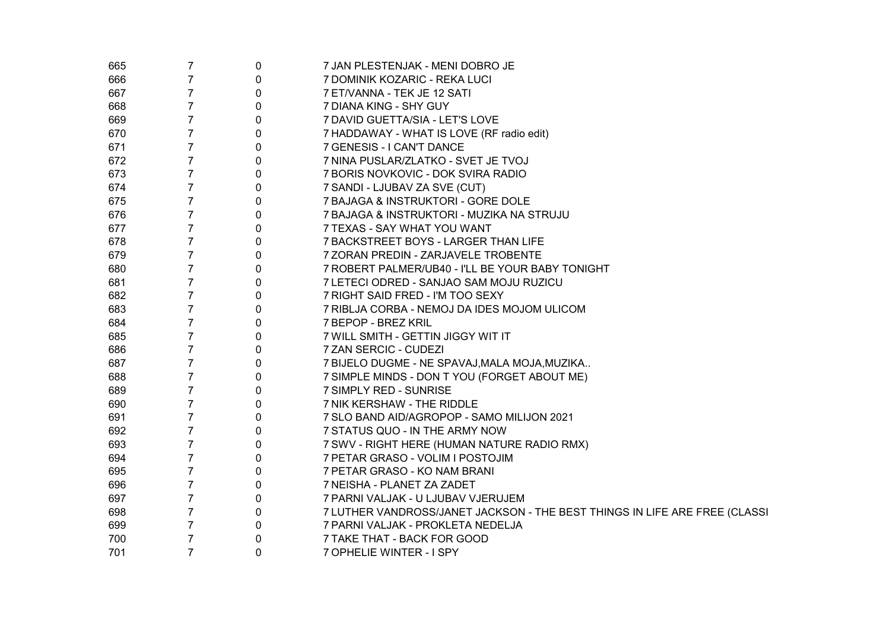| | | | |
|---|---|---|---|
| 665 | 7 | 0 | 7 JAN PLESTENJAK - MENI DOBRO JE |
| 666 | 7 | 0 | 7 DOMINIK KOZARIC - REKA LUCI |
| 667 | 7 | 0 | 7 ET/VANNA - TEK JE 12 SATI |
| 668 | 7 | 0 | 7 DIANA KING - SHY GUY |
| 669 | 7 | 0 | 7 DAVID GUETTA/SIA - LET'S LOVE |
| 670 | 7 | 0 | 7 HADDAWAY - WHAT IS LOVE (RF radio edit) |
| 671 | 7 | 0 | 7 GENESIS - I CAN'T DANCE |
| 672 | 7 | 0 | 7 NINA PUSLAR/ZLATKO - SVET JE TVOJ |
| 673 | 7 | 0 | 7 BORIS NOVKOVIC - DOK SVIRA RADIO |
| 674 | 7 | 0 | 7 SANDI - LJUBAV ZA SVE (CUT) |
| 675 | 7 | 0 | 7 BAJAGA & INSTRUKTORI - GORE DOLE |
| 676 | 7 | 0 | 7 BAJAGA & INSTRUKTORI - MUZIKA NA STRUJU |
| 677 | 7 | 0 | 7 TEXAS - SAY WHAT YOU WANT |
| 678 | 7 | 0 | 7 BACKSTREET BOYS - LARGER THAN LIFE |
| 679 | 7 | 0 | 7 ZORAN PREDIN - ZARJAVELE TROBENTE |
| 680 | 7 | 0 | 7 ROBERT PALMER/UB40 - I'LL BE YOUR BABY TONIGHT |
| 681 | 7 | 0 | 7 LETECI ODRED - SANJAO SAM MOJU RUZICU |
| 682 | 7 | 0 | 7 RIGHT SAID FRED - I'M TOO SEXY |
| 683 | 7 | 0 | 7 RIBLJA CORBA - NEMOJ DA IDES MOJOM ULICOM |
| 684 | 7 | 0 | 7 BEPOP - BREZ KRIL |
| 685 | 7 | 0 | 7 WILL SMITH - GETTIN JIGGY WIT IT |
| 686 | 7 | 0 | 7 ZAN SERCIC - CUDEZI |
| 687 | 7 | 0 | 7 BIJELO DUGME - NE SPAVAJ,MALA MOJA,MUZIKA.. |
| 688 | 7 | 0 | 7 SIMPLE MINDS - DON T YOU (FORGET ABOUT ME) |
| 689 | 7 | 0 | 7 SIMPLY RED - SUNRISE |
| 690 | 7 | 0 | 7 NIK KERSHAW - THE RIDDLE |
| 691 | 7 | 0 | 7 SLO BAND AID/AGROPOP - SAMO MILIJON 2021 |
| 692 | 7 | 0 | 7 STATUS QUO - IN THE ARMY NOW |
| 693 | 7 | 0 | 7 SWV - RIGHT HERE (HUMAN NATURE RADIO RMX) |
| 694 | 7 | 0 | 7 PETAR GRASO - VOLIM I POSTOJIM |
| 695 | 7 | 0 | 7 PETAR GRASO - KO NAM BRANI |
| 696 | 7 | 0 | 7 NEISHA - PLANET ZA ZADET |
| 697 | 7 | 0 | 7 PARNI VALJAK - U LJUBAV VJERUJEM |
| 698 | 7 | 0 | 7 LUTHER VANDROSS/JANET JACKSON - THE BEST THINGS IN LIFE ARE FREE (CLASSI |
| 699 | 7 | 0 | 7 PARNI VALJAK - PROKLETA NEDELJA |
| 700 | 7 | 0 | 7 TAKE THAT - BACK FOR GOOD |
| 701 | 7 | 0 | 7 OPHELIE WINTER - I SPY |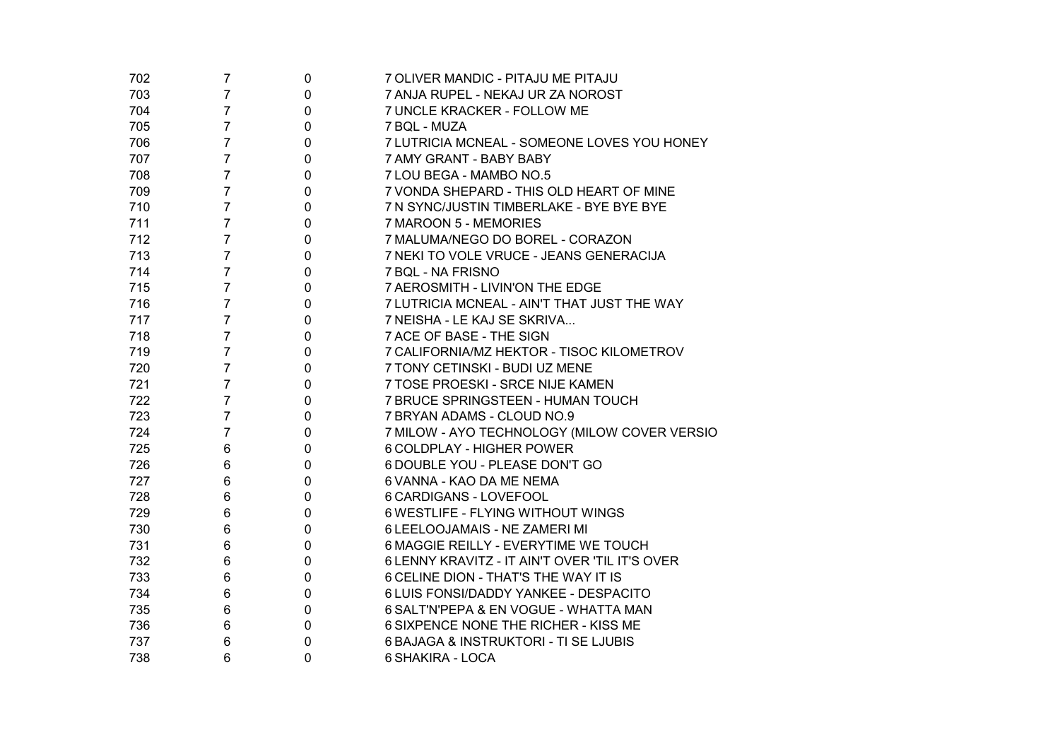| | | | |
|---|---|---|---|
| 702 | 7 | 0 | 7 OLIVER MANDIC - PITAJU ME PITAJU |
| 703 | 7 | 0 | 7 ANJA RUPEL - NEKAJ UR ZA NOROST |
| 704 | 7 | 0 | 7 UNCLE KRACKER - FOLLOW ME |
| 705 | 7 | 0 | 7 BQL - MUZA |
| 706 | 7 | 0 | 7 LUTRICIA MCNEAL - SOMEONE LOVES YOU HONEY |
| 707 | 7 | 0 | 7 AMY GRANT - BABY BABY |
| 708 | 7 | 0 | 7 LOU BEGA - MAMBO NO.5 |
| 709 | 7 | 0 | 7 VONDA SHEPARD - THIS OLD HEART OF MINE |
| 710 | 7 | 0 | 7 N SYNC/JUSTIN TIMBERLAKE - BYE BYE BYE |
| 711 | 7 | 0 | 7 MAROON 5 - MEMORIES |
| 712 | 7 | 0 | 7 MALUMA/NEGO DO BOREL - CORAZON |
| 713 | 7 | 0 | 7 NEKI TO VOLE VRUCE - JEANS GENERACIJA |
| 714 | 7 | 0 | 7 BQL - NA FRISNO |
| 715 | 7 | 0 | 7 AEROSMITH - LIVIN'ON THE EDGE |
| 716 | 7 | 0 | 7 LUTRICIA MCNEAL - AIN'T THAT JUST THE WAY |
| 717 | 7 | 0 | 7 NEISHA - LE KAJ SE SKRIVA... |
| 718 | 7 | 0 | 7 ACE OF BASE - THE SIGN |
| 719 | 7 | 0 | 7 CALIFORNIA/MZ HEKTOR - TISOC KILOMETROV |
| 720 | 7 | 0 | 7 TONY CETINSKI - BUDI UZ MENE |
| 721 | 7 | 0 | 7 TOSE PROESKI - SRCE NIJE KAMEN |
| 722 | 7 | 0 | 7 BRUCE SPRINGSTEEN - HUMAN TOUCH |
| 723 | 7 | 0 | 7 BRYAN ADAMS - CLOUD NO.9 |
| 724 | 7 | 0 | 7 MILOW - AYO TECHNOLOGY (MILOW COVER VERSIO |
| 725 | 6 | 0 | 6 COLDPLAY - HIGHER POWER |
| 726 | 6 | 0 | 6 DOUBLE YOU - PLEASE DON'T GO |
| 727 | 6 | 0 | 6 VANNA - KAO DA ME NEMA |
| 728 | 6 | 0 | 6 CARDIGANS - LOVEFOOL |
| 729 | 6 | 0 | 6 WESTLIFE - FLYING WITHOUT WINGS |
| 730 | 6 | 0 | 6 LEELOOJAMAIS - NE ZAMERI MI |
| 731 | 6 | 0 | 6 MAGGIE REILLY - EVERYTIME WE TOUCH |
| 732 | 6 | 0 | 6 LENNY KRAVITZ - IT AIN'T OVER 'TIL IT'S OVER |
| 733 | 6 | 0 | 6 CELINE DION - THAT'S THE WAY IT IS |
| 734 | 6 | 0 | 6 LUIS FONSI/DADDY YANKEE - DESPACITO |
| 735 | 6 | 0 | 6 SALT'N'PEPA & EN VOGUE - WHATTA MAN |
| 736 | 6 | 0 | 6 SIXPENCE NONE THE RICHER - KISS ME |
| 737 | 6 | 0 | 6 BAJAGA & INSTRUKTORI - TI SE LJUBIS |
| 738 | 6 | 0 | 6 SHAKIRA - LOCA |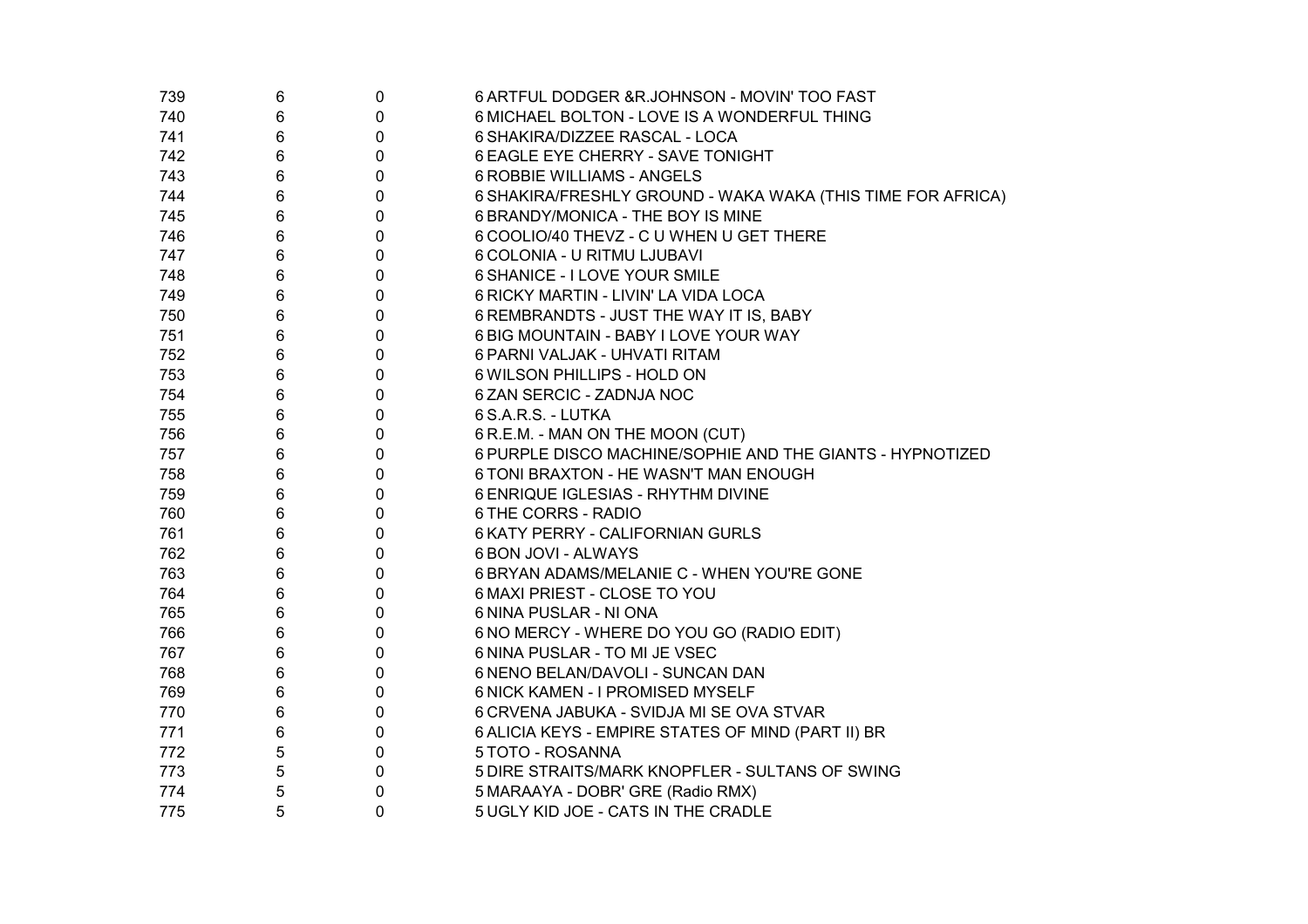| | | | |
|---|---|---|---|
| 739 | 6 | 0 | 6 ARTFUL DODGER &R.JOHNSON - MOVIN' TOO FAST |
| 740 | 6 | 0 | 6 MICHAEL BOLTON - LOVE IS A WONDERFUL THING |
| 741 | 6 | 0 | 6 SHAKIRA/DIZZEE RASCAL - LOCA |
| 742 | 6 | 0 | 6 EAGLE EYE CHERRY - SAVE TONIGHT |
| 743 | 6 | 0 | 6 ROBBIE WILLIAMS - ANGELS |
| 744 | 6 | 0 | 6 SHAKIRA/FRESHLY GROUND - WAKA WAKA (THIS TIME FOR AFRICA) |
| 745 | 6 | 0 | 6 BRANDY/MONICA - THE BOY IS MINE |
| 746 | 6 | 0 | 6 COOLIO/40 THEVZ - C U WHEN U GET THERE |
| 747 | 6 | 0 | 6 COLONIA - U RITMU LJUBAVI |
| 748 | 6 | 0 | 6 SHANICE - I LOVE YOUR SMILE |
| 749 | 6 | 0 | 6 RICKY MARTIN - LIVIN' LA VIDA LOCA |
| 750 | 6 | 0 | 6 REMBRANDTS - JUST THE WAY IT IS, BABY |
| 751 | 6 | 0 | 6 BIG MOUNTAIN - BABY I LOVE YOUR WAY |
| 752 | 6 | 0 | 6 PARNI VALJAK - UHVATI RITAM |
| 753 | 6 | 0 | 6 WILSON PHILLIPS - HOLD ON |
| 754 | 6 | 0 | 6 ZAN SERCIC - ZADNJA NOC |
| 755 | 6 | 0 | 6 S.A.R.S. - LUTKA |
| 756 | 6 | 0 | 6 R.E.M. - MAN ON THE MOON (CUT) |
| 757 | 6 | 0 | 6 PURPLE DISCO MACHINE/SOPHIE AND THE GIANTS - HYPNOTIZED |
| 758 | 6 | 0 | 6 TONI BRAXTON - HE WASN'T MAN ENOUGH |
| 759 | 6 | 0 | 6 ENRIQUE IGLESIAS - RHYTHM DIVINE |
| 760 | 6 | 0 | 6 THE CORRS - RADIO |
| 761 | 6 | 0 | 6 KATY PERRY - CALIFORNIAN GURLS |
| 762 | 6 | 0 | 6 BON JOVI - ALWAYS |
| 763 | 6 | 0 | 6 BRYAN ADAMS/MELANIE C - WHEN YOU'RE GONE |
| 764 | 6 | 0 | 6 MAXI PRIEST - CLOSE TO YOU |
| 765 | 6 | 0 | 6 NINA PUSLAR - NI ONA |
| 766 | 6 | 0 | 6 NO MERCY - WHERE DO YOU GO (RADIO EDIT) |
| 767 | 6 | 0 | 6 NINA PUSLAR - TO MI JE VSEC |
| 768 | 6 | 0 | 6 NENO BELAN/DAVOLI - SUNCAN DAN |
| 769 | 6 | 0 | 6 NICK KAMEN - I PROMISED MYSELF |
| 770 | 6 | 0 | 6 CRVENA JABUKA - SVIDJA MI SE OVA STVAR |
| 771 | 6 | 0 | 6 ALICIA KEYS - EMPIRE STATES OF MIND (PART II) BR |
| 772 | 5 | 0 | 5 TOTO - ROSANNA |
| 773 | 5 | 0 | 5 DIRE STRAITS/MARK KNOPFLER - SULTANS OF SWING |
| 774 | 5 | 0 | 5 MARAAYA - DOBR' GRE (Radio RMX) |
| 775 | 5 | 0 | 5 UGLY KID JOE - CATS IN THE CRADLE |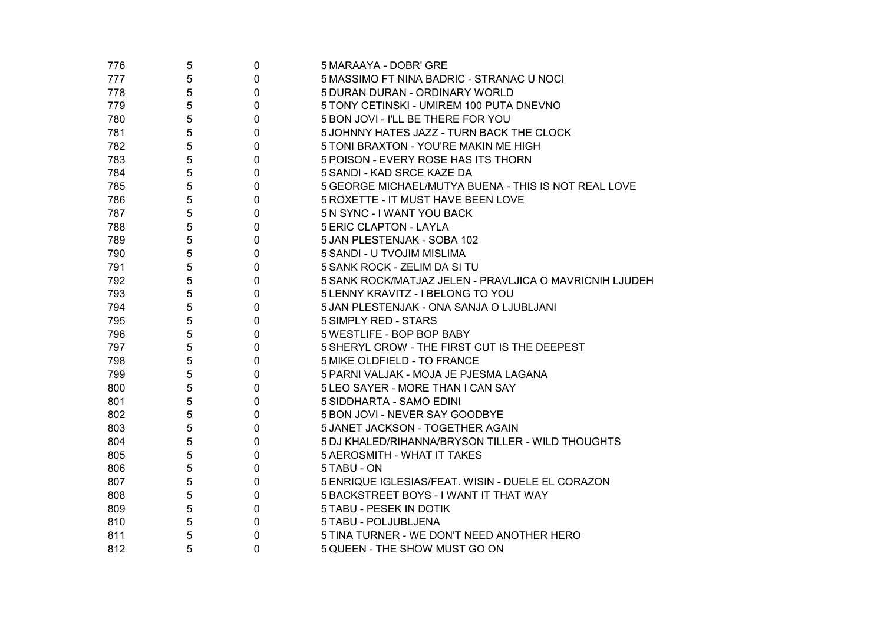| | | | |
|---|---|---|---|
| 776 | 5 | 0 | 5 MARAAYA - DOBR' GRE |
| 777 | 5 | 0 | 5 MASSIMO FT NINA BADRIC - STRANAC U NOCI |
| 778 | 5 | 0 | 5 DURAN DURAN - ORDINARY WORLD |
| 779 | 5 | 0 | 5 TONY CETINSKI - UMIREM 100 PUTA DNEVNO |
| 780 | 5 | 0 | 5 BON JOVI - I'LL BE THERE FOR YOU |
| 781 | 5 | 0 | 5 JOHNNY HATES JAZZ - TURN BACK THE CLOCK |
| 782 | 5 | 0 | 5 TONI BRAXTON - YOU'RE MAKIN ME HIGH |
| 783 | 5 | 0 | 5 POISON - EVERY ROSE HAS ITS THORN |
| 784 | 5 | 0 | 5 SANDI - KAD SRCE KAZE DA |
| 785 | 5 | 0 | 5 GEORGE MICHAEL/MUTYA BUENA - THIS IS NOT REAL LOVE |
| 786 | 5 | 0 | 5 ROXETTE - IT MUST HAVE BEEN LOVE |
| 787 | 5 | 0 | 5 N SYNC - I WANT YOU BACK |
| 788 | 5 | 0 | 5 ERIC CLAPTON - LAYLA |
| 789 | 5 | 0 | 5 JAN PLESTENJAK - SOBA 102 |
| 790 | 5 | 0 | 5 SANDI - U TVOJIM MISLIMA |
| 791 | 5 | 0 | 5 SANK ROCK - ZELIM DA SI TU |
| 792 | 5 | 0 | 5 SANK ROCK/MATJAZ JELEN - PRAVLJICA O MAVRICNIH LJUDEH |
| 793 | 5 | 0 | 5 LENNY KRAVITZ - I BELONG TO YOU |
| 794 | 5 | 0 | 5 JAN PLESTENJAK - ONA SANJA O LJUBLJANI |
| 795 | 5 | 0 | 5 SIMPLY RED - STARS |
| 796 | 5 | 0 | 5 WESTLIFE - BOP BOP BABY |
| 797 | 5 | 0 | 5 SHERYL CROW - THE FIRST CUT IS THE DEEPEST |
| 798 | 5 | 0 | 5 MIKE OLDFIELD - TO FRANCE |
| 799 | 5 | 0 | 5 PARNI VALJAK - MOJA JE PJESMA LAGANA |
| 800 | 5 | 0 | 5 LEO SAYER - MORE THAN I CAN SAY |
| 801 | 5 | 0 | 5 SIDDHARTA - SAMO EDINI |
| 802 | 5 | 0 | 5 BON JOVI - NEVER SAY GOODBYE |
| 803 | 5 | 0 | 5 JANET JACKSON - TOGETHER AGAIN |
| 804 | 5 | 0 | 5 DJ KHALED/RIHANNA/BRYSON TILLER - WILD THOUGHTS |
| 805 | 5 | 0 | 5 AEROSMITH - WHAT IT TAKES |
| 806 | 5 | 0 | 5 TABU - ON |
| 807 | 5 | 0 | 5 ENRIQUE IGLESIAS/FEAT. WISIN - DUELE EL CORAZON |
| 808 | 5 | 0 | 5 BACKSTREET BOYS - I WANT IT THAT WAY |
| 809 | 5 | 0 | 5 TABU - PESEK IN DOTIK |
| 810 | 5 | 0 | 5 TABU - POLJUBLJENA |
| 811 | 5 | 0 | 5 TINA TURNER - WE DON'T NEED ANOTHER HERO |
| 812 | 5 | 0 | 5 QUEEN - THE SHOW MUST GO ON |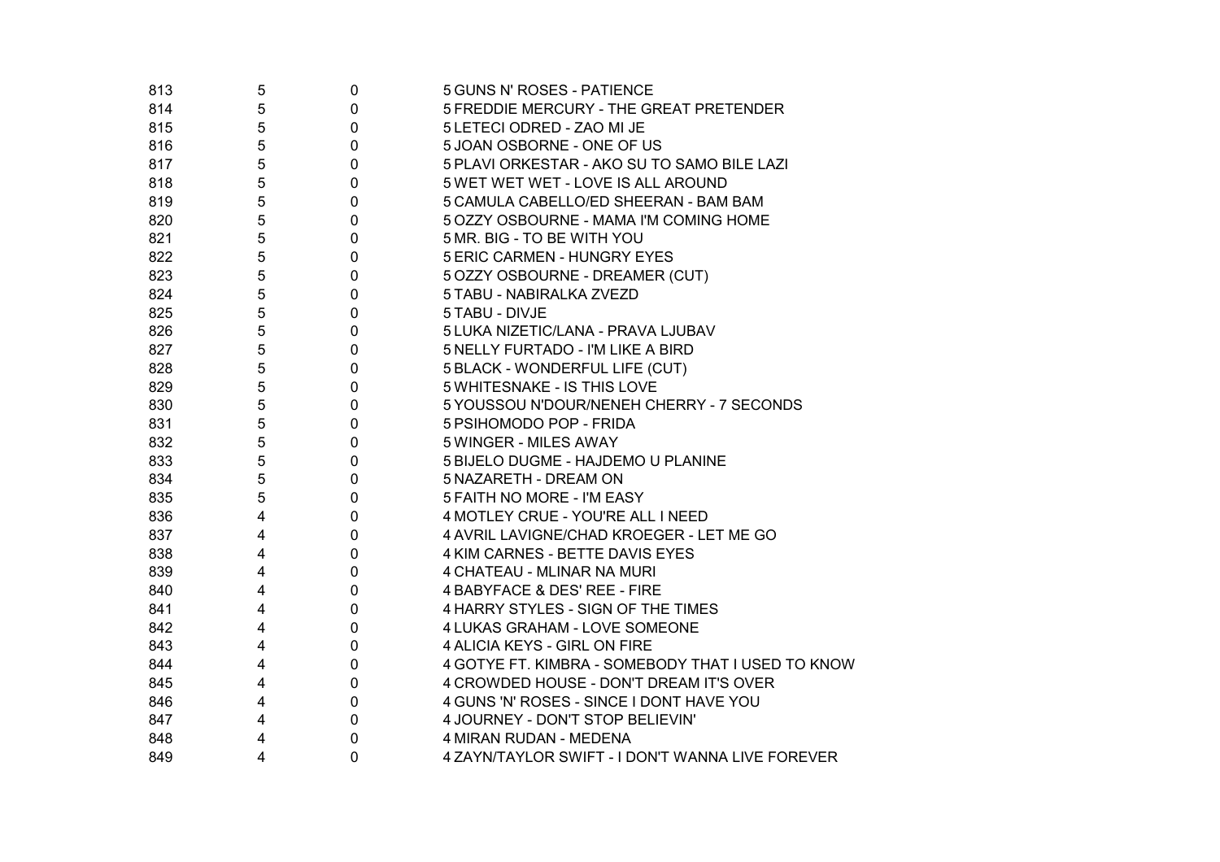| | | | |
|---|---|---|---|
| 813 | 5 | 0 | 5 GUNS N' ROSES - PATIENCE |
| 814 | 5 | 0 | 5 FREDDIE MERCURY - THE GREAT PRETENDER |
| 815 | 5 | 0 | 5 LETECI ODRED - ZAO MI JE |
| 816 | 5 | 0 | 5 JOAN OSBORNE - ONE OF US |
| 817 | 5 | 0 | 5 PLAVI ORKESTAR - AKO SU TO SAMO BILE LAZI |
| 818 | 5 | 0 | 5 WET WET WET - LOVE IS ALL AROUND |
| 819 | 5 | 0 | 5 CAMULA CABELLO/ED SHEERAN - BAM BAM |
| 820 | 5 | 0 | 5 OZZY OSBOURNE - MAMA I'M COMING HOME |
| 821 | 5 | 0 | 5 MR. BIG - TO BE WITH YOU |
| 822 | 5 | 0 | 5 ERIC CARMEN - HUNGRY EYES |
| 823 | 5 | 0 | 5 OZZY OSBOURNE - DREAMER (CUT) |
| 824 | 5 | 0 | 5 TABU - NABIRALKA ZVEZD |
| 825 | 5 | 0 | 5 TABU - DIVJE |
| 826 | 5 | 0 | 5 LUKA NIZETIC/LANA - PRAVA LJUBAV |
| 827 | 5 | 0 | 5 NELLY FURTADO - I'M LIKE A BIRD |
| 828 | 5 | 0 | 5 BLACK - WONDERFUL LIFE (CUT) |
| 829 | 5 | 0 | 5 WHITESNAKE - IS THIS LOVE |
| 830 | 5 | 0 | 5 YOUSSOU N'DOUR/NENEH CHERRY - 7 SECONDS |
| 831 | 5 | 0 | 5 PSIHOMODO POP - FRIDA |
| 832 | 5 | 0 | 5 WINGER - MILES AWAY |
| 833 | 5 | 0 | 5 BIJELO DUGME - HAJDEMO U PLANINE |
| 834 | 5 | 0 | 5 NAZARETH - DREAM ON |
| 835 | 5 | 0 | 5 FAITH NO MORE - I'M EASY |
| 836 | 4 | 0 | 4 MOTLEY CRUE - YOU'RE ALL I NEED |
| 837 | 4 | 0 | 4 AVRIL LAVIGNE/CHAD KROEGER - LET ME GO |
| 838 | 4 | 0 | 4 KIM CARNES - BETTE DAVIS EYES |
| 839 | 4 | 0 | 4 CHATEAU - MLINAR NA MURI |
| 840 | 4 | 0 | 4 BABYFACE & DES' REE - FIRE |
| 841 | 4 | 0 | 4 HARRY STYLES - SIGN OF THE TIMES |
| 842 | 4 | 0 | 4 LUKAS GRAHAM - LOVE SOMEONE |
| 843 | 4 | 0 | 4 ALICIA KEYS - GIRL ON FIRE |
| 844 | 4 | 0 | 4 GOTYE FT. KIMBRA - SOMEBODY THAT I USED TO KNOW |
| 845 | 4 | 0 | 4 CROWDED HOUSE - DON'T DREAM IT'S OVER |
| 846 | 4 | 0 | 4 GUNS 'N' ROSES - SINCE I DONT HAVE YOU |
| 847 | 4 | 0 | 4 JOURNEY - DON'T STOP BELIEVIN' |
| 848 | 4 | 0 | 4 MIRAN RUDAN - MEDENA |
| 849 | 4 | 0 | 4 ZAYN/TAYLOR SWIFT - I DON'T WANNA LIVE FOREVER |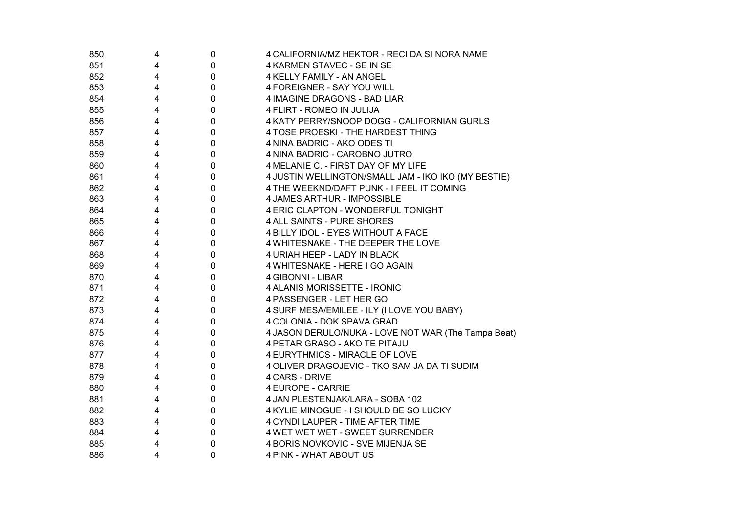| | | | |
|---|---|---|---|
| 850 | 4 | 0 | 4 CALIFORNIA/MZ HEKTOR - RECI DA SI NORA NAME |
| 851 | 4 | 0 | 4 KARMEN STAVEC - SE IN SE |
| 852 | 4 | 0 | 4 KELLY FAMILY - AN ANGEL |
| 853 | 4 | 0 | 4 FOREIGNER - SAY YOU WILL |
| 854 | 4 | 0 | 4 IMAGINE DRAGONS - BAD LIAR |
| 855 | 4 | 0 | 4 FLIRT - ROMEO IN JULIJA |
| 856 | 4 | 0 | 4 KATY PERRY/SNOOP DOGG - CALIFORNIAN GURLS |
| 857 | 4 | 0 | 4 TOSE PROESKI - THE HARDEST THING |
| 858 | 4 | 0 | 4 NINA BADRIC - AKO ODES TI |
| 859 | 4 | 0 | 4 NINA BADRIC - CAROBNO JUTRO |
| 860 | 4 | 0 | 4 MELANIE C. - FIRST DAY OF MY LIFE |
| 861 | 4 | 0 | 4 JUSTIN WELLINGTON/SMALL JAM - IKO IKO (MY BESTIE) |
| 862 | 4 | 0 | 4 THE WEEKND/DAFT PUNK - I FEEL IT COMING |
| 863 | 4 | 0 | 4 JAMES ARTHUR - IMPOSSIBLE |
| 864 | 4 | 0 | 4 ERIC CLAPTON - WONDERFUL TONIGHT |
| 865 | 4 | 0 | 4 ALL SAINTS - PURE SHORES |
| 866 | 4 | 0 | 4 BILLY IDOL - EYES WITHOUT A FACE |
| 867 | 4 | 0 | 4 WHITESNAKE - THE DEEPER THE LOVE |
| 868 | 4 | 0 | 4 URIAH HEEP - LADY IN BLACK |
| 869 | 4 | 0 | 4 WHITESNAKE - HERE I GO AGAIN |
| 870 | 4 | 0 | 4 GIBONNI - LIBAR |
| 871 | 4 | 0 | 4 ALANIS MORISSETTE - IRONIC |
| 872 | 4 | 0 | 4 PASSENGER - LET HER GO |
| 873 | 4 | 0 | 4 SURF MESA/EMILEE - ILY (I LOVE YOU BABY) |
| 874 | 4 | 0 | 4 COLONIA - DOK SPAVA GRAD |
| 875 | 4 | 0 | 4 JASON DERULO/NUKA - LOVE NOT WAR (The Tampa Beat) |
| 876 | 4 | 0 | 4 PETAR GRASO - AKO TE PITAJU |
| 877 | 4 | 0 | 4 EURYTHMICS - MIRACLE OF LOVE |
| 878 | 4 | 0 | 4 OLIVER DRAGOJEVIC - TKO SAM JA DA TI SUDIM |
| 879 | 4 | 0 | 4 CARS - DRIVE |
| 880 | 4 | 0 | 4 EUROPE - CARRIE |
| 881 | 4 | 0 | 4 JAN PLESTENJAK/LARA - SOBA 102 |
| 882 | 4 | 0 | 4 KYLIE MINOGUE - I SHOULD BE SO LUCKY |
| 883 | 4 | 0 | 4 CYNDI LAUPER - TIME AFTER TIME |
| 884 | 4 | 0 | 4 WET WET WET - SWEET SURRENDER |
| 885 | 4 | 0 | 4 BORIS NOVKOVIC - SVE MIJENJA SE |
| 886 | 4 | 0 | 4 PINK - WHAT ABOUT US |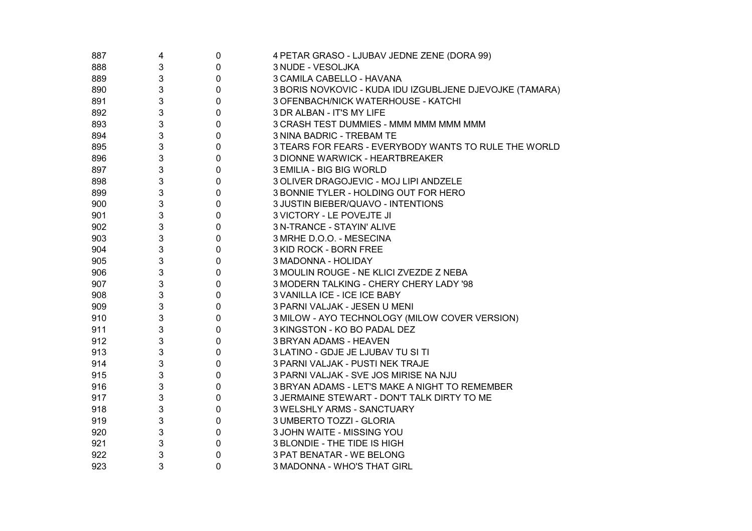| | | | |
|---|---|---|---|
| 887 | 4 | 0 | 4 PETAR GRASO - LJUBAV JEDNE ZENE (DORA 99) |
| 888 | 3 | 0 | 3 NUDE - VESOLJKA |
| 889 | 3 | 0 | 3 CAMILA CABELLO - HAVANA |
| 890 | 3 | 0 | 3 BORIS NOVKOVIC - KUDA IDU IZGUBLJENE DJEVOJKE (TAMARA) |
| 891 | 3 | 0 | 3 OFENBACH/NICK WATERHOUSE - KATCHI |
| 892 | 3 | 0 | 3 DR ALBAN - IT'S MY LIFE |
| 893 | 3 | 0 | 3 CRASH TEST DUMMIES - MMM MMM MMM MMM |
| 894 | 3 | 0 | 3 NINA BADRIC - TREBAM TE |
| 895 | 3 | 0 | 3 TEARS FOR FEARS - EVERYBODY WANTS TO RULE THE WORLD |
| 896 | 3 | 0 | 3 DIONNE WARWICK - HEARTBREAKER |
| 897 | 3 | 0 | 3 EMILIA - BIG BIG WORLD |
| 898 | 3 | 0 | 3 OLIVER DRAGOJEVIC - MOJ LIPI ANDZELE |
| 899 | 3 | 0 | 3 BONNIE TYLER - HOLDING OUT FOR HERO |
| 900 | 3 | 0 | 3 JUSTIN BIEBER/QUAVO - INTENTIONS |
| 901 | 3 | 0 | 3 VICTORY - LE POVEJTE JI |
| 902 | 3 | 0 | 3 N-TRANCE - STAYIN' ALIVE |
| 903 | 3 | 0 | 3 MRHE D.O.O. - MESECINA |
| 904 | 3 | 0 | 3 KID ROCK - BORN FREE |
| 905 | 3 | 0 | 3 MADONNA - HOLIDAY |
| 906 | 3 | 0 | 3 MOULIN ROUGE - NE KLICI ZVEZDE Z NEBA |
| 907 | 3 | 0 | 3 MODERN TALKING - CHERY CHERY LADY '98 |
| 908 | 3 | 0 | 3 VANILLA ICE - ICE ICE BABY |
| 909 | 3 | 0 | 3 PARNI VALJAK - JESEN U MENI |
| 910 | 3 | 0 | 3 MILOW - AYO TECHNOLOGY (MILOW COVER VERSION) |
| 911 | 3 | 0 | 3 KINGSTON - KO BO PADAL DEZ |
| 912 | 3 | 0 | 3 BRYAN ADAMS - HEAVEN |
| 913 | 3 | 0 | 3 LATINO - GDJE JE LJUBAV TU SI TI |
| 914 | 3 | 0 | 3 PARNI VALJAK - PUSTI NEK TRAJE |
| 915 | 3 | 0 | 3 PARNI VALJAK - SVE JOS MIRISE NA NJU |
| 916 | 3 | 0 | 3 BRYAN ADAMS - LET'S MAKE A NIGHT TO REMEMBER |
| 917 | 3 | 0 | 3 JERMAINE STEWART - DON'T TALK DIRTY TO ME |
| 918 | 3 | 0 | 3 WELSHLY ARMS - SANCTUARY |
| 919 | 3 | 0 | 3 UMBERTO TOZZI - GLORIA |
| 920 | 3 | 0 | 3 JOHN WAITE - MISSING YOU |
| 921 | 3 | 0 | 3 BLONDIE - THE TIDE IS HIGH |
| 922 | 3 | 0 | 3 PAT BENATAR - WE BELONG |
| 923 | 3 | 0 | 3 MADONNA - WHO'S THAT GIRL |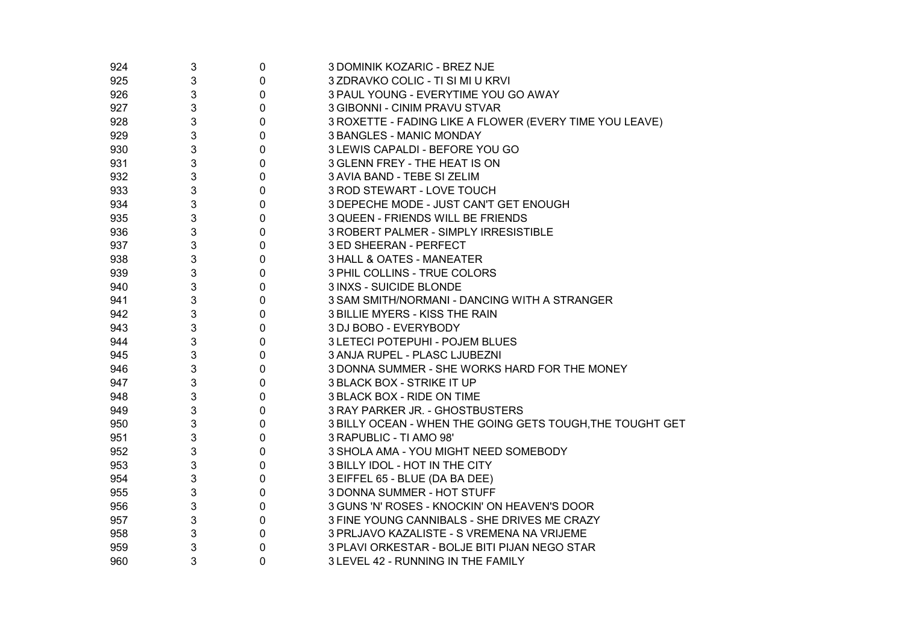| | | | |
|---|---|---|---|
| 924 | 3 | 0 | 3 DOMINIK KOZARIC - BREZ NJE |
| 925 | 3 | 0 | 3 ZDRAVKO COLIC - TI SI MI U KRVI |
| 926 | 3 | 0 | 3 PAUL YOUNG - EVERYTIME YOU GO AWAY |
| 927 | 3 | 0 | 3 GIBONNI - CINIM PRAVU STVAR |
| 928 | 3 | 0 | 3 ROXETTE - FADING LIKE A FLOWER (EVERY TIME YOU LEAVE) |
| 929 | 3 | 0 | 3 BANGLES - MANIC MONDAY |
| 930 | 3 | 0 | 3 LEWIS CAPALDI - BEFORE YOU GO |
| 931 | 3 | 0 | 3 GLENN FREY - THE HEAT IS ON |
| 932 | 3 | 0 | 3 AVIA BAND - TEBE SI ZELIM |
| 933 | 3 | 0 | 3 ROD STEWART - LOVE TOUCH |
| 934 | 3 | 0 | 3 DEPECHE MODE - JUST CAN'T GET ENOUGH |
| 935 | 3 | 0 | 3 QUEEN - FRIENDS WILL BE FRIENDS |
| 936 | 3 | 0 | 3 ROBERT PALMER - SIMPLY IRRESISTIBLE |
| 937 | 3 | 0 | 3 ED SHEERAN - PERFECT |
| 938 | 3 | 0 | 3 HALL & OATES - MANEATER |
| 939 | 3 | 0 | 3 PHIL COLLINS - TRUE COLORS |
| 940 | 3 | 0 | 3 INXS - SUICIDE BLONDE |
| 941 | 3 | 0 | 3 SAM SMITH/NORMANI - DANCING WITH A STRANGER |
| 942 | 3 | 0 | 3 BILLIE MYERS - KISS THE RAIN |
| 943 | 3 | 0 | 3 DJ BOBO - EVERYBODY |
| 944 | 3 | 0 | 3 LETECI POTEPUHI - POJEM BLUES |
| 945 | 3 | 0 | 3 ANJA RUPEL - PLASC LJUBEZNI |
| 946 | 3 | 0 | 3 DONNA SUMMER - SHE WORKS HARD FOR THE MONEY |
| 947 | 3 | 0 | 3 BLACK BOX - STRIKE IT UP |
| 948 | 3 | 0 | 3 BLACK BOX - RIDE ON TIME |
| 949 | 3 | 0 | 3 RAY PARKER JR. - GHOSTBUSTERS |
| 950 | 3 | 0 | 3 BILLY OCEAN - WHEN THE GOING GETS TOUGH,THE TOUGHT GET |
| 951 | 3 | 0 | 3 RAPUBLIC - TI AMO 98' |
| 952 | 3 | 0 | 3 SHOLA AMA - YOU MIGHT NEED SOMEBODY |
| 953 | 3 | 0 | 3 BILLY IDOL - HOT IN THE CITY |
| 954 | 3 | 0 | 3 EIFFEL 65 - BLUE (DA BA DEE) |
| 955 | 3 | 0 | 3 DONNA SUMMER - HOT STUFF |
| 956 | 3 | 0 | 3 GUNS 'N' ROSES - KNOCKIN' ON HEAVEN'S DOOR |
| 957 | 3 | 0 | 3 FINE YOUNG CANNIBALS - SHE DRIVES ME CRAZY |
| 958 | 3 | 0 | 3 PRLJAVO KAZALISTE - S VREMENA NA VRIJEME |
| 959 | 3 | 0 | 3 PLAVI ORKESTAR - BOLJE BITI PIJAN NEGO STAR |
| 960 | 3 | 0 | 3 LEVEL 42 - RUNNING IN THE FAMILY |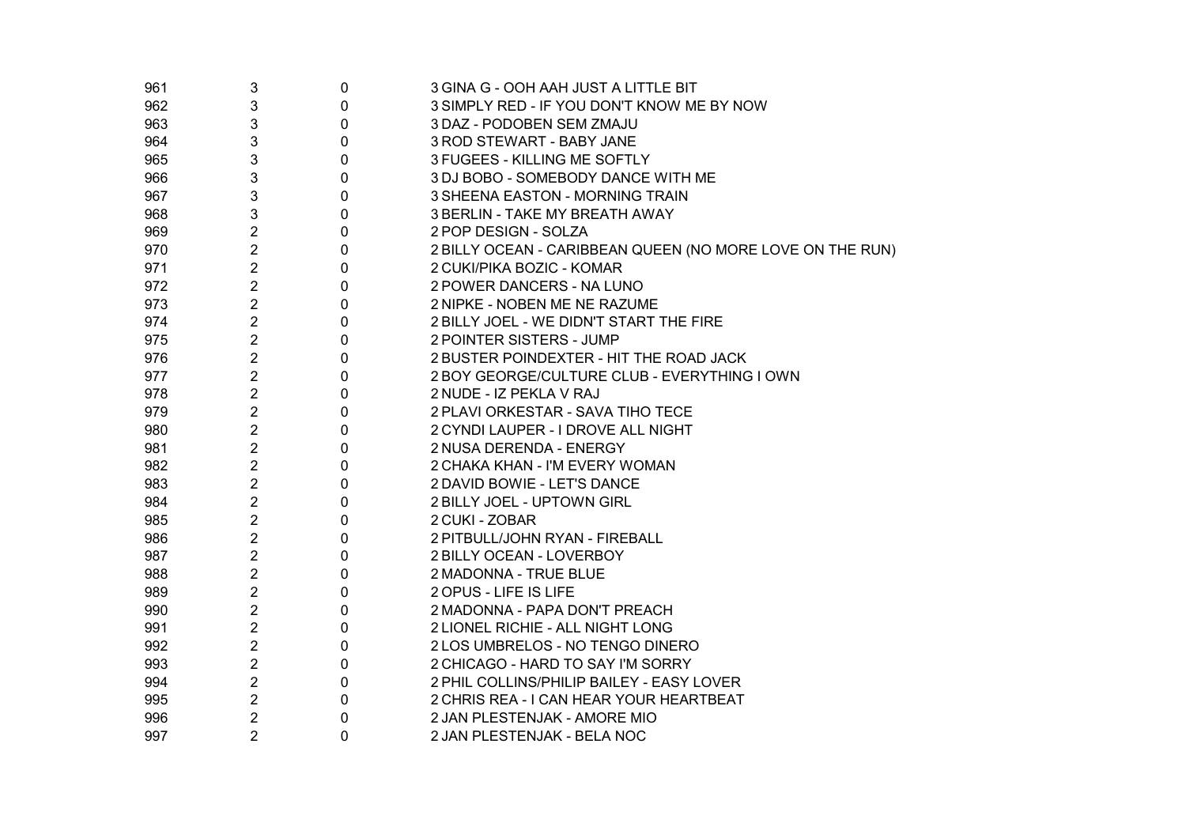| | | | |
|---|---|---|---|
| 961 | 3 | 0 | 3 GINA G - OOH AAH JUST A LITTLE BIT |
| 962 | 3 | 0 | 3 SIMPLY RED - IF YOU DON'T KNOW ME BY NOW |
| 963 | 3 | 0 | 3 DAZ - PODOBEN SEM ZMAJU |
| 964 | 3 | 0 | 3 ROD STEWART - BABY JANE |
| 965 | 3 | 0 | 3 FUGEES - KILLING ME SOFTLY |
| 966 | 3 | 0 | 3 DJ BOBO - SOMEBODY DANCE WITH ME |
| 967 | 3 | 0 | 3 SHEENA EASTON - MORNING TRAIN |
| 968 | 3 | 0 | 3 BERLIN - TAKE MY BREATH AWAY |
| 969 | 2 | 0 | 2 POP DESIGN - SOLZA |
| 970 | 2 | 0 | 2 BILLY OCEAN - CARIBBEAN QUEEN (NO MORE LOVE ON THE RUN) |
| 971 | 2 | 0 | 2 CUKI/PIKA BOZIC - KOMAR |
| 972 | 2 | 0 | 2 POWER DANCERS - NA LUNO |
| 973 | 2 | 0 | 2 NIPKE - NOBEN ME NE RAZUME |
| 974 | 2 | 0 | 2 BILLY JOEL - WE DIDN'T START THE FIRE |
| 975 | 2 | 0 | 2 POINTER SISTERS - JUMP |
| 976 | 2 | 0 | 2 BUSTER POINDEXTER - HIT THE ROAD JACK |
| 977 | 2 | 0 | 2 BOY GEORGE/CULTURE CLUB - EVERYTHING I OWN |
| 978 | 2 | 0 | 2 NUDE - IZ PEKLA V RAJ |
| 979 | 2 | 0 | 2 PLAVI ORKESTAR - SAVA TIHO TECE |
| 980 | 2 | 0 | 2 CYNDI LAUPER - I DROVE ALL NIGHT |
| 981 | 2 | 0 | 2 NUSA DERENDA - ENERGY |
| 982 | 2 | 0 | 2 CHAKA KHAN - I'M EVERY WOMAN |
| 983 | 2 | 0 | 2 DAVID BOWIE - LET'S DANCE |
| 984 | 2 | 0 | 2 BILLY JOEL - UPTOWN GIRL |
| 985 | 2 | 0 | 2 CUKI - ZOBAR |
| 986 | 2 | 0 | 2 PITBULL/JOHN RYAN - FIREBALL |
| 987 | 2 | 0 | 2 BILLY OCEAN - LOVERBOY |
| 988 | 2 | 0 | 2 MADONNA - TRUE BLUE |
| 989 | 2 | 0 | 2 OPUS - LIFE IS LIFE |
| 990 | 2 | 0 | 2 MADONNA - PAPA DON'T PREACH |
| 991 | 2 | 0 | 2 LIONEL RICHIE - ALL NIGHT LONG |
| 992 | 2 | 0 | 2 LOS UMBRELOS - NO TENGO DINERO |
| 993 | 2 | 0 | 2 CHICAGO - HARD TO SAY I'M SORRY |
| 994 | 2 | 0 | 2 PHIL COLLINS/PHILIP BAILEY - EASY LOVER |
| 995 | 2 | 0 | 2 CHRIS REA - I CAN HEAR YOUR HEARTBEAT |
| 996 | 2 | 0 | 2 JAN PLESTENJAK - AMORE MIO |
| 997 | 2 | 0 | 2 JAN PLESTENJAK - BELA NOC |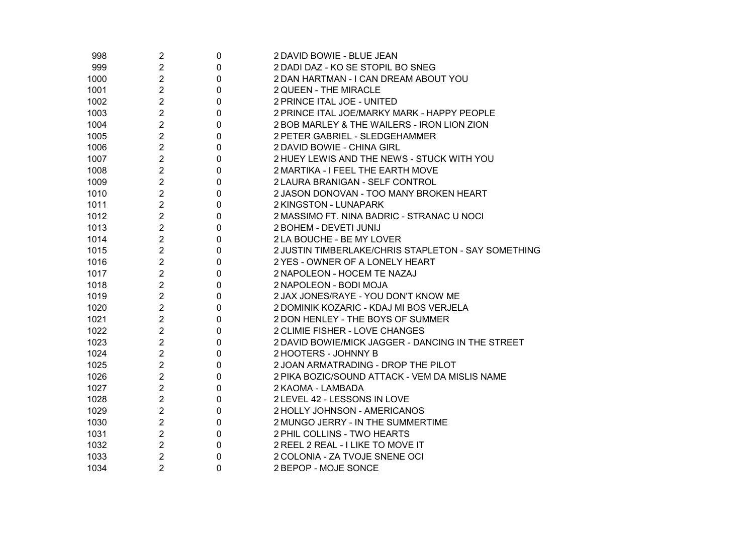| | | | |
|---|---|---|---|
| 998 | 2 | 0 | 2 DAVID BOWIE - BLUE JEAN |
| 999 | 2 | 0 | 2 DADI DAZ - KO SE STOPIL BO SNEG |
| 1000 | 2 | 0 | 2 DAN HARTMAN - I CAN DREAM ABOUT YOU |
| 1001 | 2 | 0 | 2 QUEEN - THE MIRACLE |
| 1002 | 2 | 0 | 2 PRINCE ITAL JOE - UNITED |
| 1003 | 2 | 0 | 2 PRINCE ITAL JOE/MARKY MARK - HAPPY PEOPLE |
| 1004 | 2 | 0 | 2 BOB MARLEY & THE WAILERS - IRON LION ZION |
| 1005 | 2 | 0 | 2 PETER GABRIEL - SLEDGEHAMMER |
| 1006 | 2 | 0 | 2 DAVID BOWIE - CHINA GIRL |
| 1007 | 2 | 0 | 2 HUEY LEWIS AND THE NEWS - STUCK WITH YOU |
| 1008 | 2 | 0 | 2 MARTIKA - I FEEL THE EARTH MOVE |
| 1009 | 2 | 0 | 2 LAURA BRANIGAN - SELF CONTROL |
| 1010 | 2 | 0 | 2 JASON DONOVAN - TOO MANY BROKEN HEART |
| 1011 | 2 | 0 | 2 KINGSTON - LUNAPARK |
| 1012 | 2 | 0 | 2 MASSIMO FT. NINA BADRIC - STRANAC U NOCI |
| 1013 | 2 | 0 | 2 BOHEM - DEVETI JUNIJ |
| 1014 | 2 | 0 | 2 LA BOUCHE - BE MY LOVER |
| 1015 | 2 | 0 | 2 JUSTIN TIMBERLAKE/CHRIS STAPLETON - SAY SOMETHING |
| 1016 | 2 | 0 | 2 YES - OWNER OF A LONELY HEART |
| 1017 | 2 | 0 | 2 NAPOLEON - HOCEM TE NAZAJ |
| 1018 | 2 | 0 | 2 NAPOLEON - BODI MOJA |
| 1019 | 2 | 0 | 2 JAX JONES/RAYE - YOU DON'T KNOW ME |
| 1020 | 2 | 0 | 2 DOMINIK KOZARIC - KDAJ MI BOS VERJELA |
| 1021 | 2 | 0 | 2 DON HENLEY - THE BOYS OF SUMMER |
| 1022 | 2 | 0 | 2 CLIMIE FISHER - LOVE CHANGES |
| 1023 | 2 | 0 | 2 DAVID BOWIE/MICK JAGGER - DANCING IN THE STREET |
| 1024 | 2 | 0 | 2 HOOTERS - JOHNNY B |
| 1025 | 2 | 0 | 2 JOAN ARMATRADING - DROP THE PILOT |
| 1026 | 2 | 0 | 2 PIKA BOZIC/SOUND ATTACK - VEM DA MISLIS NAME |
| 1027 | 2 | 0 | 2 KAOMA - LAMBADA |
| 1028 | 2 | 0 | 2 LEVEL 42 - LESSONS IN LOVE |
| 1029 | 2 | 0 | 2 HOLLY JOHNSON - AMERICANOS |
| 1030 | 2 | 0 | 2 MUNGO JERRY - IN THE SUMMERTIME |
| 1031 | 2 | 0 | 2 PHIL COLLINS - TWO HEARTS |
| 1032 | 2 | 0 | 2 REEL 2 REAL - I LIKE TO MOVE IT |
| 1033 | 2 | 0 | 2 COLONIA - ZA TVOJE SNENE OCI |
| 1034 | 2 | 0 | 2 BEPOP - MOJE SONCE |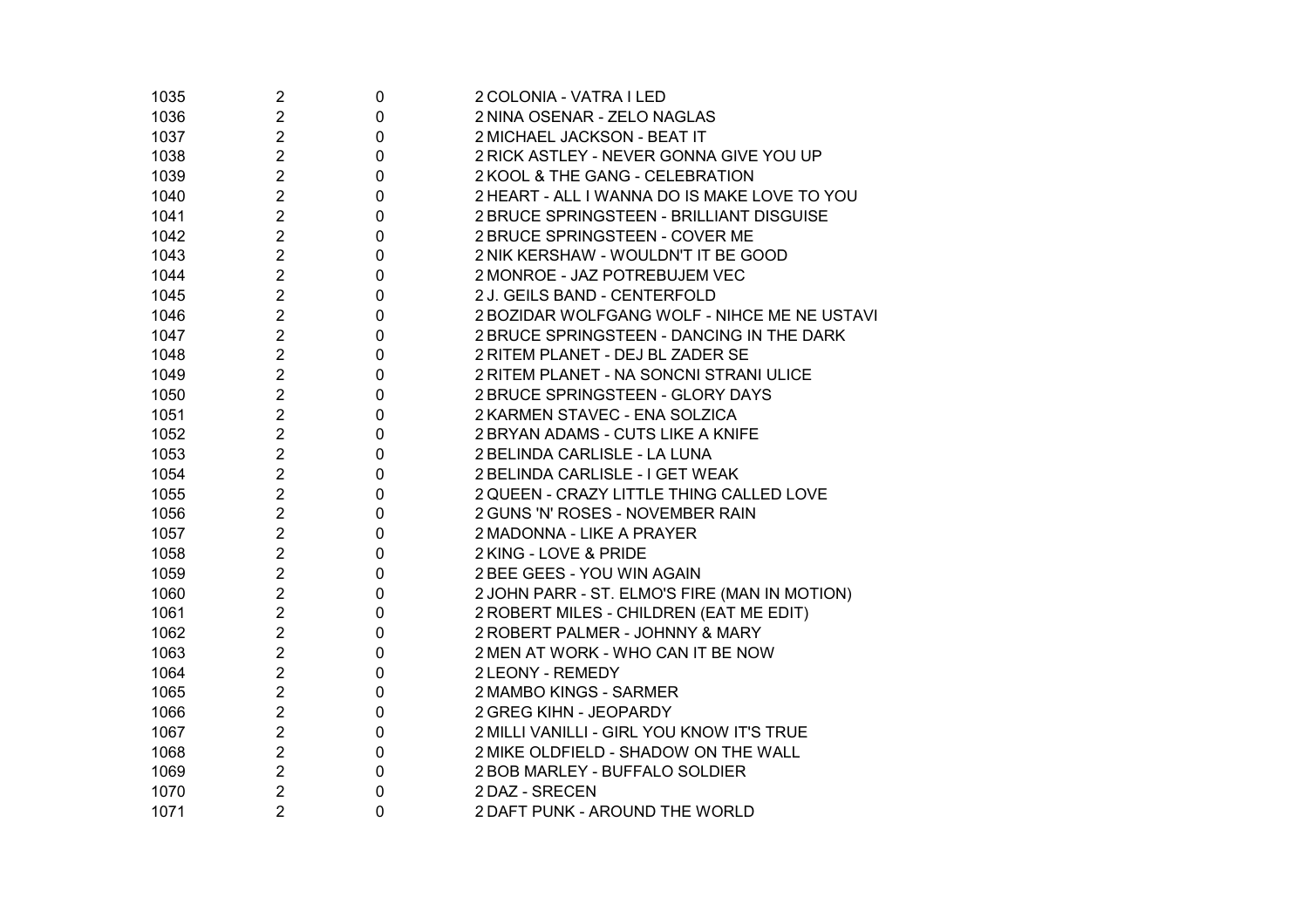| | | | |
|---|---|---|---|
| 1035 | 2 | 0 | 2 COLONIA - VATRA I LED |
| 1036 | 2 | 0 | 2 NINA OSENAR - ZELO NAGLAS |
| 1037 | 2 | 0 | 2 MICHAEL JACKSON - BEAT IT |
| 1038 | 2 | 0 | 2 RICK ASTLEY - NEVER GONNA GIVE YOU UP |
| 1039 | 2 | 0 | 2 KOOL & THE GANG - CELEBRATION |
| 1040 | 2 | 0 | 2 HEART - ALL I WANNA DO IS MAKE LOVE TO YOU |
| 1041 | 2 | 0 | 2 BRUCE SPRINGSTEEN - BRILLIANT DISGUISE |
| 1042 | 2 | 0 | 2 BRUCE SPRINGSTEEN - COVER ME |
| 1043 | 2 | 0 | 2 NIK KERSHAW - WOULDN'T IT BE GOOD |
| 1044 | 2 | 0 | 2 MONROE - JAZ POTREBUJEM VEC |
| 1045 | 2 | 0 | 2 J. GEILS BAND - CENTERFOLD |
| 1046 | 2 | 0 | 2 BOZIDAR WOLFGANG WOLF - NIHCE ME NE USTAVI |
| 1047 | 2 | 0 | 2 BRUCE SPRINGSTEEN - DANCING IN THE DARK |
| 1048 | 2 | 0 | 2 RITEM PLANET - DEJ BL ZADER SE |
| 1049 | 2 | 0 | 2 RITEM PLANET - NA SONCNI STRANI ULICE |
| 1050 | 2 | 0 | 2 BRUCE SPRINGSTEEN - GLORY DAYS |
| 1051 | 2 | 0 | 2 KARMEN STAVEC - ENA SOLZICA |
| 1052 | 2 | 0 | 2 BRYAN ADAMS - CUTS LIKE A KNIFE |
| 1053 | 2 | 0 | 2 BELINDA CARLISLE - LA LUNA |
| 1054 | 2 | 0 | 2 BELINDA CARLISLE - I GET WEAK |
| 1055 | 2 | 0 | 2 QUEEN - CRAZY LITTLE THING CALLED LOVE |
| 1056 | 2 | 0 | 2 GUNS 'N' ROSES - NOVEMBER RAIN |
| 1057 | 2 | 0 | 2 MADONNA - LIKE A PRAYER |
| 1058 | 2 | 0 | 2 KING - LOVE & PRIDE |
| 1059 | 2 | 0 | 2 BEE GEES - YOU WIN AGAIN |
| 1060 | 2 | 0 | 2 JOHN PARR - ST. ELMO'S FIRE (MAN IN MOTION) |
| 1061 | 2 | 0 | 2 ROBERT MILES - CHILDREN (EAT ME EDIT) |
| 1062 | 2 | 0 | 2 ROBERT PALMER - JOHNNY & MARY |
| 1063 | 2 | 0 | 2 MEN AT WORK - WHO CAN IT BE NOW |
| 1064 | 2 | 0 | 2 LEONY - REMEDY |
| 1065 | 2 | 0 | 2 MAMBO KINGS - SARMER |
| 1066 | 2 | 0 | 2 GREG KIHN - JEOPARDY |
| 1067 | 2 | 0 | 2 MILLI VANILLI - GIRL YOU KNOW IT'S TRUE |
| 1068 | 2 | 0 | 2 MIKE OLDFIELD - SHADOW ON THE WALL |
| 1069 | 2 | 0 | 2 BOB MARLEY - BUFFALO SOLDIER |
| 1070 | 2 | 0 | 2 DAZ - SRECEN |
| 1071 | 2 | 0 | 2 DAFT PUNK - AROUND THE WORLD |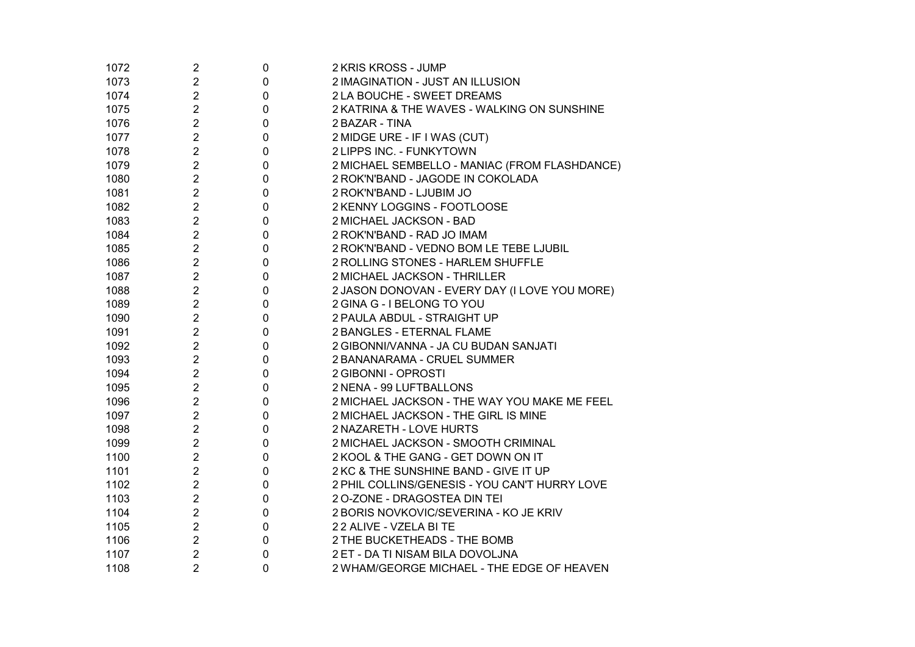| | | | |
|---|---|---|---|
| 1072 | 2 | 0 | 2 KRIS KROSS - JUMP |
| 1073 | 2 | 0 | 2 IMAGINATION - JUST AN ILLUSION |
| 1074 | 2 | 0 | 2 LA BOUCHE - SWEET DREAMS |
| 1075 | 2 | 0 | 2 KATRINA & THE WAVES - WALKING ON SUNSHINE |
| 1076 | 2 | 0 | 2 BAZAR - TINA |
| 1077 | 2 | 0 | 2 MIDGE URE - IF I WAS (CUT) |
| 1078 | 2 | 0 | 2 LIPPS INC. - FUNKYTOWN |
| 1079 | 2 | 0 | 2 MICHAEL SEMBELLO - MANIAC (FROM FLASHDANCE) |
| 1080 | 2 | 0 | 2 ROK'N'BAND - JAGODE IN COKOLADA |
| 1081 | 2 | 0 | 2 ROK'N'BAND - LJUBIM JO |
| 1082 | 2 | 0 | 2 KENNY LOGGINS - FOOTLOOSE |
| 1083 | 2 | 0 | 2 MICHAEL JACKSON - BAD |
| 1084 | 2 | 0 | 2 ROK'N'BAND - RAD JO IMAM |
| 1085 | 2 | 0 | 2 ROK'N'BAND - VEDNO BOM LE TEBE LJUBIL |
| 1086 | 2 | 0 | 2 ROLLING STONES - HARLEM SHUFFLE |
| 1087 | 2 | 0 | 2 MICHAEL JACKSON - THRILLER |
| 1088 | 2 | 0 | 2 JASON DONOVAN - EVERY DAY (I LOVE YOU MORE) |
| 1089 | 2 | 0 | 2 GINA G - I BELONG TO YOU |
| 1090 | 2 | 0 | 2 PAULA ABDUL - STRAIGHT UP |
| 1091 | 2 | 0 | 2 BANGLES - ETERNAL FLAME |
| 1092 | 2 | 0 | 2 GIBONNI/VANNA - JA CU BUDAN SANJATI |
| 1093 | 2 | 0 | 2 BANANARAMA - CRUEL SUMMER |
| 1094 | 2 | 0 | 2 GIBONNI - OPROSTI |
| 1095 | 2 | 0 | 2 NENA - 99 LUFTBALLONS |
| 1096 | 2 | 0 | 2 MICHAEL JACKSON - THE WAY YOU MAKE ME FEEL |
| 1097 | 2 | 0 | 2 MICHAEL JACKSON - THE GIRL IS MINE |
| 1098 | 2 | 0 | 2 NAZARETH - LOVE HURTS |
| 1099 | 2 | 0 | 2 MICHAEL JACKSON - SMOOTH CRIMINAL |
| 1100 | 2 | 0 | 2 KOOL & THE GANG - GET DOWN ON IT |
| 1101 | 2 | 0 | 2 KC & THE SUNSHINE BAND - GIVE IT UP |
| 1102 | 2 | 0 | 2 PHIL COLLINS/GENESIS - YOU CAN'T HURRY LOVE |
| 1103 | 2 | 0 | 2 O-ZONE - DRAGOSTEA DIN TEI |
| 1104 | 2 | 0 | 2 BORIS NOVKOVIC/SEVERINA - KO JE KRIV |
| 1105 | 2 | 0 | 2 2 ALIVE - VZELA BI TE |
| 1106 | 2 | 0 | 2 THE BUCKETHEADS - THE BOMB |
| 1107 | 2 | 0 | 2 ET - DA TI NISAM BILA DOVOLJNA |
| 1108 | 2 | 0 | 2 WHAM/GEORGE MICHAEL - THE EDGE OF HEAVEN |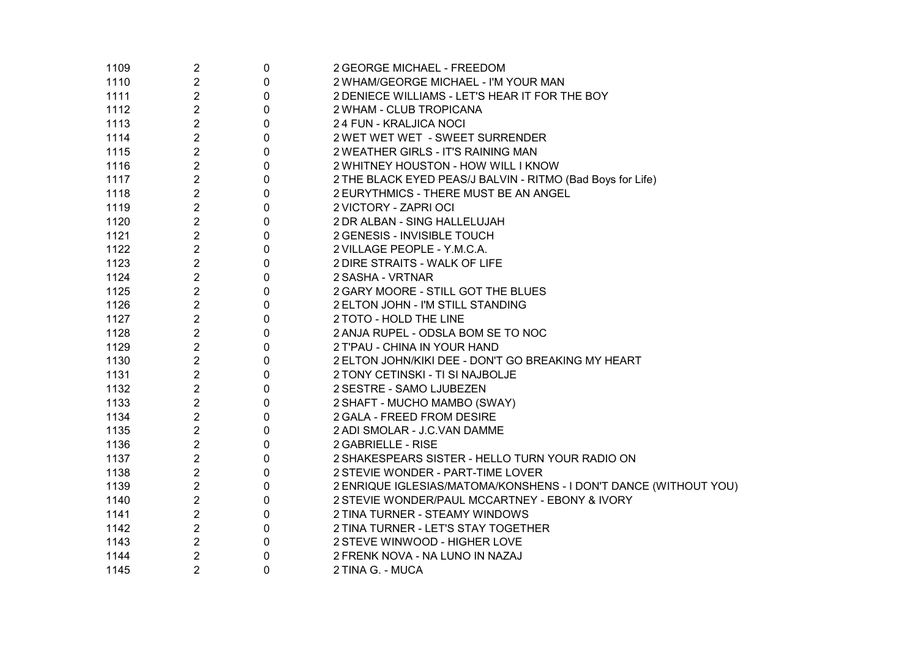| | | | |
|---|---|---|---|
| 1109 | 2 | 0 | 2 GEORGE MICHAEL - FREEDOM |
| 1110 | 2 | 0 | 2 WHAM/GEORGE MICHAEL - I'M YOUR MAN |
| 1111 | 2 | 0 | 2 DENIECE WILLIAMS - LET'S HEAR IT FOR THE BOY |
| 1112 | 2 | 0 | 2 WHAM - CLUB TROPICANA |
| 1113 | 2 | 0 | 2 4 FUN - KRALJICA NOCI |
| 1114 | 2 | 0 | 2 WET WET WET - SWEET SURRENDER |
| 1115 | 2 | 0 | 2 WEATHER GIRLS - IT'S RAINING MAN |
| 1116 | 2 | 0 | 2 WHITNEY HOUSTON - HOW WILL I KNOW |
| 1117 | 2 | 0 | 2 THE BLACK EYED PEAS/J BALVIN - RITMO (Bad Boys for Life) |
| 1118 | 2 | 0 | 2 EURYTHMICS - THERE MUST BE AN ANGEL |
| 1119 | 2 | 0 | 2 VICTORY - ZAPRI OCI |
| 1120 | 2 | 0 | 2 DR ALBAN - SING HALLELUJAH |
| 1121 | 2 | 0 | 2 GENESIS - INVISIBLE TOUCH |
| 1122 | 2 | 0 | 2 VILLAGE PEOPLE - Y.M.C.A. |
| 1123 | 2 | 0 | 2 DIRE STRAITS - WALK OF LIFE |
| 1124 | 2 | 0 | 2 SASHA - VRTNAR |
| 1125 | 2 | 0 | 2 GARY MOORE - STILL GOT THE BLUES |
| 1126 | 2 | 0 | 2 ELTON JOHN - I'M STILL STANDING |
| 1127 | 2 | 0 | 2 TOTO - HOLD THE LINE |
| 1128 | 2 | 0 | 2 ANJA RUPEL - ODSLA BOM SE TO NOC |
| 1129 | 2 | 0 | 2 T'PAU - CHINA IN YOUR HAND |
| 1130 | 2 | 0 | 2 ELTON JOHN/KIKI DEE - DON'T GO BREAKING MY HEART |
| 1131 | 2 | 0 | 2 TONY CETINSKI - TI SI NAJBOLJE |
| 1132 | 2 | 0 | 2 SESTRE - SAMO LJUBEZEN |
| 1133 | 2 | 0 | 2 SHAFT - MUCHO MAMBO (SWAY) |
| 1134 | 2 | 0 | 2 GALA - FREED FROM DESIRE |
| 1135 | 2 | 0 | 2 ADI SMOLAR - J.C.VAN DAMME |
| 1136 | 2 | 0 | 2 GABRIELLE - RISE |
| 1137 | 2 | 0 | 2 SHAKESPEARS SISTER - HELLO TURN YOUR RADIO ON |
| 1138 | 2 | 0 | 2 STEVIE WONDER - PART-TIME LOVER |
| 1139 | 2 | 0 | 2 ENRIQUE IGLESIAS/MATOMA/KONSHENS - I DON'T DANCE (WITHOUT YOU) |
| 1140 | 2 | 0 | 2 STEVIE WONDER/PAUL MCCARTNEY - EBONY & IVORY |
| 1141 | 2 | 0 | 2 TINA TURNER - STEAMY WINDOWS |
| 1142 | 2 | 0 | 2 TINA TURNER - LET'S STAY TOGETHER |
| 1143 | 2 | 0 | 2 STEVE WINWOOD - HIGHER LOVE |
| 1144 | 2 | 0 | 2 FRENK NOVA - NA LUNO IN NAZAJ |
| 1145 | 2 | 0 | 2 TINA G. - MUCA |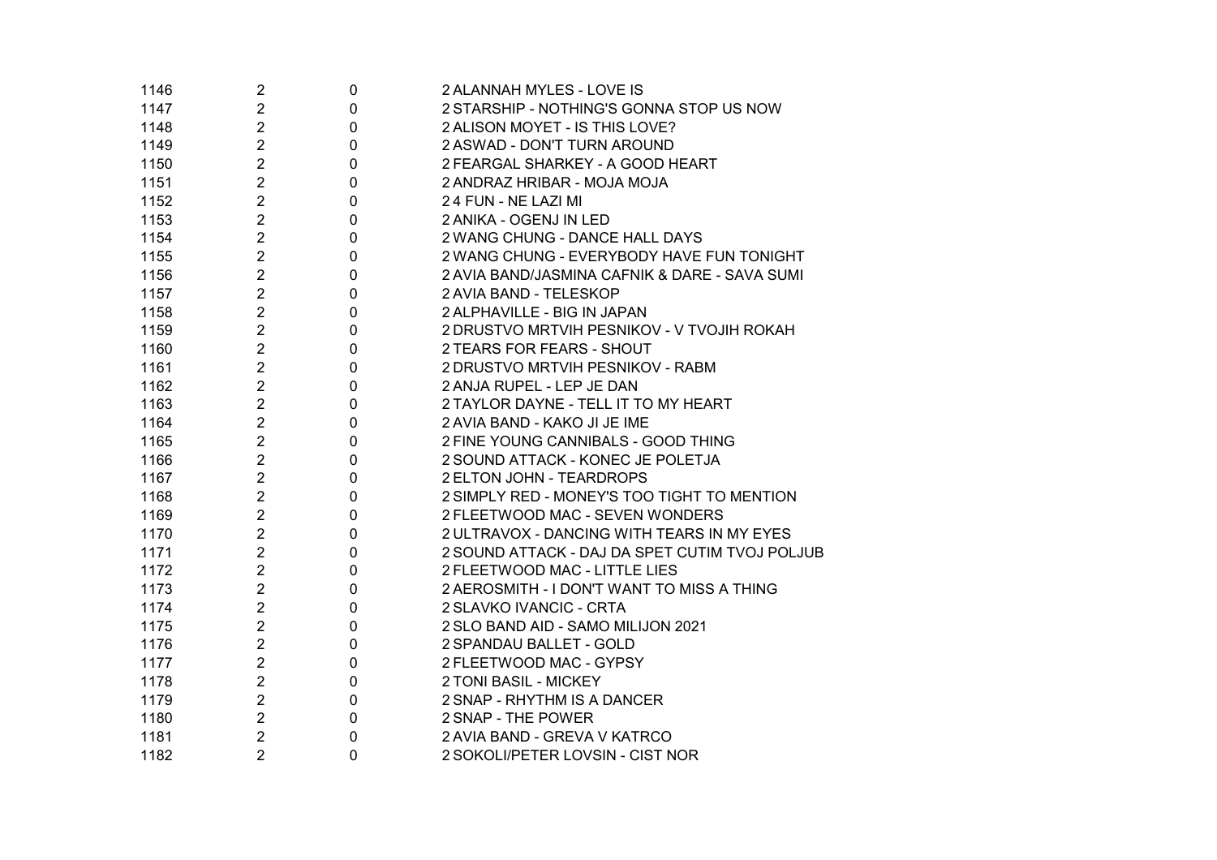| | | | |
|---|---|---|---|
| 1146 | 2 | 0 | 2 ALANNAH MYLES - LOVE IS |
| 1147 | 2 | 0 | 2 STARSHIP - NOTHING'S GONNA STOP US NOW |
| 1148 | 2 | 0 | 2 ALISON MOYET - IS THIS LOVE? |
| 1149 | 2 | 0 | 2 ASWAD - DON'T TURN AROUND |
| 1150 | 2 | 0 | 2 FEARGAL SHARKEY - A GOOD HEART |
| 1151 | 2 | 0 | 2 ANDRAZ HRIBAR - MOJA MOJA |
| 1152 | 2 | 0 | 2 4 FUN - NE LAZI MI |
| 1153 | 2 | 0 | 2 ANIKA - OGENJ IN LED |
| 1154 | 2 | 0 | 2 WANG CHUNG - DANCE HALL DAYS |
| 1155 | 2 | 0 | 2 WANG CHUNG - EVERYBODY HAVE FUN TONIGHT |
| 1156 | 2 | 0 | 2 AVIA BAND/JASMINA CAFNIK & DARE - SAVA SUMI |
| 1157 | 2 | 0 | 2 AVIA BAND - TELESKOP |
| 1158 | 2 | 0 | 2 ALPHAVILLE - BIG IN JAPAN |
| 1159 | 2 | 0 | 2 DRUSTVO MRTVIH PESNIKOV - V TVOJIH ROKAH |
| 1160 | 2 | 0 | 2 TEARS FOR FEARS - SHOUT |
| 1161 | 2 | 0 | 2 DRUSTVO MRTVIH PESNIKOV - RABM |
| 1162 | 2 | 0 | 2 ANJA RUPEL - LEP JE DAN |
| 1163 | 2 | 0 | 2 TAYLOR DAYNE - TELL IT TO MY HEART |
| 1164 | 2 | 0 | 2 AVIA BAND - KAKO JI JE IME |
| 1165 | 2 | 0 | 2 FINE YOUNG CANNIBALS - GOOD THING |
| 1166 | 2 | 0 | 2 SOUND ATTACK - KONEC JE POLETJA |
| 1167 | 2 | 0 | 2 ELTON JOHN - TEARDROPS |
| 1168 | 2 | 0 | 2 SIMPLY RED - MONEY'S TOO TIGHT TO MENTION |
| 1169 | 2 | 0 | 2 FLEETWOOD MAC - SEVEN WONDERS |
| 1170 | 2 | 0 | 2 ULTRAVOX - DANCING WITH TEARS IN MY EYES |
| 1171 | 2 | 0 | 2 SOUND ATTACK - DAJ DA SPET CUTIM TVOJ POLJUB |
| 1172 | 2 | 0 | 2 FLEETWOOD MAC - LITTLE LIES |
| 1173 | 2 | 0 | 2 AEROSMITH - I DON'T WANT TO MISS A THING |
| 1174 | 2 | 0 | 2 SLAVKO IVANCIC - CRTA |
| 1175 | 2 | 0 | 2 SLO BAND AID - SAMO MILIJON 2021 |
| 1176 | 2 | 0 | 2 SPANDAU BALLET - GOLD |
| 1177 | 2 | 0 | 2 FLEETWOOD MAC - GYPSY |
| 1178 | 2 | 0 | 2 TONI BASIL - MICKEY |
| 1179 | 2 | 0 | 2 SNAP - RHYTHM IS A DANCER |
| 1180 | 2 | 0 | 2 SNAP - THE POWER |
| 1181 | 2 | 0 | 2 AVIA BAND - GREVA V KATRCO |
| 1182 | 2 | 0 | 2 SOKOLI/PETER LOVSIN - CIST NOR |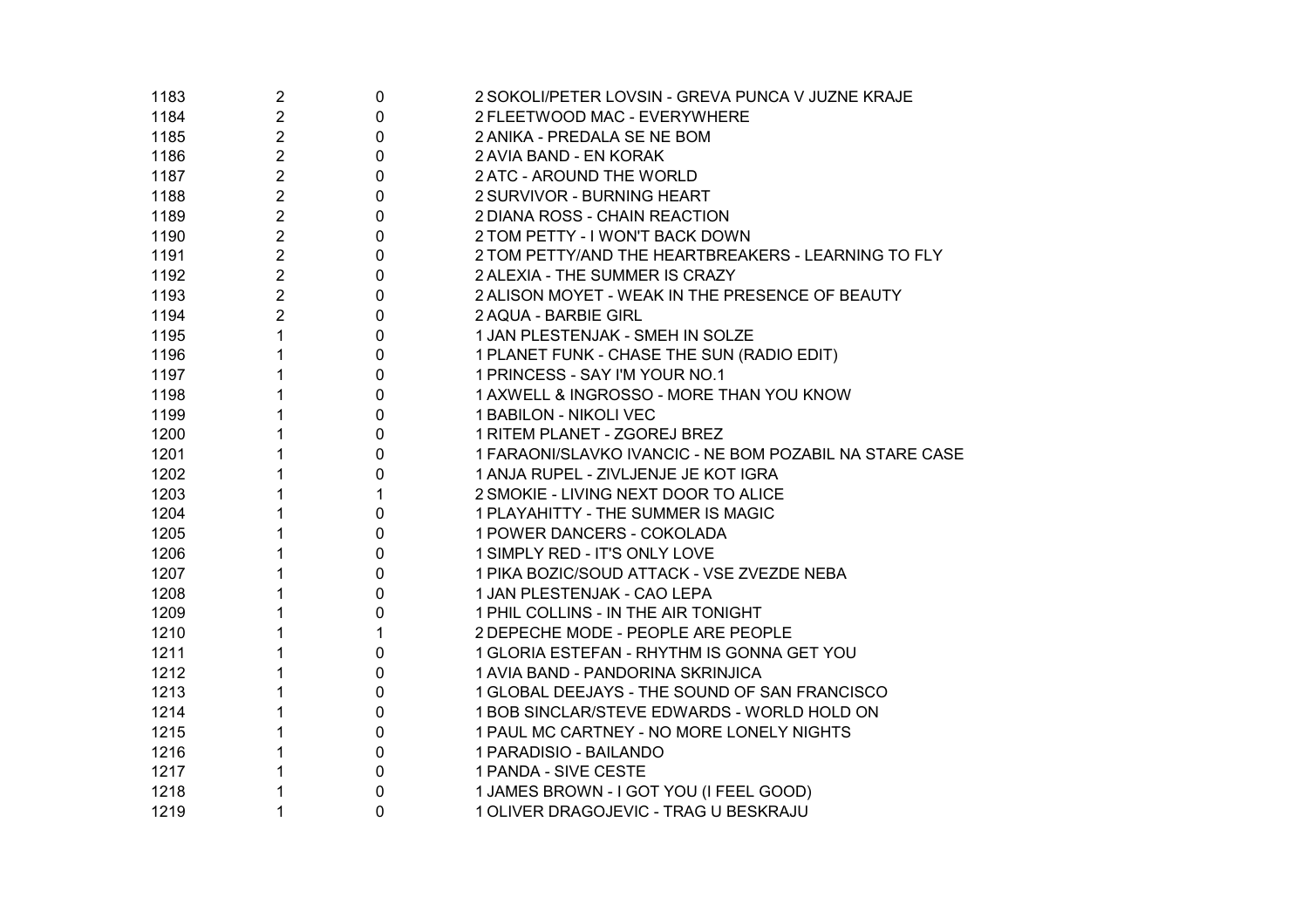| | | | |
|---|---|---|---|
| 1183 | 2 | 0 | 2 SOKOLI/PETER LOVSIN - GREVA PUNCA V JUZNE KRAJE |
| 1184 | 2 | 0 | 2 FLEETWOOD MAC - EVERYWHERE |
| 1185 | 2 | 0 | 2 ANIKA - PREDALA SE NE BOM |
| 1186 | 2 | 0 | 2 AVIA BAND - EN KORAK |
| 1187 | 2 | 0 | 2 ATC - AROUND THE WORLD |
| 1188 | 2 | 0 | 2 SURVIVOR - BURNING HEART |
| 1189 | 2 | 0 | 2 DIANA ROSS - CHAIN REACTION |
| 1190 | 2 | 0 | 2 TOM PETTY - I WON'T BACK DOWN |
| 1191 | 2 | 0 | 2 TOM PETTY/AND THE HEARTBREAKERS - LEARNING TO FLY |
| 1192 | 2 | 0 | 2 ALEXIA - THE SUMMER IS CRAZY |
| 1193 | 2 | 0 | 2 ALISON MOYET - WEAK IN THE PRESENCE OF BEAUTY |
| 1194 | 2 | 0 | 2 AQUA - BARBIE GIRL |
| 1195 | 1 | 0 | 1 JAN PLESTENJAK - SMEH IN SOLZE |
| 1196 | 1 | 0 | 1 PLANET FUNK - CHASE THE SUN (RADIO EDIT) |
| 1197 | 1 | 0 | 1 PRINCESS - SAY I'M YOUR NO.1 |
| 1198 | 1 | 0 | 1 AXWELL & INGROSSO - MORE THAN YOU KNOW |
| 1199 | 1 | 0 | 1 BABILON - NIKOLI VEC |
| 1200 | 1 | 0 | 1 RITEM PLANET - ZGOREJ BREZ |
| 1201 | 1 | 0 | 1 FARAONI/SLAVKO IVANCIC - NE BOM POZABIL NA STARE CASE |
| 1202 | 1 | 0 | 1 ANJA RUPEL - ZIVLJENJE JE KOT IGRA |
| 1203 | 1 | 1 | 2 SMOKIE - LIVING NEXT DOOR TO ALICE |
| 1204 | 1 | 0 | 1 PLAYAHITTY - THE SUMMER IS MAGIC |
| 1205 | 1 | 0 | 1 POWER DANCERS - COKOLADA |
| 1206 | 1 | 0 | 1 SIMPLY RED - IT'S ONLY LOVE |
| 1207 | 1 | 0 | 1 PIKA BOZIC/SOUD ATTACK - VSE ZVEZDE NEBA |
| 1208 | 1 | 0 | 1 JAN PLESTENJAK - CAO LEPA |
| 1209 | 1 | 0 | 1 PHIL COLLINS - IN THE AIR TONIGHT |
| 1210 | 1 | 1 | 2 DEPECHE MODE - PEOPLE ARE PEOPLE |
| 1211 | 1 | 0 | 1 GLORIA ESTEFAN - RHYTHM IS GONNA GET YOU |
| 1212 | 1 | 0 | 1 AVIA BAND - PANDORINA SKRINJICA |
| 1213 | 1 | 0 | 1 GLOBAL DEEJAYS - THE SOUND OF SAN FRANCISCO |
| 1214 | 1 | 0 | 1 BOB SINCLAR/STEVE EDWARDS - WORLD HOLD ON |
| 1215 | 1 | 0 | 1 PAUL MC CARTNEY - NO MORE LONELY NIGHTS |
| 1216 | 1 | 0 | 1 PARADISIO - BAILANDO |
| 1217 | 1 | 0 | 1 PANDA - SIVE CESTE |
| 1218 | 1 | 0 | 1 JAMES BROWN - I GOT YOU (I FEEL GOOD) |
| 1219 | 1 | 0 | 1 OLIVER DRAGOJEVIC - TRAG U BESKRAJU |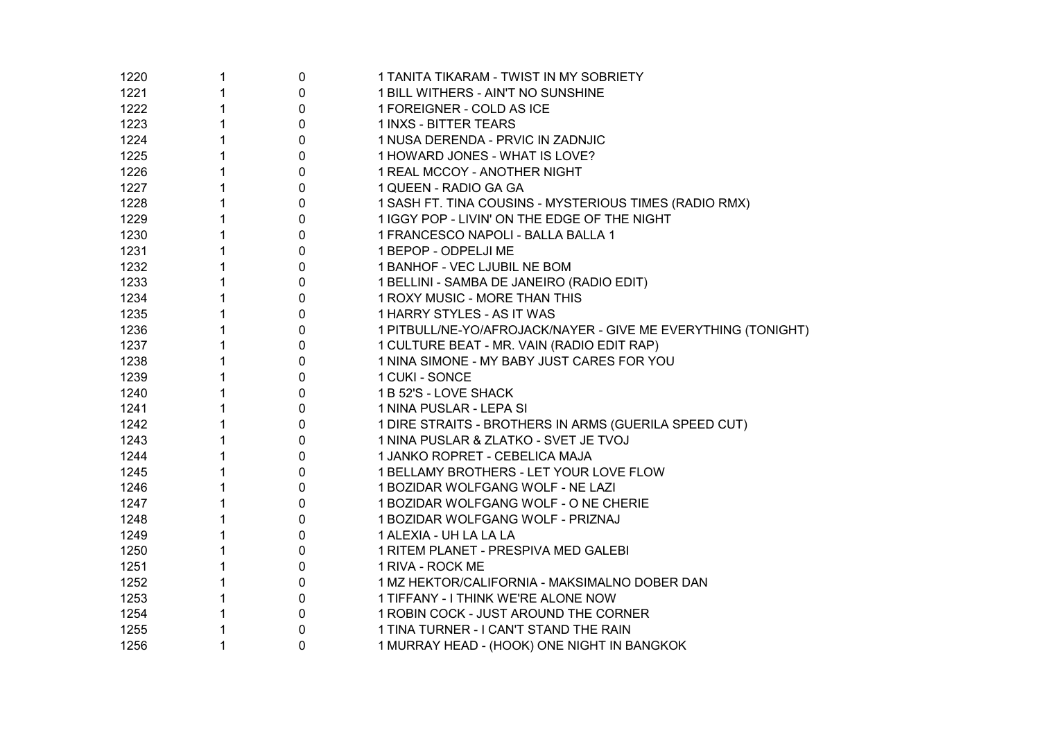| | | | |
|---|---|---|---|
| 1220 | 1 | 0 | 1 TANITA TIKARAM - TWIST IN MY SOBRIETY |
| 1221 | 1 | 0 | 1 BILL WITHERS - AIN'T NO SUNSHINE |
| 1222 | 1 | 0 | 1 FOREIGNER - COLD AS ICE |
| 1223 | 1 | 0 | 1 INXS - BITTER TEARS |
| 1224 | 1 | 0 | 1 NUSA DERENDA - PRVIC IN ZADNJIC |
| 1225 | 1 | 0 | 1 HOWARD JONES - WHAT IS LOVE? |
| 1226 | 1 | 0 | 1 REAL MCCOY - ANOTHER NIGHT |
| 1227 | 1 | 0 | 1 QUEEN - RADIO GA GA |
| 1228 | 1 | 0 | 1 SASH FT. TINA COUSINS - MYSTERIOUS TIMES (RADIO RMX) |
| 1229 | 1 | 0 | 1 IGGY POP - LIVIN' ON THE EDGE OF THE NIGHT |
| 1230 | 1 | 0 | 1 FRANCESCO NAPOLI - BALLA BALLA 1 |
| 1231 | 1 | 0 | 1 BEPOP - ODPELJI ME |
| 1232 | 1 | 0 | 1 BANHOF - VEC LJUBIL NE BOM |
| 1233 | 1 | 0 | 1 BELLINI - SAMBA DE JANEIRO (RADIO EDIT) |
| 1234 | 1 | 0 | 1 ROXY MUSIC - MORE THAN THIS |
| 1235 | 1 | 0 | 1 HARRY STYLES - AS IT WAS |
| 1236 | 1 | 0 | 1 PITBULL/NE-YO/AFROJACK/NAYER - GIVE ME EVERYTHING (TONIGHT) |
| 1237 | 1 | 0 | 1 CULTURE BEAT - MR. VAIN (RADIO EDIT RAP) |
| 1238 | 1 | 0 | 1 NINA SIMONE - MY BABY JUST CARES FOR YOU |
| 1239 | 1 | 0 | 1 CUKI - SONCE |
| 1240 | 1 | 0 | 1 B 52'S - LOVE SHACK |
| 1241 | 1 | 0 | 1 NINA PUSLAR - LEPA SI |
| 1242 | 1 | 0 | 1 DIRE STRAITS - BROTHERS IN ARMS (GUERILA SPEED CUT) |
| 1243 | 1 | 0 | 1 NINA PUSLAR & ZLATKO - SVET JE TVOJ |
| 1244 | 1 | 0 | 1 JANKO ROPRET - CEBELICA MAJA |
| 1245 | 1 | 0 | 1 BELLAMY BROTHERS - LET YOUR LOVE FLOW |
| 1246 | 1 | 0 | 1 BOZIDAR WOLFGANG WOLF - NE LAZI |
| 1247 | 1 | 0 | 1 BOZIDAR WOLFGANG WOLF - O NE CHERIE |
| 1248 | 1 | 0 | 1 BOZIDAR WOLFGANG WOLF - PRIZNAJ |
| 1249 | 1 | 0 | 1 ALEXIA - UH LA LA LA |
| 1250 | 1 | 0 | 1 RITEM PLANET - PRESPIVA MED GALEBI |
| 1251 | 1 | 0 | 1 RIVA - ROCK ME |
| 1252 | 1 | 0 | 1 MZ HEKTOR/CALIFORNIA - MAKSIMALNO DOBER DAN |
| 1253 | 1 | 0 | 1 TIFFANY - I THINK WE'RE ALONE NOW |
| 1254 | 1 | 0 | 1 ROBIN COCK - JUST AROUND THE CORNER |
| 1255 | 1 | 0 | 1 TINA TURNER - I CAN'T STAND THE RAIN |
| 1256 | 1 | 0 | 1 MURRAY HEAD - (HOOK) ONE NIGHT IN BANGKOK |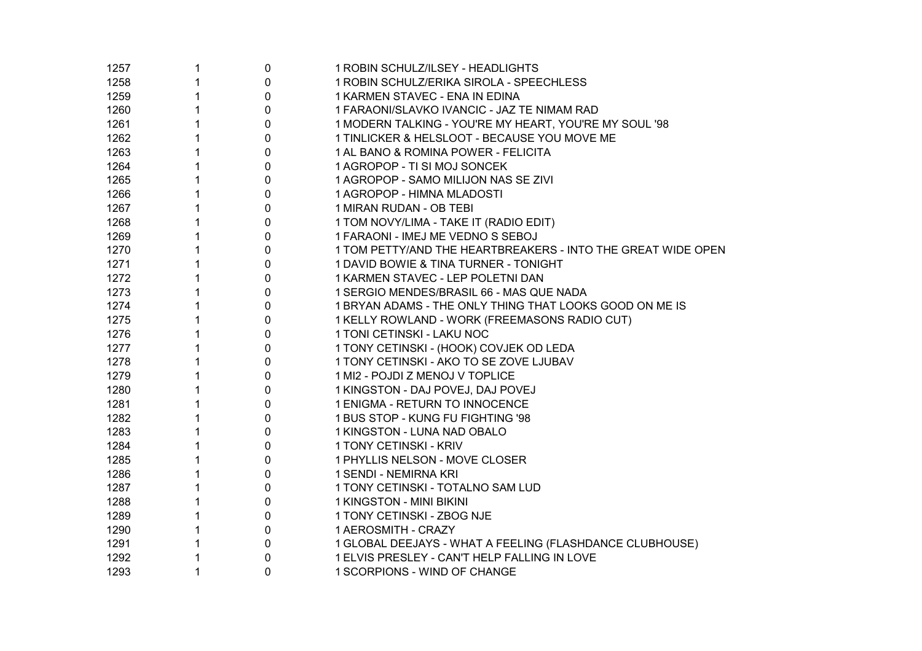| | | | |
|---|---|---|---|
| 1257 | 1 | 0 | 1 ROBIN SCHULZ/ILSEY - HEADLIGHTS |
| 1258 | 1 | 0 | 1 ROBIN SCHULZ/ERIKA SIROLA - SPEECHLESS |
| 1259 | 1 | 0 | 1 KARMEN STAVEC - ENA IN EDINA |
| 1260 | 1 | 0 | 1 FARAONI/SLAVKO IVANCIC - JAZ TE NIMAM RAD |
| 1261 | 1 | 0 | 1 MODERN TALKING - YOU'RE MY HEART, YOU'RE MY SOUL '98 |
| 1262 | 1 | 0 | 1 TINLICKER & HELSLOOT - BECAUSE YOU MOVE ME |
| 1263 | 1 | 0 | 1 AL BANO & ROMINA POWER - FELICITA |
| 1264 | 1 | 0 | 1 AGROPOP - TI SI MOJ SONCEK |
| 1265 | 1 | 0 | 1 AGROPOP - SAMO MILIJON NAS SE ZIVI |
| 1266 | 1 | 0 | 1 AGROPOP - HIMNA MLADOSTI |
| 1267 | 1 | 0 | 1 MIRAN RUDAN - OB TEBI |
| 1268 | 1 | 0 | 1 TOM NOVY/LIMA - TAKE IT (RADIO EDIT) |
| 1269 | 1 | 0 | 1 FARAONI - IMEJ ME VEDNO S SEBOJ |
| 1270 | 1 | 0 | 1 TOM PETTY/AND THE HEARTBREAKERS - INTO THE GREAT WIDE OPEN |
| 1271 | 1 | 0 | 1 DAVID BOWIE & TINA TURNER - TONIGHT |
| 1272 | 1 | 0 | 1 KARMEN STAVEC - LEP POLETNI DAN |
| 1273 | 1 | 0 | 1 SERGIO MENDES/BRASIL 66 - MAS QUE NADA |
| 1274 | 1 | 0 | 1 BRYAN ADAMS - THE ONLY THING THAT LOOKS GOOD ON ME IS |
| 1275 | 1 | 0 | 1 KELLY ROWLAND - WORK (FREEMASONS RADIO CUT) |
| 1276 | 1 | 0 | 1 TONI CETINSKI - LAKU NOC |
| 1277 | 1 | 0 | 1 TONY CETINSKI - (HOOK) COVJEK OD LEDA |
| 1278 | 1 | 0 | 1 TONY CETINSKI - AKO TO SE ZOVE LJUBAV |
| 1279 | 1 | 0 | 1 MI2 - POJDI Z MENOJ V TOPLICE |
| 1280 | 1 | 0 | 1 KINGSTON - DAJ POVEJ, DAJ POVEJ |
| 1281 | 1 | 0 | 1 ENIGMA - RETURN TO INNOCENCE |
| 1282 | 1 | 0 | 1 BUS STOP - KUNG FU FIGHTING '98 |
| 1283 | 1 | 0 | 1 KINGSTON - LUNA NAD OBALO |
| 1284 | 1 | 0 | 1 TONY CETINSKI - KRIV |
| 1285 | 1 | 0 | 1 PHYLLIS NELSON - MOVE CLOSER |
| 1286 | 1 | 0 | 1 SENDI - NEMIRNA KRI |
| 1287 | 1 | 0 | 1 TONY CETINSKI - TOTALNO SAM LUD |
| 1288 | 1 | 0 | 1 KINGSTON - MINI BIKINI |
| 1289 | 1 | 0 | 1 TONY CETINSKI - ZBOG NJE |
| 1290 | 1 | 0 | 1 AEROSMITH - CRAZY |
| 1291 | 1 | 0 | 1 GLOBAL DEEJAYS - WHAT A FEELING (FLASHDANCE CLUBHOUSE) |
| 1292 | 1 | 0 | 1 ELVIS PRESLEY - CAN'T HELP FALLING IN LOVE |
| 1293 | 1 | 0 | 1 SCORPIONS - WIND OF CHANGE |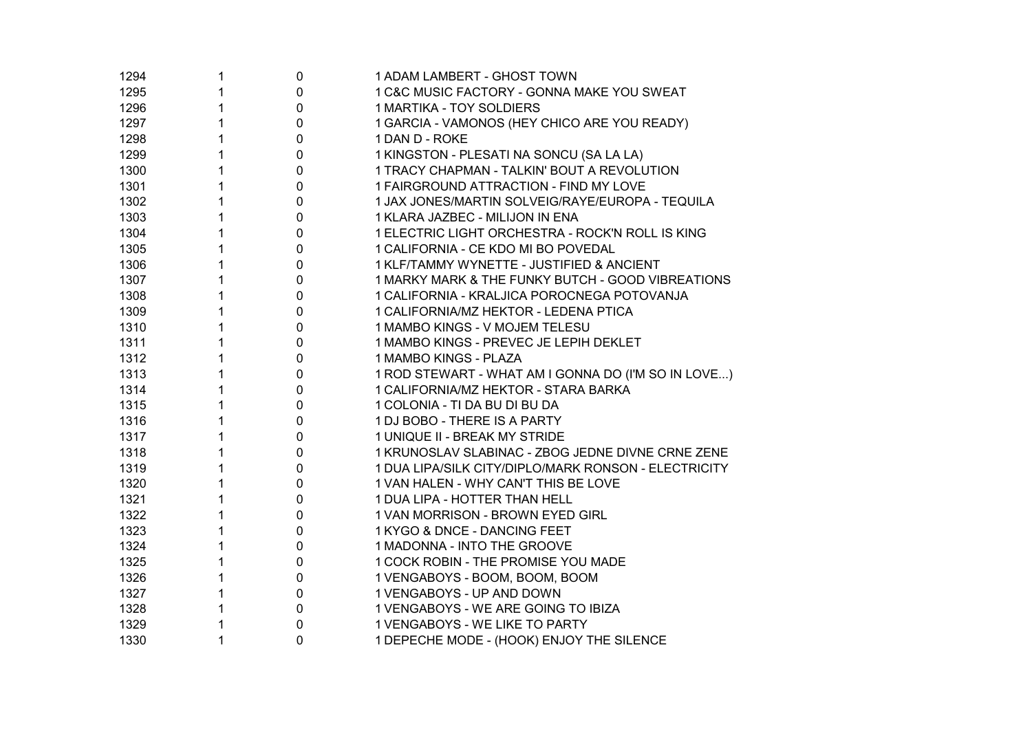| | | | |
|---|---|---|---|
| 1294 | 1 | 0 | 1 ADAM LAMBERT - GHOST TOWN |
| 1295 | 1 | 0 | 1 C&C MUSIC FACTORY - GONNA MAKE YOU SWEAT |
| 1296 | 1 | 0 | 1 MARTIKA - TOY SOLDIERS |
| 1297 | 1 | 0 | 1 GARCIA - VAMONOS (HEY CHICO ARE YOU READY) |
| 1298 | 1 | 0 | 1 DAN D - ROKE |
| 1299 | 1 | 0 | 1 KINGSTON - PLESATI NA SONCU (SA LA LA) |
| 1300 | 1 | 0 | 1 TRACY CHAPMAN - TALKIN' BOUT A REVOLUTION |
| 1301 | 1 | 0 | 1 FAIRGROUND ATTRACTION - FIND MY LOVE |
| 1302 | 1 | 0 | 1 JAX JONES/MARTIN SOLVEIG/RAYE/EUROPA - TEQUILA |
| 1303 | 1 | 0 | 1 KLARA JAZBEC - MILIJON IN ENA |
| 1304 | 1 | 0 | 1 ELECTRIC LIGHT ORCHESTRA - ROCK'N ROLL IS KING |
| 1305 | 1 | 0 | 1 CALIFORNIA - CE KDO MI BO POVEDAL |
| 1306 | 1 | 0 | 1 KLF/TAMMY WYNETTE - JUSTIFIED & ANCIENT |
| 1307 | 1 | 0 | 1 MARKY MARK & THE FUNKY BUTCH - GOOD VIBREATIONS |
| 1308 | 1 | 0 | 1 CALIFORNIA - KRALJICA POROCNEGA POTOVANJA |
| 1309 | 1 | 0 | 1 CALIFORNIA/MZ HEKTOR - LEDENA PTICA |
| 1310 | 1 | 0 | 1 MAMBO KINGS - V MOJEM TELESU |
| 1311 | 1 | 0 | 1 MAMBO KINGS - PREVEC JE LEPIH DEKLET |
| 1312 | 1 | 0 | 1 MAMBO KINGS - PLAZA |
| 1313 | 1 | 0 | 1 ROD STEWART - WHAT AM I GONNA DO (I'M SO IN LOVE...) |
| 1314 | 1 | 0 | 1 CALIFORNIA/MZ HEKTOR - STARA BARKA |
| 1315 | 1 | 0 | 1 COLONIA - TI DA BU DI BU DA |
| 1316 | 1 | 0 | 1 DJ BOBO - THERE IS A PARTY |
| 1317 | 1 | 0 | 1 UNIQUE II - BREAK MY STRIDE |
| 1318 | 1 | 0 | 1 KRUNOSLAV SLABINAC - ZBOG JEDNE DIVNE CRNE ZENE |
| 1319 | 1 | 0 | 1 DUA LIPA/SILK CITY/DIPLO/MARK RONSON - ELECTRICITY |
| 1320 | 1 | 0 | 1 VAN HALEN - WHY CAN'T THIS BE LOVE |
| 1321 | 1 | 0 | 1 DUA LIPA - HOTTER THAN HELL |
| 1322 | 1 | 0 | 1 VAN MORRISON - BROWN EYED GIRL |
| 1323 | 1 | 0 | 1 KYGO & DNCE - DANCING FEET |
| 1324 | 1 | 0 | 1 MADONNA - INTO THE GROOVE |
| 1325 | 1 | 0 | 1 COCK ROBIN - THE PROMISE YOU MADE |
| 1326 | 1 | 0 | 1 VENGABOYS - BOOM, BOOM, BOOM |
| 1327 | 1 | 0 | 1 VENGABOYS - UP AND DOWN |
| 1328 | 1 | 0 | 1 VENGABOYS - WE ARE GOING TO IBIZA |
| 1329 | 1 | 0 | 1 VENGABOYS - WE LIKE TO PARTY |
| 1330 | 1 | 0 | 1 DEPECHE MODE - (HOOK) ENJOY THE SILENCE |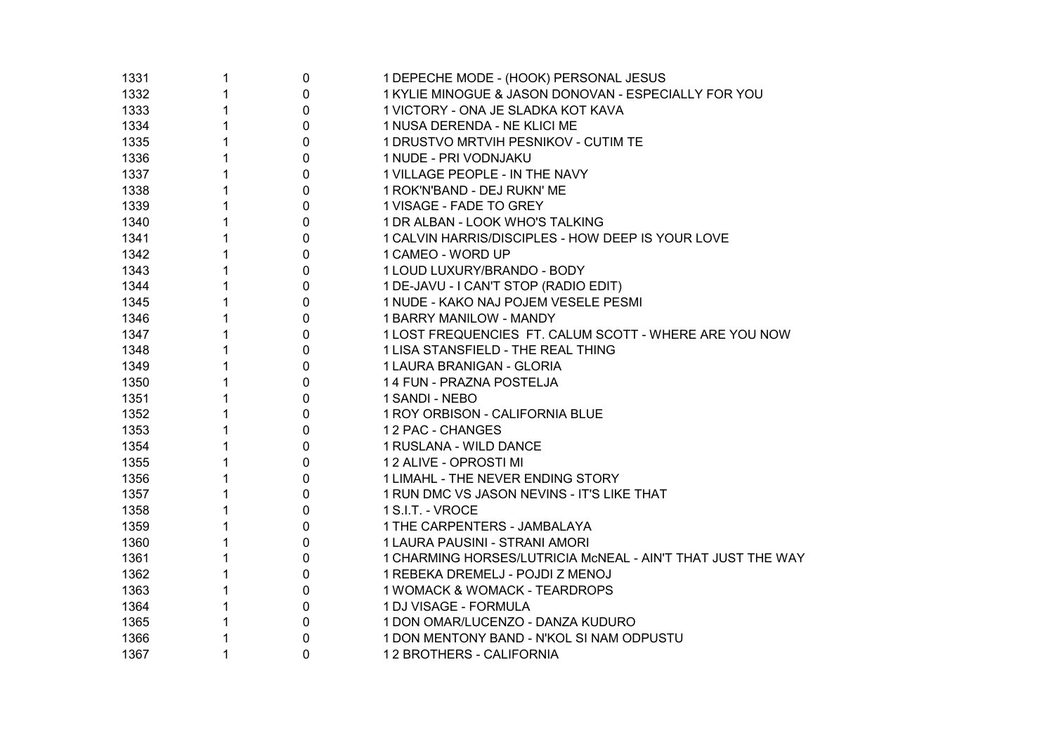| | | | |
|---|---|---|---|
| 1331 | 1 | 0 | 1 DEPECHE MODE - (HOOK) PERSONAL JESUS |
| 1332 | 1 | 0 | 1 KYLIE MINOGUE & JASON DONOVAN - ESPECIALLY FOR YOU |
| 1333 | 1 | 0 | 1 VICTORY - ONA JE SLADKA KOT KAVA |
| 1334 | 1 | 0 | 1 NUSA DERENDA - NE KLICI ME |
| 1335 | 1 | 0 | 1 DRUSTVO MRTVIH PESNIKOV - CUTIM TE |
| 1336 | 1 | 0 | 1 NUDE - PRI VODNJAKU |
| 1337 | 1 | 0 | 1 VILLAGE PEOPLE - IN THE NAVY |
| 1338 | 1 | 0 | 1 ROK'N'BAND - DEJ RUKN' ME |
| 1339 | 1 | 0 | 1 VISAGE - FADE TO GREY |
| 1340 | 1 | 0 | 1 DR ALBAN - LOOK WHO'S TALKING |
| 1341 | 1 | 0 | 1 CALVIN HARRIS/DISCIPLES - HOW DEEP IS YOUR LOVE |
| 1342 | 1 | 0 | 1 CAMEO - WORD UP |
| 1343 | 1 | 0 | 1 LOUD LUXURY/BRANDO - BODY |
| 1344 | 1 | 0 | 1 DE-JAVU - I CAN'T STOP (RADIO EDIT) |
| 1345 | 1 | 0 | 1 NUDE - KAKO NAJ POJEM VESELE PESMI |
| 1346 | 1 | 0 | 1 BARRY MANILOW - MANDY |
| 1347 | 1 | 0 | 1 LOST FREQUENCIES FT. CALUM SCOTT - WHERE ARE YOU NOW |
| 1348 | 1 | 0 | 1 LISA STANSFIELD - THE REAL THING |
| 1349 | 1 | 0 | 1 LAURA BRANIGAN - GLORIA |
| 1350 | 1 | 0 | 1 4 FUN - PRAZNA POSTELJA |
| 1351 | 1 | 0 | 1 SANDI - NEBO |
| 1352 | 1 | 0 | 1 ROY ORBISON - CALIFORNIA BLUE |
| 1353 | 1 | 0 | 1 2 PAC - CHANGES |
| 1354 | 1 | 0 | 1 RUSLANA - WILD DANCE |
| 1355 | 1 | 0 | 1 2 ALIVE - OPROSTI MI |
| 1356 | 1 | 0 | 1 LIMAHL - THE NEVER ENDING STORY |
| 1357 | 1 | 0 | 1 RUN DMC VS JASON NEVINS - IT'S LIKE THAT |
| 1358 | 1 | 0 | 1 S.I.T. - VROCE |
| 1359 | 1 | 0 | 1 THE CARPENTERS - JAMBALAYA |
| 1360 | 1 | 0 | 1 LAURA PAUSINI - STRANI AMORI |
| 1361 | 1 | 0 | 1 CHARMING HORSES/LUTRICIA McNEAL - AIN'T THAT JUST THE WAY |
| 1362 | 1 | 0 | 1 REBEKA DREMELJ - POJDI Z MENOJ |
| 1363 | 1 | 0 | 1 WOMACK & WOMACK - TEARDROPS |
| 1364 | 1 | 0 | 1 DJ VISAGE - FORMULA |
| 1365 | 1 | 0 | 1 DON OMAR/LUCENZO - DANZA KUDURO |
| 1366 | 1 | 0 | 1 DON MENTONY BAND - N'KOL SI NAM ODPUSTU |
| 1367 | 1 | 0 | 1 2 BROTHERS - CALIFORNIA |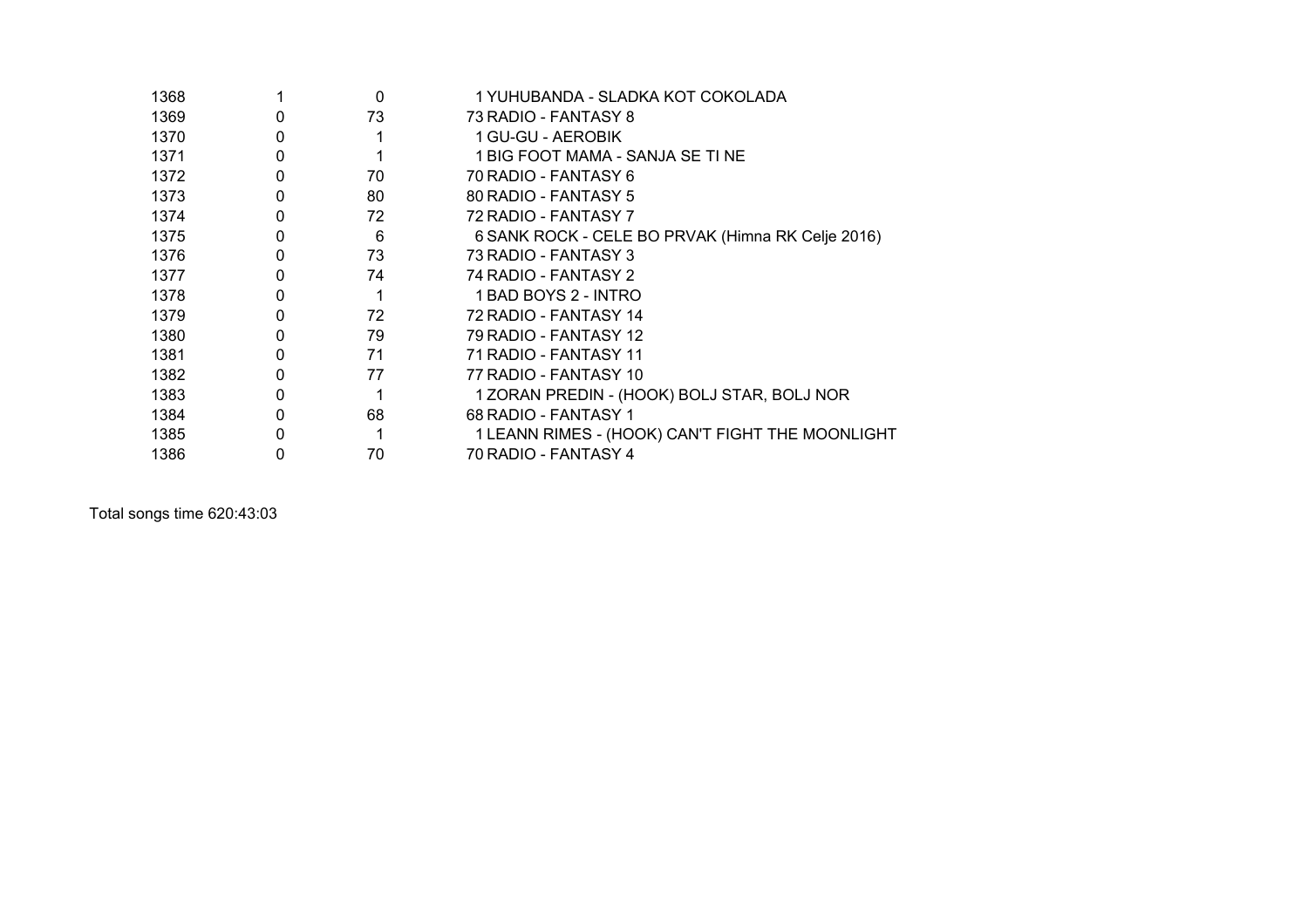| | | | | |
|---|---|---|---|---|
| 1368 | 1 | 0 | 1 | YUHUBANDA - SLADKA KOT COKOLADA |
| 1369 | 0 | 73 | 73 | RADIO - FANTASY 8 |
| 1370 | 0 | 1 | 1 | GU-GU - AEROBIK |
| 1371 | 0 | 1 | 1 | BIG FOOT MAMA - SANJA SE TI NE |
| 1372 | 0 | 70 | 70 | RADIO - FANTASY 6 |
| 1373 | 0 | 80 | 80 | RADIO - FANTASY 5 |
| 1374 | 0 | 72 | 72 | RADIO - FANTASY 7 |
| 1375 | 0 | 6 | 6 | SANK ROCK - CELE BO PRVAK (Himna RK Celje 2016) |
| 1376 | 0 | 73 | 73 | RADIO - FANTASY 3 |
| 1377 | 0 | 74 | 74 | RADIO - FANTASY 2 |
| 1378 | 0 | 1 | 1 | BAD BOYS 2 - INTRO |
| 1379 | 0 | 72 | 72 | RADIO - FANTASY 14 |
| 1380 | 0 | 79 | 79 | RADIO - FANTASY 12 |
| 1381 | 0 | 71 | 71 | RADIO - FANTASY 11 |
| 1382 | 0 | 77 | 77 | RADIO - FANTASY 10 |
| 1383 | 0 | 1 | 1 | ZORAN PREDIN - (HOOK) BOLJ STAR, BOLJ NOR |
| 1384 | 0 | 68 | 68 | RADIO - FANTASY 1 |
| 1385 | 0 | 1 | 1 | LEANN RIMES - (HOOK) CAN'T FIGHT THE MOONLIGHT |
| 1386 | 0 | 70 | 70 | RADIO - FANTASY 4 |

Total songs time 620:43:03